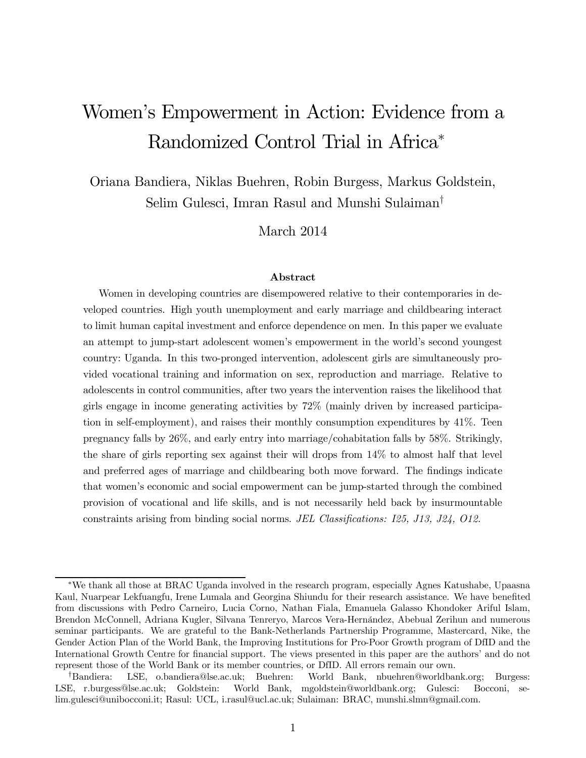# Women's Empowerment in Action: Evidence from a Randomized Control Trial in Africa[*]

Oriana Bandiera, Niklas Buehren, Robin Burgess, Markus Goldstein, Selim Gulesci, Imran Rasul and Munshi Sulaiman[†]

March 2014

### Abstract

Women in developing countries are disempowered relative to their contemporaries in developed countries. High youth unemployment and early marriage and childbearing interact to limit human capital investment and enforce dependence on men. In this paper we evaluate an attempt to jump-start adolescent women's empowerment in the world's second youngest country: Uganda. In this two-pronged intervention, adolescent girls are simultaneously provided vocational training and information on sex, reproduction and marriage. Relative to adolescents in control communities, after two years the intervention raises the likelihood that girls engage in income generating activities by 72% (mainly driven by increased participation in self-employment), and raises their monthly consumption expenditures by 41%. Teen pregnancy falls by 26%, and early entry into marriage/cohabitation falls by 58%. Strikingly, the share of girls reporting sex against their will drops from 14% to almost half that level and preferred ages of marriage and childbearing both move forward. The findings indicate that women's economic and social empowerment can be jump-started through the combined provision of vocational and life skills, and is not necessarily held back by insurmountable constraints arising from binding social norms. *JEL Classifications: I25, J13, J24, O12.*

---

[*] We thank all those at BRAC Uganda involved in the research program, especially Agnes Katushabe, Upaasna Kaul, Nuarpear Lekfuangfu, Irene Lumala and Georgina Shiundu for their research assistance. We have benefited from discussions with Pedro Carneiro, Lucia Corno, Nathan Fiala, Emanuela Galasso Khondoker Ariful Islam, Brendon McConnell, Adriana Kugler, Silvana Tenreryo, Marcos Vera-Hernández, Abebual Zerihun and numerous seminar participants. We are grateful to the Bank-Netherlands Partnership Programme, Mastercard, Nike, the Gender Action Plan of the World Bank, the Improving Institutions for Pro-Poor Growth program of DfID and the International Growth Centre for financial support. The views presented in this paper are the authors' and do not represent those of the World Bank or its member countries, or DfID. All errors remain our own.

[†] Bandiera: LSE, o.bandiera@lse.ac.uk; Buehren: World Bank, nbuehren@worldbank.org; Burgess: LSE, r.burgess@lse.ac.uk; Goldstein: World Bank, mgoldstein@worldbank.org; Gulesci: Bocconi, selim.gulesci@unibocconi.it; Rasul: UCL, i.rasul@ucl.ac.uk; Sulaiman: BRAC, munshi.slmn@gmail.com.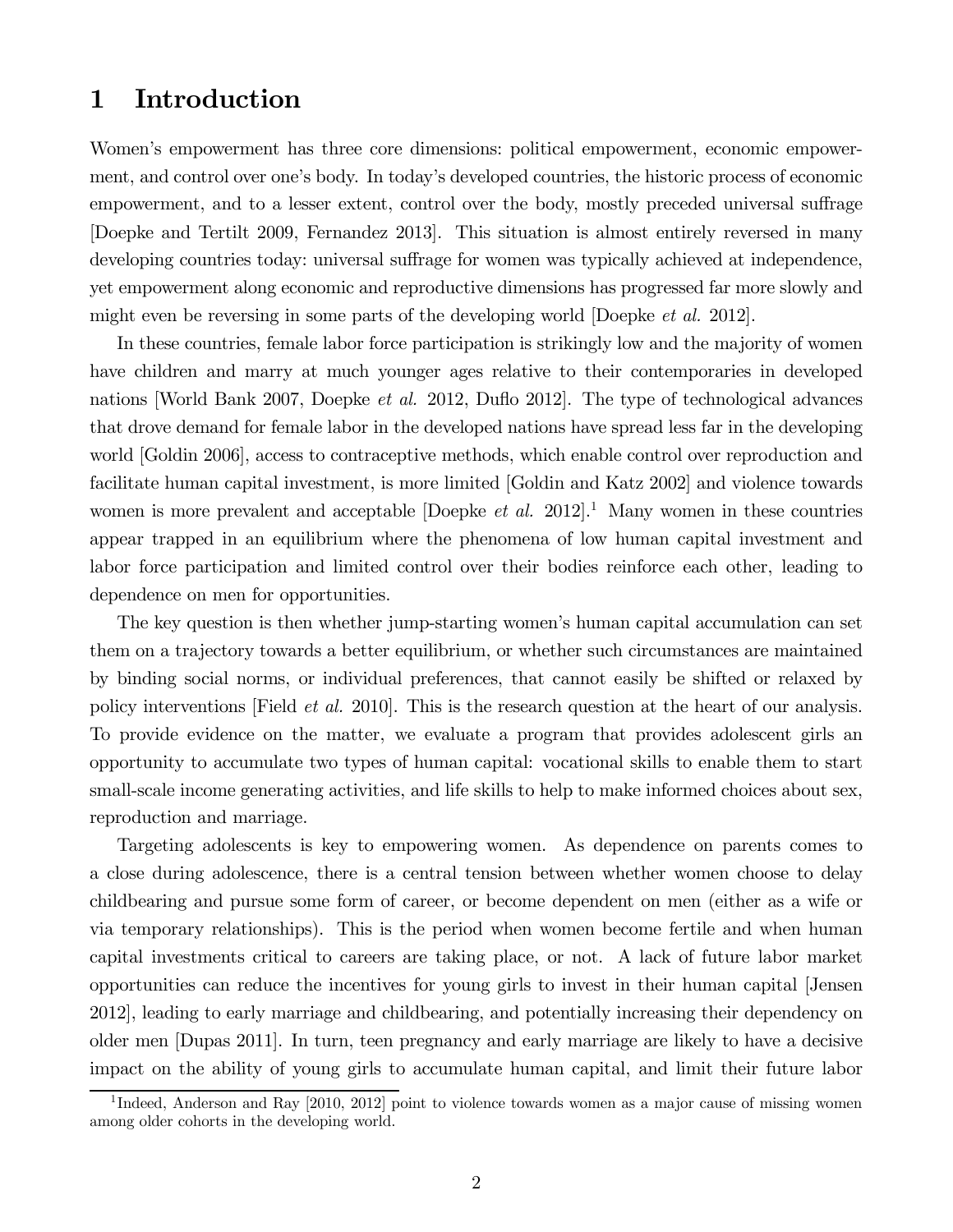# 1 Introduction

Women's empowerment has three core dimensions: political empowerment, economic empowerment, and control over one's body. In today's developed countries, the historic process of economic empowerment, and to a lesser extent, control over the body, mostly preceded universal suffrage [Doepke and Tertilt 2009, Fernandez 2013]. This situation is almost entirely reversed in many developing countries today: universal suffrage for women was typically achieved at independence, yet empowerment along economic and reproductive dimensions has progressed far more slowly and might even be reversing in some parts of the developing world [Doepke *et al.* 2012].

In these countries, female labor force participation is strikingly low and the majority of women have children and marry at much younger ages relative to their contemporaries in developed nations [World Bank 2007, Doepke *et al.* 2012, Duflo 2012]. The type of technological advances that drove demand for female labor in the developed nations have spread less far in the developing world [Goldin 2006], access to contraceptive methods, which enable control over reproduction and facilitate human capital investment, is more limited [Goldin and Katz 2002] and violence towards women is more prevalent and acceptable [Doepke *et al.* 2012].[1] Many women in these countries appear trapped in an equilibrium where the phenomena of low human capital investment and labor force participation and limited control over their bodies reinforce each other, leading to dependence on men for opportunities.

The key question is then whether jump-starting women's human capital accumulation can set them on a trajectory towards a better equilibrium, or whether such circumstances are maintained by binding social norms, or individual preferences, that cannot easily be shifted or relaxed by policy interventions [Field *et al.* 2010]. This is the research question at the heart of our analysis. To provide evidence on the matter, we evaluate a program that provides adolescent girls an opportunity to accumulate two types of human capital: vocational skills to enable them to start small-scale income generating activities, and life skills to help to make informed choices about sex, reproduction and marriage.

Targeting adolescents is key to empowering women. As dependence on parents comes to a close during adolescence, there is a central tension between whether women choose to delay childbearing and pursue some form of career, or become dependent on men (either as a wife or via temporary relationships). This is the period when women become fertile and when human capital investments critical to careers are taking place, or not. A lack of future labor market opportunities can reduce the incentives for young girls to invest in their human capital [Jensen 2012], leading to early marriage and childbearing, and potentially increasing their dependency on older men [Dupas 2011]. In turn, teen pregnancy and early marriage are likely to have a decisive impact on the ability of young girls to accumulate human capital, and limit their future labor

[1] Indeed, Anderson and Ray [2010, 2012] point to violence towards women as a major cause of missing women among older cohorts in the developing world.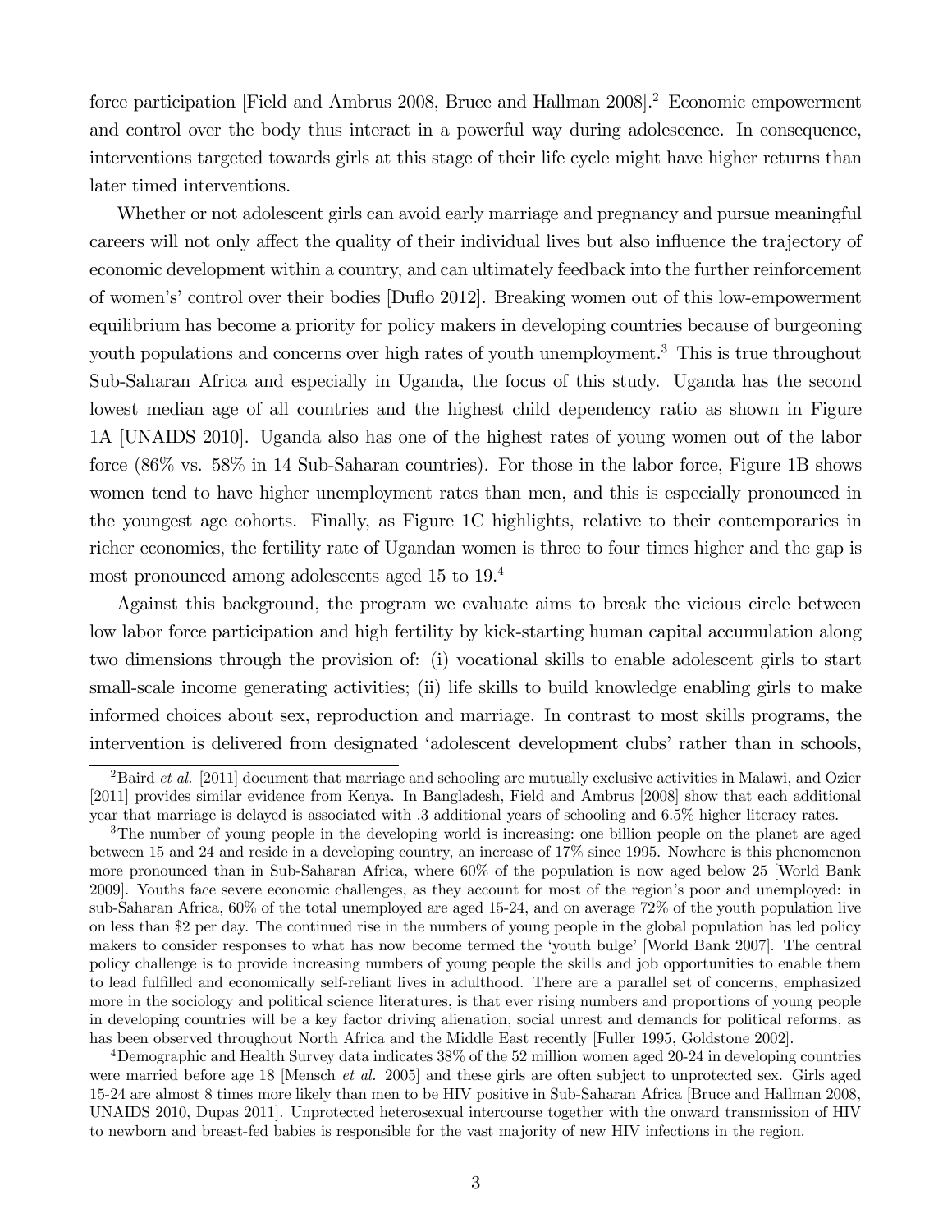force participation [Field and Ambrus 2008, Bruce and Hallman 2008].[2] Economic empowerment and control over the body thus interact in a powerful way during adolescence. In consequence, interventions targeted towards girls at this stage of their life cycle might have higher returns than later timed interventions.

Whether or not adolescent girls can avoid early marriage and pregnancy and pursue meaningful careers will not only affect the quality of their individual lives but also influence the trajectory of economic development within a country, and can ultimately feedback into the further reinforcement of women's' control over their bodies [Duflo 2012]. Breaking women out of this low-empowerment equilibrium has become a priority for policy makers in developing countries because of burgeoning youth populations and concerns over high rates of youth unemployment.[3] This is true throughout Sub-Saharan Africa and especially in Uganda, the focus of this study. Uganda has the second lowest median age of all countries and the highest child dependency ratio as shown in Figure 1A [UNAIDS 2010]. Uganda also has one of the highest rates of young women out of the labor force (86% vs. 58% in 14 Sub-Saharan countries). For those in the labor force, Figure 1B shows women tend to have higher unemployment rates than men, and this is especially pronounced in the youngest age cohorts. Finally, as Figure 1C highlights, relative to their contemporaries in richer economies, the fertility rate of Ugandan women is three to four times higher and the gap is most pronounced among adolescents aged 15 to 19.[4]

Against this background, the program we evaluate aims to break the vicious circle between low labor force participation and high fertility by kick-starting human capital accumulation along two dimensions through the provision of: (i) vocational skills to enable adolescent girls to start small-scale income generating activities; (ii) life skills to build knowledge enabling girls to make informed choices about sex, reproduction and marriage. In contrast to most skills programs, the intervention is delivered from designated 'adolescent development clubs' rather than in schools,

---

[2] Baird *et al.* [2011] document that marriage and schooling are mutually exclusive activities in Malawi, and Ozier [2011] provides similar evidence from Kenya. In Bangladesh, Field and Ambrus [2008] show that each additional year that marriage is delayed is associated with .3 additional years of schooling and 6.5% higher literacy rates.

[3] The number of young people in the developing world is increasing: one billion people on the planet are aged between 15 and 24 and reside in a developing country, an increase of 17% since 1995. Nowhere is this phenomenon more pronounced than in Sub-Saharan Africa, where 60% of the population is now aged below 25 [World Bank 2009]. Youths face severe economic challenges, as they account for most of the region's poor and unemployed: in sub-Saharan Africa, 60% of the total unemployed are aged 15-24, and on average 72% of the youth population live on less than $2 per day. The continued rise in the numbers of young people in the global population has led policy makers to consider responses to what has now become termed the 'youth bulge' [World Bank 2007]. The central policy challenge is to provide increasing numbers of young people the skills and job opportunities to enable them to lead fulfilled and economically self-reliant lives in adulthood. There are a parallel set of concerns, emphasized more in the sociology and political science literatures, is that ever rising numbers and proportions of young people in developing countries will be a key factor driving alienation, social unrest and demands for political reforms, as has been observed throughout North Africa and the Middle East recently [Fuller 1995, Goldstone 2002].

[4] Demographic and Health Survey data indicates 38% of the 52 million women aged 20-24 in developing countries were married before age 18 [Mensch *et al.* 2005] and these girls are often subject to unprotected sex. Girls aged 15-24 are almost 8 times more likely than men to be HIV positive in Sub-Saharan Africa [Bruce and Hallman 2008, UNAIDS 2010, Dupas 2011]. Unprotected heterosexual intercourse together with the onward transmission of HIV to newborn and breast-fed babies is responsible for the vast majority of new HIV infections in the region.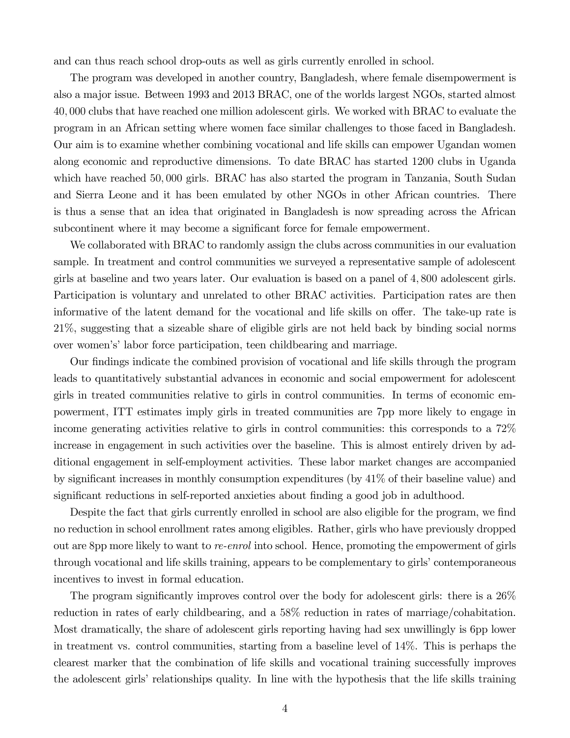and can thus reach school drop-outs as well as girls currently enrolled in school.

The program was developed in another country, Bangladesh, where female disempowerment is also a major issue. Between 1993 and 2013 BRAC, one of the worlds largest NGOs, started almost 40,000 clubs that have reached one million adolescent girls. We worked with BRAC to evaluate the program in an African setting where women face similar challenges to those faced in Bangladesh. Our aim is to examine whether combining vocational and life skills can empower Ugandan women along economic and reproductive dimensions. To date BRAC has started 1200 clubs in Uganda which have reached 50,000 girls. BRAC has also started the program in Tanzania, South Sudan and Sierra Leone and it has been emulated by other NGOs in other African countries. There is thus a sense that an idea that originated in Bangladesh is now spreading across the African subcontinent where it may become a significant force for female empowerment.

We collaborated with BRAC to randomly assign the clubs across communities in our evaluation sample. In treatment and control communities we surveyed a representative sample of adolescent girls at baseline and two years later. Our evaluation is based on a panel of 4,800 adolescent girls. Participation is voluntary and unrelated to other BRAC activities. Participation rates are then informative of the latent demand for the vocational and life skills on offer. The take-up rate is 21%, suggesting that a sizeable share of eligible girls are not held back by binding social norms over women's' labor force participation, teen childbearing and marriage.

Our findings indicate the combined provision of vocational and life skills through the program leads to quantitatively substantial advances in economic and social empowerment for adolescent girls in treated communities relative to girls in control communities. In terms of economic empowerment, ITT estimates imply girls in treated communities are 7pp more likely to engage in income generating activities relative to girls in control communities: this corresponds to a 72% increase in engagement in such activities over the baseline. This is almost entirely driven by additional engagement in self-employment activities. These labor market changes are accompanied by significant increases in monthly consumption expenditures (by 41% of their baseline value) and significant reductions in self-reported anxieties about finding a good job in adulthood.

Despite the fact that girls currently enrolled in school are also eligible for the program, we find no reduction in school enrollment rates among eligibles. Rather, girls who have previously dropped out are 8pp more likely to want to *re-enrol* into school. Hence, promoting the empowerment of girls through vocational and life skills training, appears to be complementary to girls' contemporaneous incentives to invest in formal education.

The program significantly improves control over the body for adolescent girls: there is a 26% reduction in rates of early childbearing, and a 58% reduction in rates of marriage/cohabitation. Most dramatically, the share of adolescent girls reporting having had sex unwillingly is 6pp lower in treatment vs. control communities, starting from a baseline level of 14%. This is perhaps the clearest marker that the combination of life skills and vocational training successfully improves the adolescent girls' relationships quality. In line with the hypothesis that the life skills training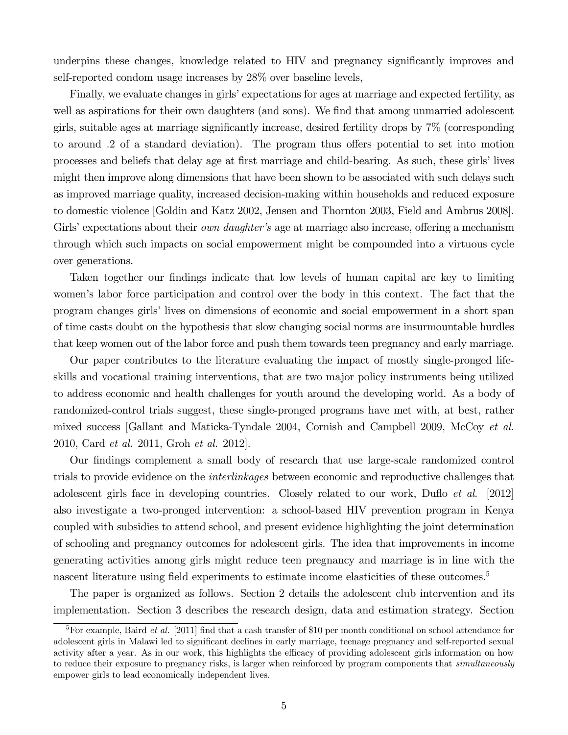underpins these changes, knowledge related to HIV and pregnancy significantly improves and self-reported condom usage increases by 28% over baseline levels,

Finally, we evaluate changes in girls' expectations for ages at marriage and expected fertility, as well as aspirations for their own daughters (and sons). We find that among unmarried adolescent girls, suitable ages at marriage significantly increase, desired fertility drops by 7% (corresponding to around .2 of a standard deviation). The program thus offers potential to set into motion processes and beliefs that delay age at first marriage and child-bearing. As such, these girls' lives might then improve along dimensions that have been shown to be associated with such delays such as improved marriage quality, increased decision-making within households and reduced exposure to domestic violence [Goldin and Katz 2002, Jensen and Thornton 2003, Field and Ambrus 2008]. Girls' expectations about their *own daughter's* age at marriage also increase, offering a mechanism through which such impacts on social empowerment might be compounded into a virtuous cycle over generations.

Taken together our findings indicate that low levels of human capital are key to limiting women's labor force participation and control over the body in this context. The fact that the program changes girls' lives on dimensions of economic and social empowerment in a short span of time casts doubt on the hypothesis that slow changing social norms are insurmountable hurdles that keep women out of the labor force and push them towards teen pregnancy and early marriage.

Our paper contributes to the literature evaluating the impact of mostly single-pronged life-skills and vocational training interventions, that are two major policy instruments being utilized to address economic and health challenges for youth around the developing world. As a body of randomized-control trials suggest, these single-pronged programs have met with, at best, rather mixed success [Gallant and Maticka-Tyndale 2004, Cornish and Campbell 2009, McCoy *et al.* 2010, Card *et al.* 2011, Groh *et al.* 2012].

Our findings complement a small body of research that use large-scale randomized control trials to provide evidence on the *interlinkages* between economic and reproductive challenges that adolescent girls face in developing countries. Closely related to our work, Duflo *et al.* [2012] also investigate a two-pronged intervention: a school-based HIV prevention program in Kenya coupled with subsidies to attend school, and present evidence highlighting the joint determination of schooling and pregnancy outcomes for adolescent girls. The idea that improvements in income generating activities among girls might reduce teen pregnancy and marriage is in line with the nascent literature using field experiments to estimate income elasticities of these outcomes.[5]

The paper is organized as follows. Section 2 details the adolescent club intervention and its implementation. Section 3 describes the research design, data and estimation strategy. Section

[5]For example, Baird *et al.* [2011] find that a cash transfer of $10 per month conditional on school attendance for adolescent girls in Malawi led to significant declines in early marriage, teenage pregnancy and self-reported sexual activity after a year. As in our work, this highlights the efficacy of providing adolescent girls information on how to reduce their exposure to pregnancy risks, is larger when reinforced by program components that *simultaneously* empower girls to lead economically independent lives.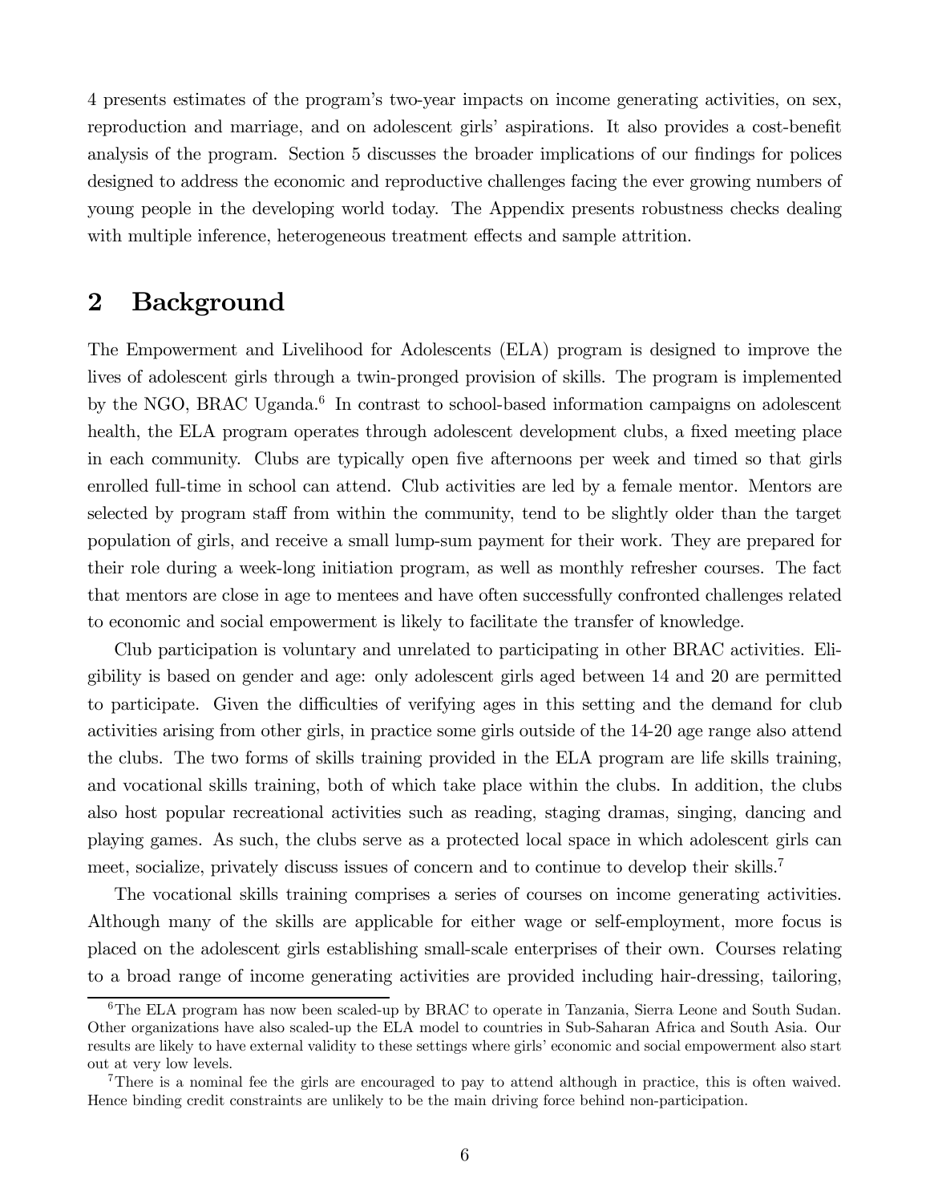4 presents estimates of the program's two-year impacts on income generating activities, on sex, reproduction and marriage, and on adolescent girls' aspirations. It also provides a cost-benefit analysis of the program. Section 5 discusses the broader implications of our findings for polices designed to address the economic and reproductive challenges facing the ever growing numbers of young people in the developing world today. The Appendix presents robustness checks dealing with multiple inference, heterogeneous treatment effects and sample attrition.

## 2 Background

The Empowerment and Livelihood for Adolescents (ELA) program is designed to improve the lives of adolescent girls through a twin-pronged provision of skills. The program is implemented by the NGO, BRAC Uganda.[6] In contrast to school-based information campaigns on adolescent health, the ELA program operates through adolescent development clubs, a fixed meeting place in each community. Clubs are typically open five afternoons per week and timed so that girls enrolled full-time in school can attend. Club activities are led by a female mentor. Mentors are selected by program staff from within the community, tend to be slightly older than the target population of girls, and receive a small lump-sum payment for their work. They are prepared for their role during a week-long initiation program, as well as monthly refresher courses. The fact that mentors are close in age to mentees and have often successfully confronted challenges related to economic and social empowerment is likely to facilitate the transfer of knowledge.

Club participation is voluntary and unrelated to participating in other BRAC activities. Eligibility is based on gender and age: only adolescent girls aged between 14 and 20 are permitted to participate. Given the difficulties of verifying ages in this setting and the demand for club activities arising from other girls, in practice some girls outside of the 14-20 age range also attend the clubs. The two forms of skills training provided in the ELA program are life skills training, and vocational skills training, both of which take place within the clubs. In addition, the clubs also host popular recreational activities such as reading, staging dramas, singing, dancing and playing games. As such, the clubs serve as a protected local space in which adolescent girls can meet, socialize, privately discuss issues of concern and to continue to develop their skills.[7]

The vocational skills training comprises a series of courses on income generating activities. Although many of the skills are applicable for either wage or self-employment, more focus is placed on the adolescent girls establishing small-scale enterprises of their own. Courses relating to a broad range of income generating activities are provided including hair-dressing, tailoring,

[6] The ELA program has now been scaled-up by BRAC to operate in Tanzania, Sierra Leone and South Sudan. Other organizations have also scaled-up the ELA model to countries in Sub-Saharan Africa and South Asia. Our results are likely to have external validity to these settings where girls' economic and social empowerment also start out at very low levels.

[7] There is a nominal fee the girls are encouraged to pay to attend although in practice, this is often waived. Hence binding credit constraints are unlikely to be the main driving force behind non-participation.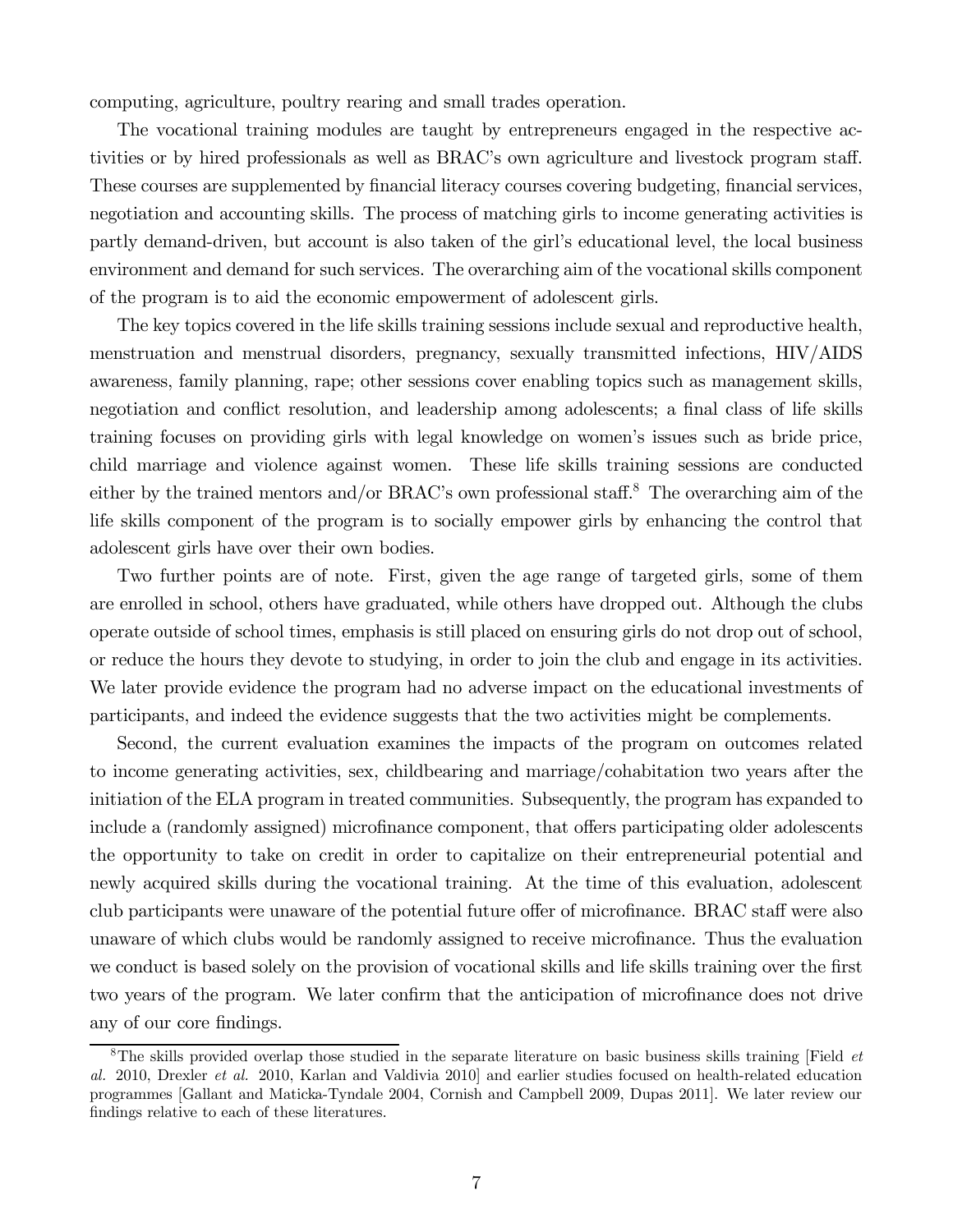computing, agriculture, poultry rearing and small trades operation.

The vocational training modules are taught by entrepreneurs engaged in the respective activities or by hired professionals as well as BRAC's own agriculture and livestock program staff. These courses are supplemented by financial literacy courses covering budgeting, financial services, negotiation and accounting skills. The process of matching girls to income generating activities is partly demand-driven, but account is also taken of the girl's educational level, the local business environment and demand for such services. The overarching aim of the vocational skills component of the program is to aid the economic empowerment of adolescent girls.

The key topics covered in the life skills training sessions include sexual and reproductive health, menstruation and menstrual disorders, pregnancy, sexually transmitted infections, HIV/AIDS awareness, family planning, rape; other sessions cover enabling topics such as management skills, negotiation and conflict resolution, and leadership among adolescents; a final class of life skills training focuses on providing girls with legal knowledge on women's issues such as bride price, child marriage and violence against women. These life skills training sessions are conducted either by the trained mentors and/or BRAC's own professional staff.[8] The overarching aim of the life skills component of the program is to socially empower girls by enhancing the control that adolescent girls have over their own bodies.

Two further points are of note. First, given the age range of targeted girls, some of them are enrolled in school, others have graduated, while others have dropped out. Although the clubs operate outside of school times, emphasis is still placed on ensuring girls do not drop out of school, or reduce the hours they devote to studying, in order to join the club and engage in its activities. We later provide evidence the program had no adverse impact on the educational investments of participants, and indeed the evidence suggests that the two activities might be complements.

Second, the current evaluation examines the impacts of the program on outcomes related to income generating activities, sex, childbearing and marriage/cohabitation two years after the initiation of the ELA program in treated communities. Subsequently, the program has expanded to include a (randomly assigned) microfinance component, that offers participating older adolescents the opportunity to take on credit in order to capitalize on their entrepreneurial potential and newly acquired skills during the vocational training. At the time of this evaluation, adolescent club participants were unaware of the potential future offer of microfinance. BRAC staff were also unaware of which clubs would be randomly assigned to receive microfinance. Thus the evaluation we conduct is based solely on the provision of vocational skills and life skills training over the first two years of the program. We later confirm that the anticipation of microfinance does not drive any of our core findings.

[8] The skills provided overlap those studied in the separate literature on basic business skills training [Field *et al.* 2010, Drexler *et al.* 2010, Karlan and Valdivia 2010] and earlier studies focused on health-related education programmes [Gallant and Maticka-Tyndale 2004, Cornish and Campbell 2009, Dupas 2011]. We later review our findings relative to each of these literatures.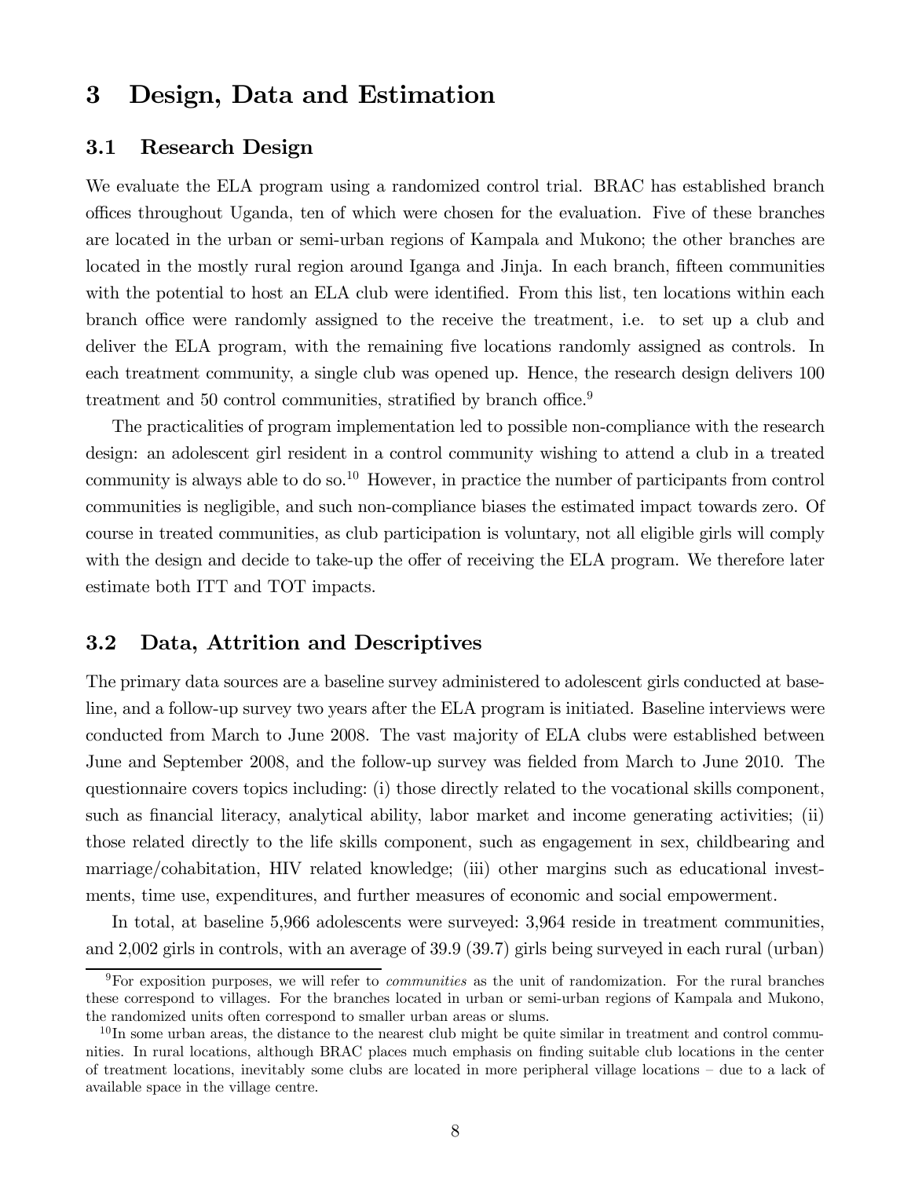# 3 Design, Data and Estimation

## 3.1 Research Design

We evaluate the ELA program using a randomized control trial. BRAC has established branch offices throughout Uganda, ten of which were chosen for the evaluation. Five of these branches are located in the urban or semi-urban regions of Kampala and Mukono; the other branches are located in the mostly rural region around Iganga and Jinja. In each branch, fifteen communities with the potential to host an ELA club were identified. From this list, ten locations within each branch office were randomly assigned to the receive the treatment, i.e. to set up a club and deliver the ELA program, with the remaining five locations randomly assigned as controls. In each treatment community, a single club was opened up. Hence, the research design delivers 100 treatment and 50 control communities, stratified by branch office.[9]

The practicalities of program implementation led to possible non-compliance with the research design: an adolescent girl resident in a control community wishing to attend a club in a treated community is always able to do so.[10] However, in practice the number of participants from control communities is negligible, and such non-compliance biases the estimated impact towards zero. Of course in treated communities, as club participation is voluntary, not all eligible girls will comply with the design and decide to take-up the offer of receiving the ELA program. We therefore later estimate both ITT and TOT impacts.

## 3.2 Data, Attrition and Descriptives

The primary data sources are a baseline survey administered to adolescent girls conducted at baseline, and a follow-up survey two years after the ELA program is initiated. Baseline interviews were conducted from March to June 2008. The vast majority of ELA clubs were established between June and September 2008, and the follow-up survey was fielded from March to June 2010. The questionnaire covers topics including: (i) those directly related to the vocational skills component, such as financial literacy, analytical ability, labor market and income generating activities; (ii) those related directly to the life skills component, such as engagement in sex, childbearing and marriage/cohabitation, HIV related knowledge; (iii) other margins such as educational investments, time use, expenditures, and further measures of economic and social empowerment.

In total, at baseline 5,966 adolescents were surveyed: 3,964 reside in treatment communities, and 2,002 girls in controls, with an average of 39.9 (39.7) girls being surveyed in each rural (urban)

[9] For exposition purposes, we will refer to *communities* as the unit of randomization. For the rural branches these correspond to villages. For the branches located in urban or semi-urban regions of Kampala and Mukono, the randomized units often correspond to smaller urban areas or slums.

[10] In some urban areas, the distance to the nearest club might be quite similar in treatment and control communities. In rural locations, although BRAC places much emphasis on finding suitable club locations in the center of treatment locations, inevitably some clubs are located in more peripheral village locations – due to a lack of available space in the village centre.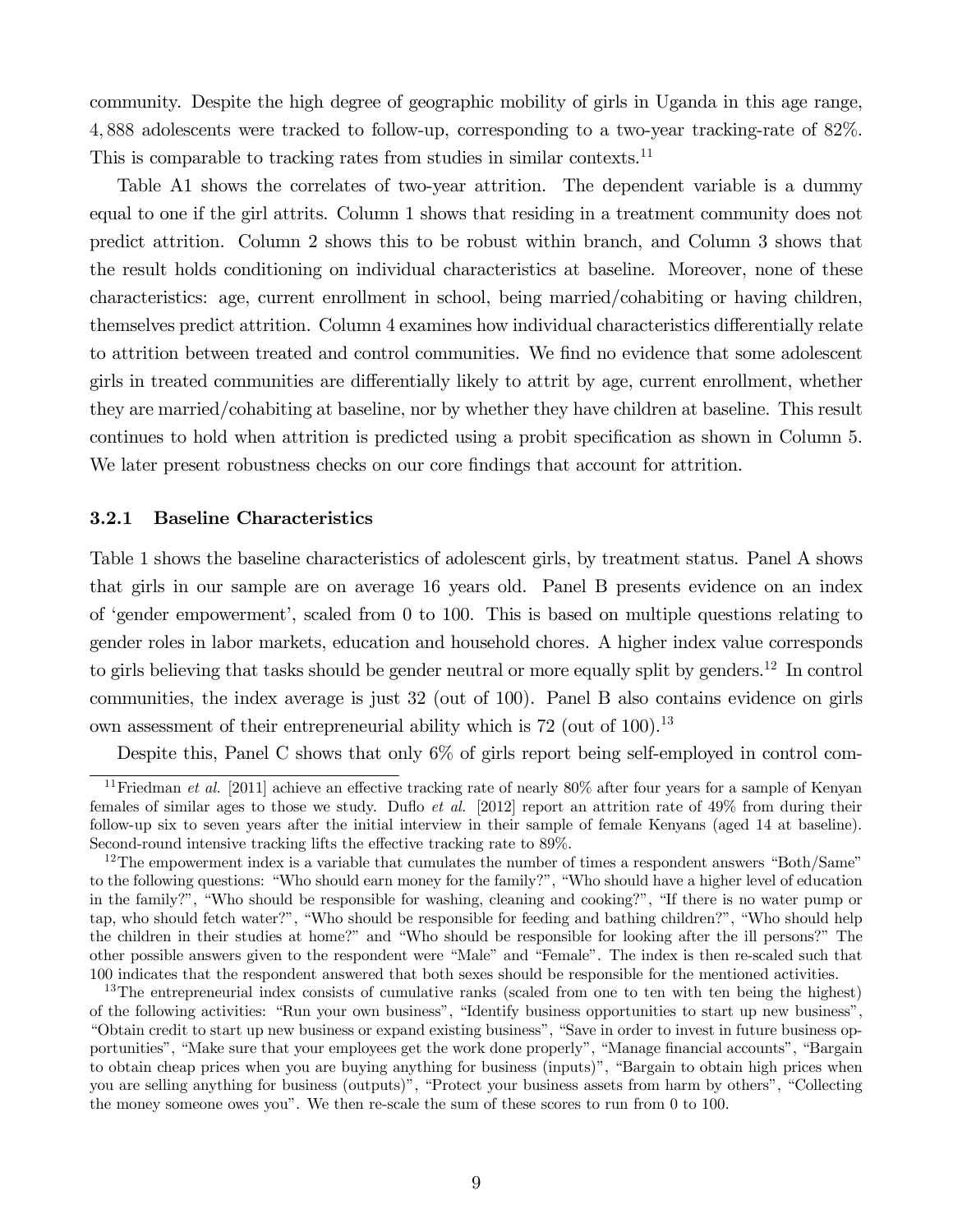community. Despite the high degree of geographic mobility of girls in Uganda in this age range, 4,888 adolescents were tracked to follow-up, corresponding to a two-year tracking-rate of 82%. This is comparable to tracking rates from studies in similar contexts.[11]

Table A1 shows the correlates of two-year attrition. The dependent variable is a dummy equal to one if the girl attrits. Column 1 shows that residing in a treatment community does not predict attrition. Column 2 shows this to be robust within branch, and Column 3 shows that the result holds conditioning on individual characteristics at baseline. Moreover, none of these characteristics: age, current enrollment in school, being married/cohabiting or having children, themselves predict attrition. Column 4 examines how individual characteristics differentially relate to attrition between treated and control communities. We find no evidence that some adolescent girls in treated communities are differentially likely to attrit by age, current enrollment, whether they are married/cohabiting at baseline, nor by whether they have children at baseline. This result continues to hold when attrition is predicted using a probit specification as shown in Column 5. We later present robustness checks on our core findings that account for attrition.

### 3.2.1 Baseline Characteristics

Table 1 shows the baseline characteristics of adolescent girls, by treatment status. Panel A shows that girls in our sample are on average 16 years old. Panel B presents evidence on an index of 'gender empowerment', scaled from 0 to 100. This is based on multiple questions relating to gender roles in labor markets, education and household chores. A higher index value corresponds to girls believing that tasks should be gender neutral or more equally split by genders.[12] In control communities, the index average is just 32 (out of 100). Panel B also contains evidence on girls own assessment of their entrepreneurial ability which is 72 (out of 100).[13]

Despite this, Panel C shows that only 6% of girls report being self-employed in control com-

[11] Friedman *et al.* [2011] achieve an effective tracking rate of nearly 80% after four years for a sample of Kenyan females of similar ages to those we study. Duflo *et al.* [2012] report an attrition rate of 49% from during their follow-up six to seven years after the initial interview in their sample of female Kenyans (aged 14 at baseline). Second-round intensive tracking lifts the effective tracking rate to 89%.

[12] The empowerment index is a variable that cumulates the number of times a respondent answers "Both/Same" to the following questions: "Who should earn money for the family?", "Who should have a higher level of education in the family?", "Who should be responsible for washing, cleaning and cooking?", "If there is no water pump or tap, who should fetch water?", "Who should be responsible for feeding and bathing children?", "Who should help the children in their studies at home?" and "Who should be responsible for looking after the ill persons?" The other possible answers given to the respondent were "Male" and "Female". The index is then re-scaled such that 100 indicates that the respondent answered that both sexes should be responsible for the mentioned activities.

[13] The entrepreneurial index consists of cumulative ranks (scaled from one to ten with ten being the highest) of the following activities: "Run your own business", "Identify business opportunities to start up new business", "Obtain credit to start up new business or expand existing business", "Save in order to invest in future business opportunities", "Make sure that your employees get the work done properly", "Manage financial accounts", "Bargain to obtain cheap prices when you are buying anything for business (inputs)", "Bargain to obtain high prices when you are selling anything for business (outputs)", "Protect your business assets from harm by others", "Collecting the money someone owes you". We then re-scale the sum of these scores to run from 0 to 100.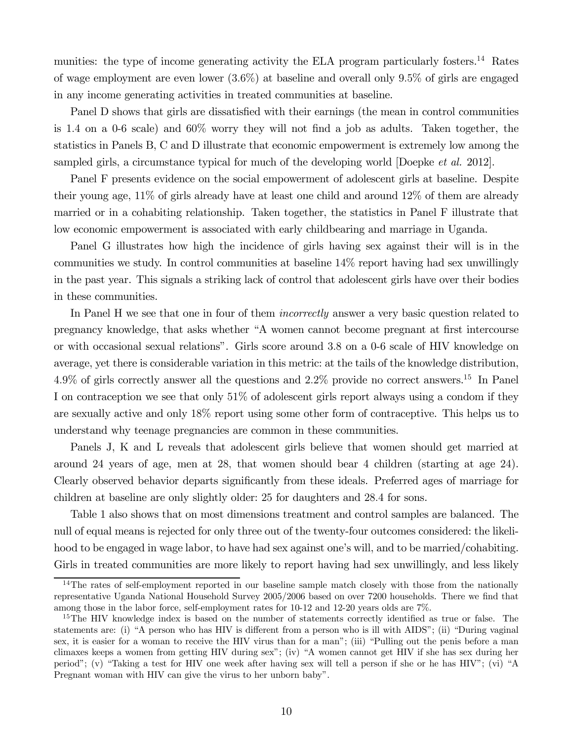munities: the type of income generating activity the ELA program particularly fosters.[14] Rates of wage employment are even lower (3.6%) at baseline and overall only 9.5% of girls are engaged in any income generating activities in treated communities at baseline.

Panel D shows that girls are dissatisfied with their earnings (the mean in control communities is 1.4 on a 0-6 scale) and 60% worry they will not find a job as adults. Taken together, the statistics in Panels B, C and D illustrate that economic empowerment is extremely low among the sampled girls, a circumstance typical for much of the developing world [Doepke *et al.* 2012].

Panel F presents evidence on the social empowerment of adolescent girls at baseline. Despite their young age, 11% of girls already have at least one child and around 12% of them are already married or in a cohabiting relationship. Taken together, the statistics in Panel F illustrate that low economic empowerment is associated with early childbearing and marriage in Uganda.

Panel G illustrates how high the incidence of girls having sex against their will is in the communities we study. In control communities at baseline 14% report having had sex unwillingly in the past year. This signals a striking lack of control that adolescent girls have over their bodies in these communities.

In Panel H we see that one in four of them *incorrectly* answer a very basic question related to pregnancy knowledge, that asks whether "A women cannot become pregnant at first intercourse or with occasional sexual relations". Girls score around 3.8 on a 0-6 scale of HIV knowledge on average, yet there is considerable variation in this metric: at the tails of the knowledge distribution, 4.9% of girls correctly answer all the questions and 2.2% provide no correct answers.[15] In Panel I on contraception we see that only 51% of adolescent girls report always using a condom if they are sexually active and only 18% report using some other form of contraceptive. This helps us to understand why teenage pregnancies are common in these communities.

Panels J, K and L reveals that adolescent girls believe that women should get married at around 24 years of age, men at 28, that women should bear 4 children (starting at age 24). Clearly observed behavior departs significantly from these ideals. Preferred ages of marriage for children at baseline are only slightly older: 25 for daughters and 28.4 for sons.

Table 1 also shows that on most dimensions treatment and control samples are balanced. The null of equal means is rejected for only three out of the twenty-four outcomes considered: the likelihood to be engaged in wage labor, to have had sex against one's will, and to be married/cohabiting. Girls in treated communities are more likely to report having had sex unwillingly, and less likely

---

[14] The rates of self-employment reported in our baseline sample match closely with those from the nationally representative Uganda National Household Survey 2005/2006 based on over 7200 households. There we find that among those in the labor force, self-employment rates for 10-12 and 12-20 years olds are 7%.

[15] The HIV knowledge index is based on the number of statements correctly identified as true or false. The statements are: (i) "A person who has HIV is different from a person who is ill with AIDS"; (ii) "During vaginal sex, it is easier for a woman to receive the HIV virus than for a man"; (iii) "Pulling out the penis before a man climaxes keeps a women from getting HIV during sex"; (iv) "A women cannot get HIV if she has sex during her period"; (v) "Taking a test for HIV one week after having sex will tell a person if she or he has HIV"; (vi) "A Pregnant woman with HIV can give the virus to her unborn baby".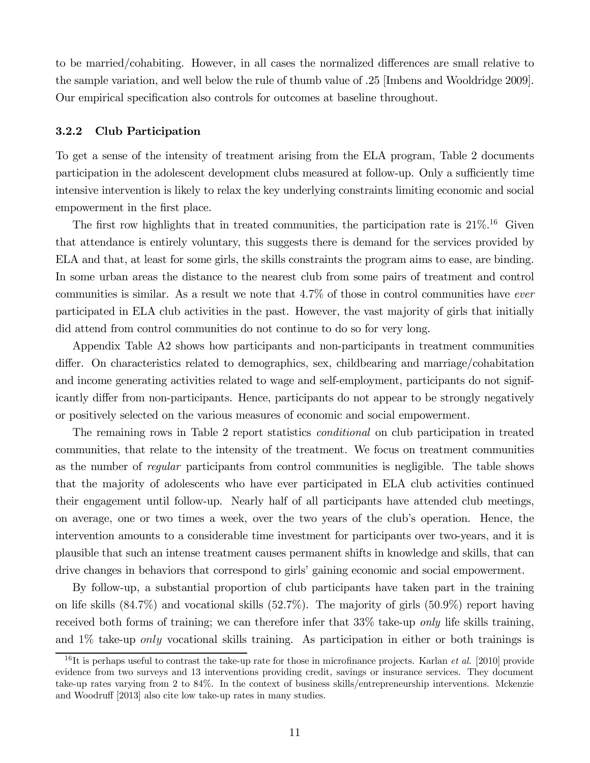to be married/cohabiting. However, in all cases the normalized differences are small relative to the sample variation, and well below the rule of thumb value of .25 [Imbens and Wooldridge 2009]. Our empirical specification also controls for outcomes at baseline throughout.

### 3.2.2 Club Participation

To get a sense of the intensity of treatment arising from the ELA program, Table 2 documents participation in the adolescent development clubs measured at follow-up. Only a sufficiently time intensive intervention is likely to relax the key underlying constraints limiting economic and social empowerment in the first place.

The first row highlights that in treated communities, the participation rate is 21%.[16] Given that attendance is entirely voluntary, this suggests there is demand for the services provided by ELA and that, at least for some girls, the skills constraints the program aims to ease, are binding. In some urban areas the distance to the nearest club from some pairs of treatment and control communities is similar. As a result we note that 4.7% of those in control communities have *ever* participated in ELA club activities in the past. However, the vast majority of girls that initially did attend from control communities do not continue to do so for very long.

Appendix Table A2 shows how participants and non-participants in treatment communities differ. On characteristics related to demographics, sex, childbearing and marriage/cohabitation and income generating activities related to wage and self-employment, participants do not significantly differ from non-participants. Hence, participants do not appear to be strongly negatively or positively selected on the various measures of economic and social empowerment.

The remaining rows in Table 2 report statistics *conditional* on club participation in treated communities, that relate to the intensity of the treatment. We focus on treatment communities as the number of *regular* participants from control communities is negligible. The table shows that the majority of adolescents who have ever participated in ELA club activities continued their engagement until follow-up. Nearly half of all participants have attended club meetings, on average, one or two times a week, over the two years of the club's operation. Hence, the intervention amounts to a considerable time investment for participants over two-years, and it is plausible that such an intense treatment causes permanent shifts in knowledge and skills, that can drive changes in behaviors that correspond to girls' gaining economic and social empowerment.

By follow-up, a substantial proportion of club participants have taken part in the training on life skills (84.7%) and vocational skills (52.7%). The majority of girls (50.9%) report having received both forms of training; we can therefore infer that 33% take-up *only* life skills training, and 1% take-up *only* vocational skills training. As participation in either or both trainings is

[16] It is perhaps useful to contrast the take-up rate for those in microfinance projects. Karlan *et al.* [2010] provide evidence from two surveys and 13 interventions providing credit, savings or insurance services. They document take-up rates varying from 2 to 84%. In the context of business skills/entrepreneurship interventions. Mckenzie and Woodruff [2013] also cite low take-up rates in many studies.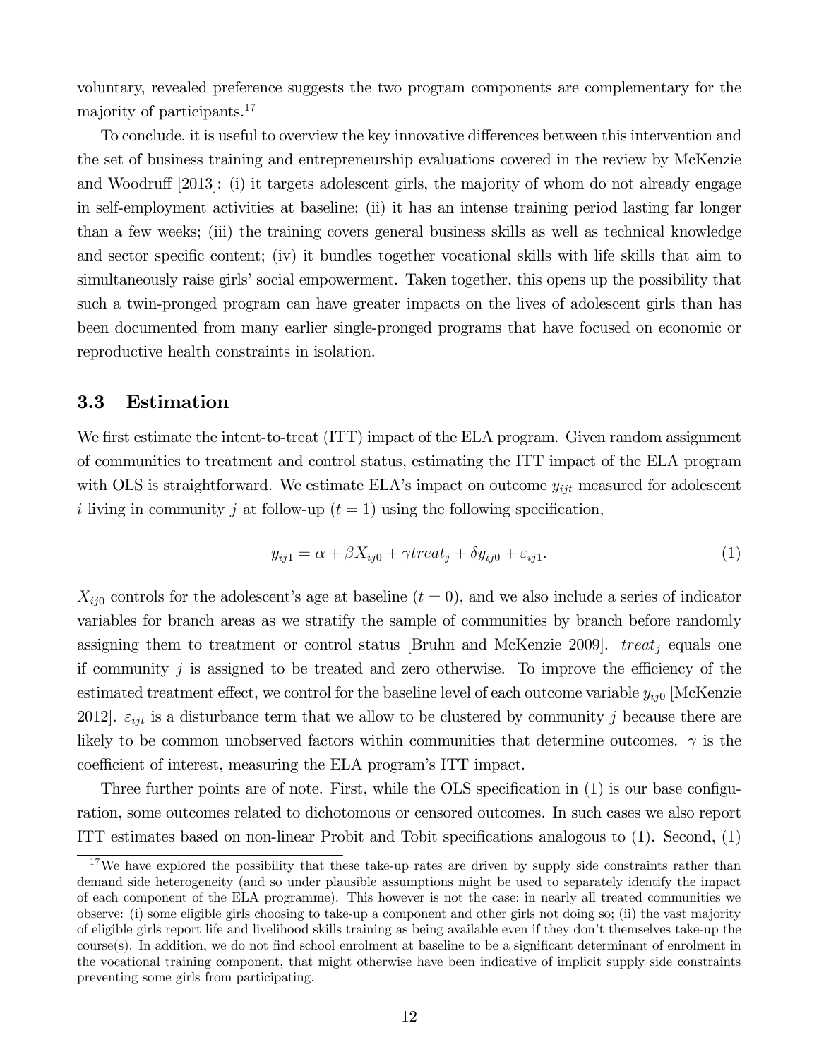voluntary, revealed preference suggests the two program components are complementary for the majority of participants.[17]

To conclude, it is useful to overview the key innovative differences between this intervention and the set of business training and entrepreneurship evaluations covered in the review by McKenzie and Woodruff [2013]: (i) it targets adolescent girls, the majority of whom do not already engage in self-employment activities at baseline; (ii) it has an intense training period lasting far longer than a few weeks; (iii) the training covers general business skills as well as technical knowledge and sector specific content; (iv) it bundles together vocational skills with life skills that aim to simultaneously raise girls' social empowerment. Taken together, this opens up the possibility that such a twin-pronged program can have greater impacts on the lives of adolescent girls than has been documented from many earlier single-pronged programs that have focused on economic or reproductive health constraints in isolation.

### 3.3 Estimation

We first estimate the intent-to-treat (ITT) impact of the ELA program. Given random assignment of communities to treatment and control status, estimating the ITT impact of the ELA program with OLS is straightforward. We estimate ELA's impact on outcome $y_{ijt}$ measured for adolescent $i$ living in community $j$ at follow-up ($t = 1$) using the following specification,

$$y_{ij1} = \alpha + \beta X_{ij0} + \gamma treat_j + \delta y_{ij0} + \varepsilon_{ij1}. \tag{1}$$

$X_{ij0}$ controls for the adolescent's age at baseline ($t = 0$), and we also include a series of indicator variables for branch areas as we stratify the sample of communities by branch before randomly assigning them to treatment or control status [Bruhn and McKenzie 2009]. $treat_j$ equals one if community $j$ is assigned to be treated and zero otherwise. To improve the efficiency of the estimated treatment effect, we control for the baseline level of each outcome variable $y_{ij0}$ [McKenzie 2012]. $\varepsilon_{ijt}$ is a disturbance term that we allow to be clustered by community $j$ because there are likely to be common unobserved factors within communities that determine outcomes. $\gamma$ is the coefficient of interest, measuring the ELA program's ITT impact.

Three further points are of note. First, while the OLS specification in (1) is our base configuration, some outcomes related to dichotomous or censored outcomes. In such cases we also report ITT estimates based on non-linear Probit and Tobit specifications analogous to (1). Second, (1)

[17] We have explored the possibility that these take-up rates are driven by supply side constraints rather than demand side heterogeneity (and so under plausible assumptions might be used to separately identify the impact of each component of the ELA programme). This however is not the case: in nearly all treated communities we observe: (i) some eligible girls choosing to take-up a component and other girls not doing so; (ii) the vast majority of eligible girls report life and livelihood skills training as being available even if they don't themselves take-up the course(s). In addition, we do not find school enrolment at baseline to be a significant determinant of enrolment in the vocational training component, that might otherwise have been indicative of implicit supply side constraints preventing some girls from participating.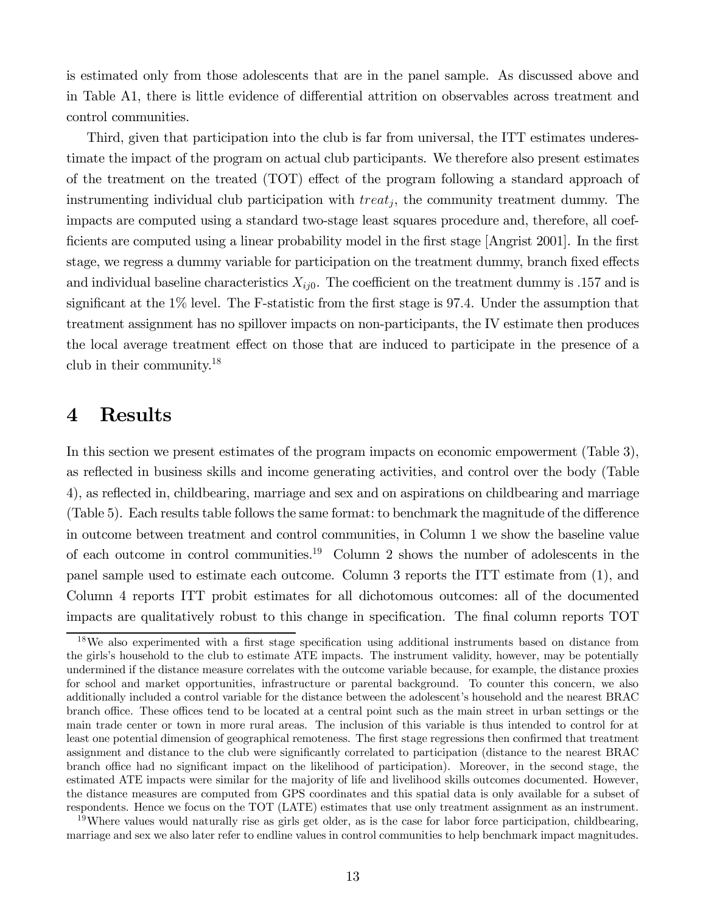is estimated only from those adolescents that are in the panel sample. As discussed above and in Table A1, there is little evidence of differential attrition on observables across treatment and control communities.

Third, given that participation into the club is far from universal, the ITT estimates underestimate the impact of the program on actual club participants. We therefore also present estimates of the treatment on the treated (TOT) effect of the program following a standard approach of instrumenting individual club participation with $treat_j$, the community treatment dummy. The impacts are computed using a standard two-stage least squares procedure and, therefore, all coefficients are computed using a linear probability model in the first stage [Angrist 2001]. In the first stage, we regress a dummy variable for participation on the treatment dummy, branch fixed effects and individual baseline characteristics $X_{ij0}$. The coefficient on the treatment dummy is .157 and is significant at the 1% level. The F-statistic from the first stage is 97.4. Under the assumption that treatment assignment has no spillover impacts on non-participants, the IV estimate then produces the local average treatment effect on those that are induced to participate in the presence of a club in their community.[18]

# 4 Results

In this section we present estimates of the program impacts on economic empowerment (Table 3), as reflected in business skills and income generating activities, and control over the body (Table 4), as reflected in, childbearing, marriage and sex and on aspirations on childbearing and marriage (Table 5). Each results table follows the same format: to benchmark the magnitude of the difference in outcome between treatment and control communities, in Column 1 we show the baseline value of each outcome in control communities.[19] Column 2 shows the number of adolescents in the panel sample used to estimate each outcome. Column 3 reports the ITT estimate from (1), and Column 4 reports ITT probit estimates for all dichotomous outcomes: all of the documented impacts are qualitatively robust to this change in specification. The final column reports TOT

[18] We also experimented with a first stage specification using additional instruments based on distance from the girls's household to the club to estimate ATE impacts. The instrument validity, however, may be potentially undermined if the distance measure correlates with the outcome variable because, for example, the distance proxies for school and market opportunities, infrastructure or parental background. To counter this concern, we also additionally included a control variable for the distance between the adolescent's household and the nearest BRAC branch office. These offices tend to be located at a central point such as the main street in urban settings or the main trade center or town in more rural areas. The inclusion of this variable is thus intended to control for at least one potential dimension of geographical remoteness. The first stage regressions then confirmed that treatment assignment and distance to the club were significantly correlated to participation (distance to the nearest BRAC branch office had no significant impact on the likelihood of participation). Moreover, in the second stage, the estimated ATE impacts were similar for the majority of life and livelihood skills outcomes documented. However, the distance measures are computed from GPS coordinates and this spatial data is only available for a subset of respondents. Hence we focus on the TOT (LATE) estimates that use only treatment assignment as an instrument.

[19] Where values would naturally rise as girls get older, as is the case for labor force participation, childbearing, marriage and sex we also later refer to endline values in control communities to help benchmark impact magnitudes.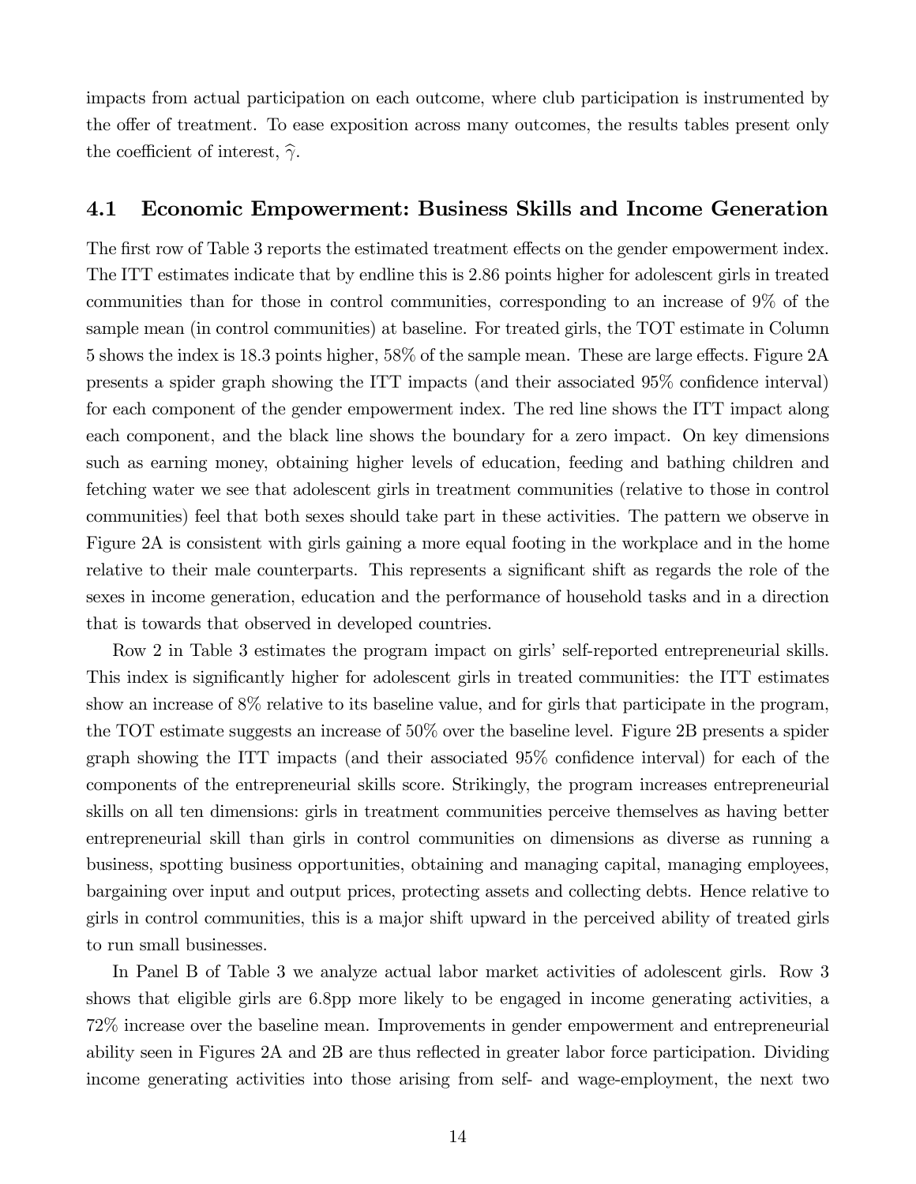impacts from actual participation on each outcome, where club participation is instrumented by the offer of treatment. To ease exposition across many outcomes, the results tables present only the coefficient of interest, $\widehat{\gamma}$.

### 4.1 Economic Empowerment: Business Skills and Income Generation

The first row of Table 3 reports the estimated treatment effects on the gender empowerment index. The ITT estimates indicate that by endline this is 2.86 points higher for adolescent girls in treated communities than for those in control communities, corresponding to an increase of 9% of the sample mean (in control communities) at baseline. For treated girls, the TOT estimate in Column 5 shows the index is 18.3 points higher, 58% of the sample mean. These are large effects. Figure 2A presents a spider graph showing the ITT impacts (and their associated 95% confidence interval) for each component of the gender empowerment index. The red line shows the ITT impact along each component, and the black line shows the boundary for a zero impact. On key dimensions such as earning money, obtaining higher levels of education, feeding and bathing children and fetching water we see that adolescent girls in treatment communities (relative to those in control communities) feel that both sexes should take part in these activities. The pattern we observe in Figure 2A is consistent with girls gaining a more equal footing in the workplace and in the home relative to their male counterparts. This represents a significant shift as regards the role of the sexes in income generation, education and the performance of household tasks and in a direction that is towards that observed in developed countries.

Row 2 in Table 3 estimates the program impact on girls' self-reported entrepreneurial skills. This index is significantly higher for adolescent girls in treated communities: the ITT estimates show an increase of 8% relative to its baseline value, and for girls that participate in the program, the TOT estimate suggests an increase of 50% over the baseline level. Figure 2B presents a spider graph showing the ITT impacts (and their associated 95% confidence interval) for each of the components of the entrepreneurial skills score. Strikingly, the program increases entrepreneurial skills on all ten dimensions: girls in treatment communities perceive themselves as having better entrepreneurial skill than girls in control communities on dimensions as diverse as running a business, spotting business opportunities, obtaining and managing capital, managing employees, bargaining over input and output prices, protecting assets and collecting debts. Hence relative to girls in control communities, this is a major shift upward in the perceived ability of treated girls to run small businesses.

In Panel B of Table 3 we analyze actual labor market activities of adolescent girls. Row 3 shows that eligible girls are 6.8pp more likely to be engaged in income generating activities, a 72% increase over the baseline mean. Improvements in gender empowerment and entrepreneurial ability seen in Figures 2A and 2B are thus reflected in greater labor force participation. Dividing income generating activities into those arising from self- and wage-employment, the next two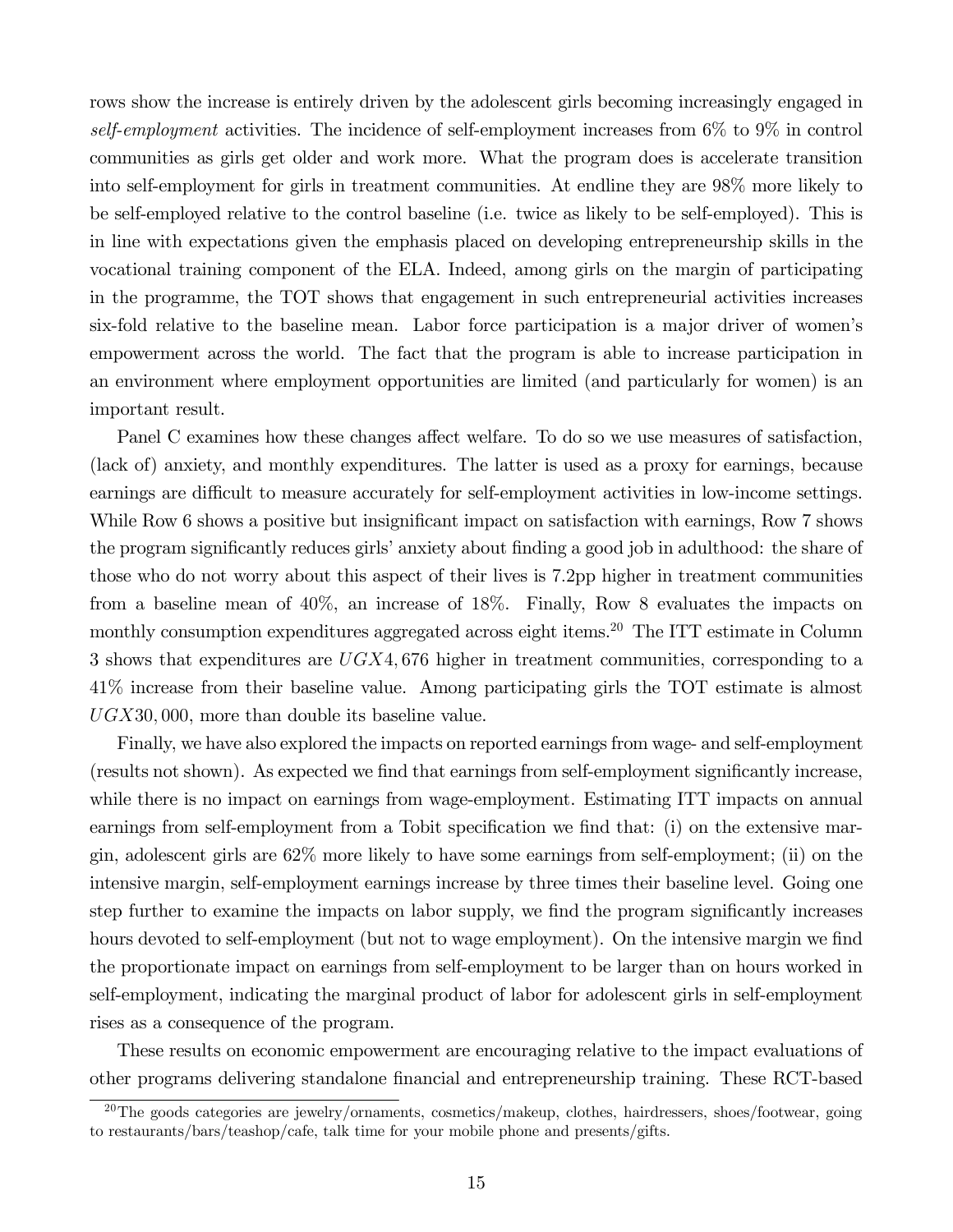rows show the increase is entirely driven by the adolescent girls becoming increasingly engaged in *self-employment* activities. The incidence of self-employment increases from 6% to 9% in control communities as girls get older and work more. What the program does is accelerate transition into self-employment for girls in treatment communities. At endline they are 98% more likely to be self-employed relative to the control baseline (i.e. twice as likely to be self-employed). This is in line with expectations given the emphasis placed on developing entrepreneurship skills in the vocational training component of the ELA. Indeed, among girls on the margin of participating in the programme, the TOT shows that engagement in such entrepreneurial activities increases six-fold relative to the baseline mean. Labor force participation is a major driver of women's empowerment across the world. The fact that the program is able to increase participation in an environment where employment opportunities are limited (and particularly for women) is an important result.

Panel C examines how these changes affect welfare. To do so we use measures of satisfaction, (lack of) anxiety, and monthly expenditures. The latter is used as a proxy for earnings, because earnings are difficult to measure accurately for self-employment activities in low-income settings. While Row 6 shows a positive but insignificant impact on satisfaction with earnings, Row 7 shows the program significantly reduces girls' anxiety about finding a good job in adulthood: the share of those who do not worry about this aspect of their lives is 7.2pp higher in treatment communities from a baseline mean of 40%, an increase of 18%. Finally, Row 8 evaluates the impacts on monthly consumption expenditures aggregated across eight items.[20] The ITT estimate in Column 3 shows that expenditures are $UGX4,676$ higher in treatment communities, corresponding to a 41% increase from their baseline value. Among participating girls the TOT estimate is almost $UGX30,000$, more than double its baseline value.

Finally, we have also explored the impacts on reported earnings from wage- and self-employment (results not shown). As expected we find that earnings from self-employment significantly increase, while there is no impact on earnings from wage-employment. Estimating ITT impacts on annual earnings from self-employment from a Tobit specification we find that: (i) on the extensive margin, adolescent girls are 62% more likely to have some earnings from self-employment; (ii) on the intensive margin, self-employment earnings increase by three times their baseline level. Going one step further to examine the impacts on labor supply, we find the program significantly increases hours devoted to self-employment (but not to wage employment). On the intensive margin we find the proportionate impact on earnings from self-employment to be larger than on hours worked in self-employment, indicating the marginal product of labor for adolescent girls in self-employment rises as a consequence of the program.

These results on economic empowerment are encouraging relative to the impact evaluations of other programs delivering standalone financial and entrepreneurship training. These RCT-based

[20] The goods categories are jewelry/ornaments, cosmetics/makeup, clothes, hairdressers, shoes/footwear, going to restaurants/bars/teashop/cafe, talk time for your mobile phone and presents/gifts.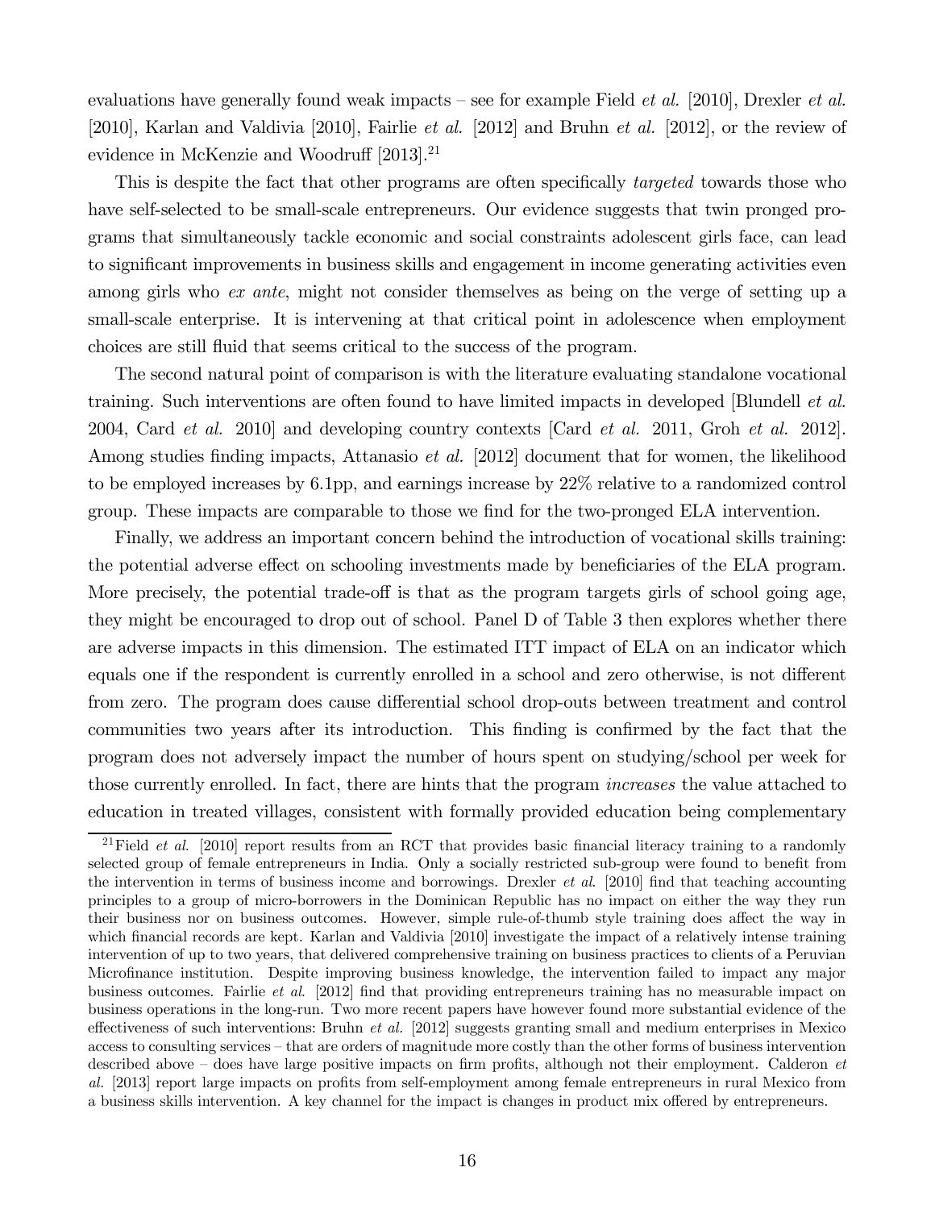evaluations have generally found weak impacts – see for example Field *et al.* [2010], Drexler *et al.* [2010], Karlan and Valdivia [2010], Fairlie *et al.* [2012] and Bruhn *et al.* [2012], or the review of evidence in McKenzie and Woodruff [2013].[21]

This is despite the fact that other programs are often specifically *targeted* towards those who have self-selected to be small-scale entrepreneurs. Our evidence suggests that twin pronged programs that simultaneously tackle economic and social constraints adolescent girls face, can lead to significant improvements in business skills and engagement in income generating activities even among girls who *ex ante*, might not consider themselves as being on the verge of setting up a small-scale enterprise. It is intervening at that critical point in adolescence when employment choices are still fluid that seems critical to the success of the program.

The second natural point of comparison is with the literature evaluating standalone vocational training. Such interventions are often found to have limited impacts in developed [Blundell *et al.* 2004, Card *et al.* 2010] and developing country contexts [Card *et al.* 2011, Groh *et al.* 2012]. Among studies finding impacts, Attanasio *et al.* [2012] document that for women, the likelihood to be employed increases by 6.1pp, and earnings increase by 22% relative to a randomized control group. These impacts are comparable to those we find for the two-pronged ELA intervention.

Finally, we address an important concern behind the introduction of vocational skills training: the potential adverse effect on schooling investments made by beneficiaries of the ELA program. More precisely, the potential trade-off is that as the program targets girls of school going age, they might be encouraged to drop out of school. Panel D of Table 3 then explores whether there are adverse impacts in this dimension. The estimated ITT impact of ELA on an indicator which equals one if the respondent is currently enrolled in a school and zero otherwise, is not different from zero. The program does cause differential school drop-outs between treatment and control communities two years after its introduction. This finding is confirmed by the fact that the program does not adversely impact the number of hours spent on studying/school per week for those currently enrolled. In fact, there are hints that the program *increases* the value attached to education in treated villages, consistent with formally provided education being complementary

[21] Field *et al.* [2010] report results from an RCT that provides basic financial literacy training to a randomly selected group of female entrepreneurs in India. Only a socially restricted sub-group were found to benefit from the intervention in terms of business income and borrowings. Drexler *et al.* [2010] find that teaching accounting principles to a group of micro-borrowers in the Dominican Republic has no impact on either the way they run their business nor on business outcomes. However, simple rule-of-thumb style training does affect the way in which financial records are kept. Karlan and Valdivia [2010] investigate the impact of a relatively intense training intervention of up to two years, that delivered comprehensive training on business practices to clients of a Peruvian Microfinance institution. Despite improving business knowledge, the intervention failed to impact any major business outcomes. Fairlie *et al.* [2012] find that providing entrepreneurs training has no measurable impact on business operations in the long-run. Two more recent papers have however found more substantial evidence of the effectiveness of such interventions: Bruhn *et al.* [2012] suggests granting small and medium enterprises in Mexico access to consulting services – that are orders of magnitude more costly than the other forms of business intervention described above – does have large positive impacts on firm profits, although not their employment. Calderon *et al.* [2013] report large impacts on profits from self-employment among female entrepreneurs in rural Mexico from a business skills intervention. A key channel for the impact is changes in product mix offered by entrepreneurs.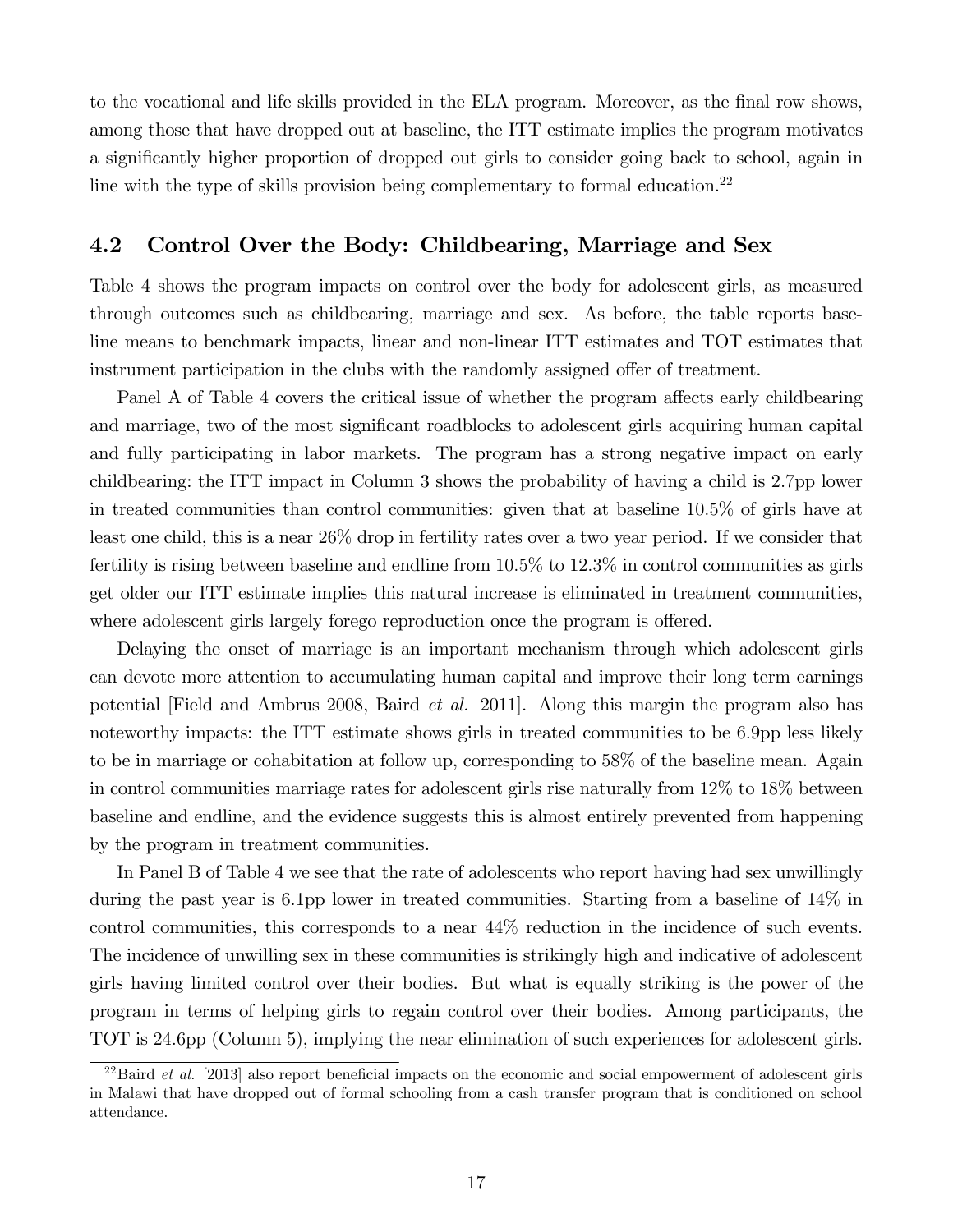to the vocational and life skills provided in the ELA program. Moreover, as the final row shows, among those that have dropped out at baseline, the ITT estimate implies the program motivates a significantly higher proportion of dropped out girls to consider going back to school, again in line with the type of skills provision being complementary to formal education.[22]

## 4.2 Control Over the Body: Childbearing, Marriage and Sex

Table 4 shows the program impacts on control over the body for adolescent girls, as measured through outcomes such as childbearing, marriage and sex. As before, the table reports baseline means to benchmark impacts, linear and non-linear ITT estimates and TOT estimates that instrument participation in the clubs with the randomly assigned offer of treatment.

Panel A of Table 4 covers the critical issue of whether the program affects early childbearing and marriage, two of the most significant roadblocks to adolescent girls acquiring human capital and fully participating in labor markets. The program has a strong negative impact on early childbearing: the ITT impact in Column 3 shows the probability of having a child is 2.7pp lower in treated communities than control communities: given that at baseline 10.5% of girls have at least one child, this is a near 26% drop in fertility rates over a two year period. If we consider that fertility is rising between baseline and endline from 10.5% to 12.3% in control communities as girls get older our ITT estimate implies this natural increase is eliminated in treatment communities, where adolescent girls largely forego reproduction once the program is offered.

Delaying the onset of marriage is an important mechanism through which adolescent girls can devote more attention to accumulating human capital and improve their long term earnings potential [Field and Ambrus 2008, Baird *et al.* 2011]. Along this margin the program also has noteworthy impacts: the ITT estimate shows girls in treated communities to be 6.9pp less likely to be in marriage or cohabitation at follow up, corresponding to 58% of the baseline mean. Again in control communities marriage rates for adolescent girls rise naturally from 12% to 18% between baseline and endline, and the evidence suggests this is almost entirely prevented from happening by the program in treatment communities.

In Panel B of Table 4 we see that the rate of adolescents who report having had sex unwillingly during the past year is 6.1pp lower in treated communities. Starting from a baseline of 14% in control communities, this corresponds to a near 44% reduction in the incidence of such events. The incidence of unwilling sex in these communities is strikingly high and indicative of adolescent girls having limited control over their bodies. But what is equally striking is the power of the program in terms of helping girls to regain control over their bodies. Among participants, the TOT is 24.6pp (Column 5), implying the near elimination of such experiences for adolescent girls.

[22] Baird *et al.* [2013] also report beneficial impacts on the economic and social empowerment of adolescent girls in Malawi that have dropped out of formal schooling from a cash transfer program that is conditioned on school attendance.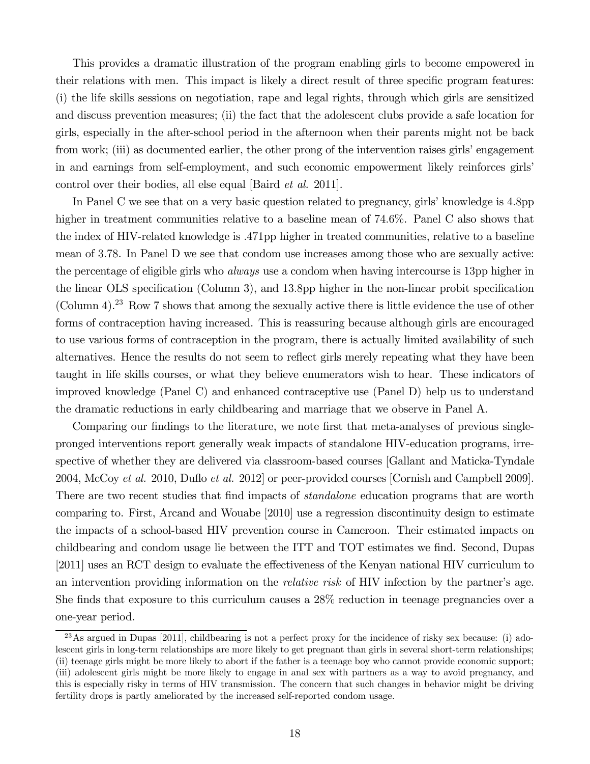This provides a dramatic illustration of the program enabling girls to become empowered in their relations with men. This impact is likely a direct result of three specific program features: (i) the life skills sessions on negotiation, rape and legal rights, through which girls are sensitized and discuss prevention measures; (ii) the fact that the adolescent clubs provide a safe location for girls, especially in the after-school period in the afternoon when their parents might not be back from work; (iii) as documented earlier, the other prong of the intervention raises girls' engagement in and earnings from self-employment, and such economic empowerment likely reinforces girls' control over their bodies, all else equal [Baird *et al.* 2011].

In Panel C we see that on a very basic question related to pregnancy, girls' knowledge is 4.8pp higher in treatment communities relative to a baseline mean of 74.6%. Panel C also shows that the index of HIV-related knowledge is .471pp higher in treated communities, relative to a baseline mean of 3.78. In Panel D we see that condom use increases among those who are sexually active: the percentage of eligible girls who *always* use a condom when having intercourse is 13pp higher in the linear OLS specification (Column 3), and 13.8pp higher in the non-linear probit specification (Column 4).[23] Row 7 shows that among the sexually active there is little evidence the use of other forms of contraception having increased. This is reassuring because although girls are encouraged to use various forms of contraception in the program, there is actually limited availability of such alternatives. Hence the results do not seem to reflect girls merely repeating what they have been taught in life skills courses, or what they believe enumerators wish to hear. These indicators of improved knowledge (Panel C) and enhanced contraceptive use (Panel D) help us to understand the dramatic reductions in early childbearing and marriage that we observe in Panel A.

Comparing our findings to the literature, we note first that meta-analyses of previous single-pronged interventions report generally weak impacts of standalone HIV-education programs, irrespective of whether they are delivered via classroom-based courses [Gallant and Maticka-Tyndale 2004, McCoy *et al.* 2010, Duflo *et al.* 2012] or peer-provided courses [Cornish and Campbell 2009]. There are two recent studies that find impacts of *standalone* education programs that are worth comparing to. First, Arcand and Wouabe [2010] use a regression discontinuity design to estimate the impacts of a school-based HIV prevention course in Cameroon. Their estimated impacts on childbearing and condom usage lie between the ITT and TOT estimates we find. Second, Dupas [2011] uses an RCT design to evaluate the effectiveness of the Kenyan national HIV curriculum to an intervention providing information on the *relative risk* of HIV infection by the partner's age. She finds that exposure to this curriculum causes a 28% reduction in teenage pregnancies over a one-year period.

[23] As argued in Dupas [2011], childbearing is not a perfect proxy for the incidence of risky sex because: (i) adolescent girls in long-term relationships are more likely to get pregnant than girls in several short-term relationships; (ii) teenage girls might be more likely to abort if the father is a teenage boy who cannot provide economic support; (iii) adolescent girls might be more likely to engage in anal sex with partners as a way to avoid pregnancy, and this is especially risky in terms of HIV transmission. The concern that such changes in behavior might be driving fertility drops is partly ameliorated by the increased self-reported condom usage.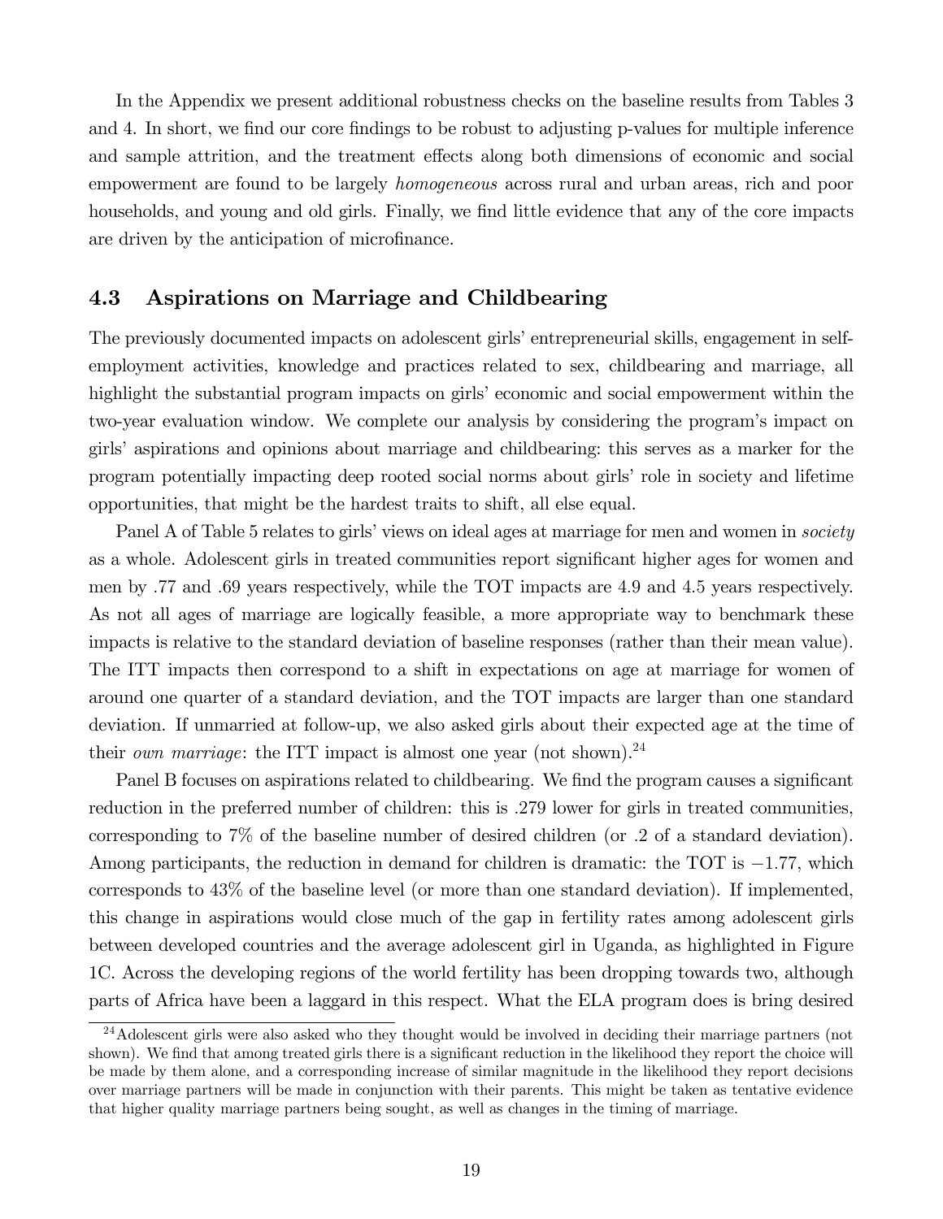In the Appendix we present additional robustness checks on the baseline results from Tables 3 and 4. In short, we find our core findings to be robust to adjusting p-values for multiple inference and sample attrition, and the treatment effects along both dimensions of economic and social empowerment are found to be largely *homogeneous* across rural and urban areas, rich and poor households, and young and old girls. Finally, we find little evidence that any of the core impacts are driven by the anticipation of microfinance.

## 4.3 Aspirations on Marriage and Childbearing

The previously documented impacts on adolescent girls' entrepreneurial skills, engagement in self-employment activities, knowledge and practices related to sex, childbearing and marriage, all highlight the substantial program impacts on girls' economic and social empowerment within the two-year evaluation window. We complete our analysis by considering the program's impact on girls' aspirations and opinions about marriage and childbearing: this serves as a marker for the program potentially impacting deep rooted social norms about girls' role in society and lifetime opportunities, that might be the hardest traits to shift, all else equal.

Panel A of Table 5 relates to girls' views on ideal ages at marriage for men and women in *society* as a whole. Adolescent girls in treated communities report significant higher ages for women and men by .77 and .69 years respectively, while the TOT impacts are 4.9 and 4.5 years respectively. As not all ages of marriage are logically feasible, a more appropriate way to benchmark these impacts is relative to the standard deviation of baseline responses (rather than their mean value). The ITT impacts then correspond to a shift in expectations on age at marriage for women of around one quarter of a standard deviation, and the TOT impacts are larger than one standard deviation. If unmarried at follow-up, we also asked girls about their expected age at the time of their *own marriage*: the ITT impact is almost one year (not shown).[24]

Panel B focuses on aspirations related to childbearing. We find the program causes a significant reduction in the preferred number of children: this is .279 lower for girls in treated communities, corresponding to 7% of the baseline number of desired children (or .2 of a standard deviation). Among participants, the reduction in demand for children is dramatic: the TOT is $-1.77$, which corresponds to 43% of the baseline level (or more than one standard deviation). If implemented, this change in aspirations would close much of the gap in fertility rates among adolescent girls between developed countries and the average adolescent girl in Uganda, as highlighted in Figure 1C. Across the developing regions of the world fertility has been dropping towards two, although parts of Africa have been a laggard in this respect. What the ELA program does is bring desired

[24] Adolescent girls were also asked who they thought would be involved in deciding their marriage partners (not shown). We find that among treated girls there is a significant reduction in the likelihood they report the choice will be made by them alone, and a corresponding increase of similar magnitude in the likelihood they report decisions over marriage partners will be made in conjunction with their parents. This might be taken as tentative evidence that higher quality marriage partners being sought, as well as changes in the timing of marriage.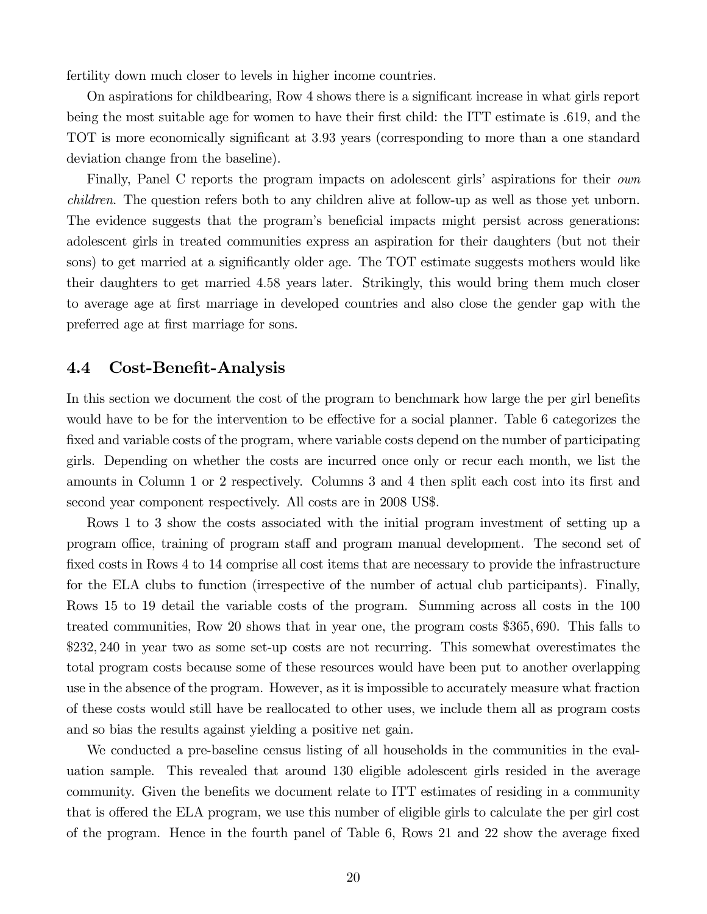fertility down much closer to levels in higher income countries.

On aspirations for childbearing, Row 4 shows there is a significant increase in what girls report being the most suitable age for women to have their first child: the ITT estimate is .619, and the TOT is more economically significant at 3.93 years (corresponding to more than a one standard deviation change from the baseline).

Finally, Panel C reports the program impacts on adolescent girls' aspirations for their *own children*. The question refers both to any children alive at follow-up as well as those yet unborn. The evidence suggests that the program's beneficial impacts might persist across generations: adolescent girls in treated communities express an aspiration for their daughters (but not their sons) to get married at a significantly older age. The TOT estimate suggests mothers would like their daughters to get married 4.58 years later. Strikingly, this would bring them much closer to average age at first marriage in developed countries and also close the gender gap with the preferred age at first marriage for sons.

### 4.4 Cost-Benefit-Analysis

In this section we document the cost of the program to benchmark how large the per girl benefits would have to be for the intervention to be effective for a social planner. Table 6 categorizes the fixed and variable costs of the program, where variable costs depend on the number of participating girls. Depending on whether the costs are incurred once only or recur each month, we list the amounts in Column 1 or 2 respectively. Columns 3 and 4 then split each cost into its first and second year component respectively. All costs are in 2008 US$.

Rows 1 to 3 show the costs associated with the initial program investment of setting up a program office, training of program staff and program manual development. The second set of fixed costs in Rows 4 to 14 comprise all cost items that are necessary to provide the infrastructure for the ELA clubs to function (irrespective of the number of actual club participants). Finally, Rows 15 to 19 detail the variable costs of the program. Summing across all costs in the 100 treated communities, Row 20 shows that in year one, the program costs $365,690. This falls to $232,240 in year two as some set-up costs are not recurring. This somewhat overestimates the total program costs because some of these resources would have been put to another overlapping use in the absence of the program. However, as it is impossible to accurately measure what fraction of these costs would still have be reallocated to other uses, we include them all as program costs and so bias the results against yielding a positive net gain.

We conducted a pre-baseline census listing of all households in the communities in the evaluation sample. This revealed that around 130 eligible adolescent girls resided in the average community. Given the benefits we document relate to ITT estimates of residing in a community that is offered the ELA program, we use this number of eligible girls to calculate the per girl cost of the program. Hence in the fourth panel of Table 6, Rows 21 and 22 show the average fixed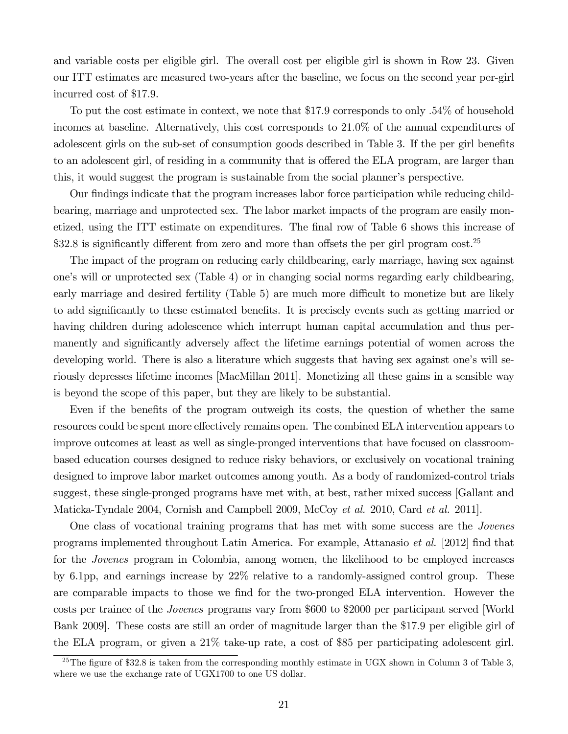and variable costs per eligible girl. The overall cost per eligible girl is shown in Row 23. Given our ITT estimates are measured two-years after the baseline, we focus on the second year per-girl incurred cost of $17.9.

To put the cost estimate in context, we note that $17.9 corresponds to only .54% of household incomes at baseline. Alternatively, this cost corresponds to 21.0% of the annual expenditures of adolescent girls on the sub-set of consumption goods described in Table 3. If the per girl benefits to an adolescent girl, of residing in a community that is offered the ELA program, are larger than this, it would suggest the program is sustainable from the social planner's perspective.

Our findings indicate that the program increases labor force participation while reducing childbearing, marriage and unprotected sex. The labor market impacts of the program are easily monetized, using the ITT estimate on expenditures. The final row of Table 6 shows this increase of $32.8 is significantly different from zero and more than offsets the per girl program cost.[25]

The impact of the program on reducing early childbearing, early marriage, having sex against one's will or unprotected sex (Table 4) or in changing social norms regarding early childbearing, early marriage and desired fertility (Table 5) are much more difficult to monetize but are likely to add significantly to these estimated benefits. It is precisely events such as getting married or having children during adolescence which interrupt human capital accumulation and thus permanently and significantly adversely affect the lifetime earnings potential of women across the developing world. There is also a literature which suggests that having sex against one's will seriously depresses lifetime incomes [MacMillan 2011]. Monetizing all these gains in a sensible way is beyond the scope of this paper, but they are likely to be substantial.

Even if the benefits of the program outweigh its costs, the question of whether the same resources could be spent more effectively remains open. The combined ELA intervention appears to improve outcomes at least as well as single-pronged interventions that have focused on classroom-based education courses designed to reduce risky behaviors, or exclusively on vocational training designed to improve labor market outcomes among youth. As a body of randomized-control trials suggest, these single-pronged programs have met with, at best, rather mixed success [Gallant and Maticka-Tyndale 2004, Cornish and Campbell 2009, McCoy *et al.* 2010, Card *et al.* 2011].

One class of vocational training programs that has met with some success are the *Jovenes* programs implemented throughout Latin America. For example, Attanasio *et al.* [2012] find that for the *Jovenes* program in Colombia, among women, the likelihood to be employed increases by 6.1pp, and earnings increase by 22% relative to a randomly-assigned control group. These are comparable impacts to those we find for the two-pronged ELA intervention. However the costs per trainee of the *Jovenes* programs vary from $600 to $2000 per participant served [World Bank 2009]. These costs are still an order of magnitude larger than the $17.9 per eligible girl of the ELA program, or given a 21% take-up rate, a cost of $85 per participating adolescent girl.

[25] The figure of $32.8 is taken from the corresponding monthly estimate in UGX shown in Column 3 of Table 3, where we use the exchange rate of UGX1700 to one US dollar.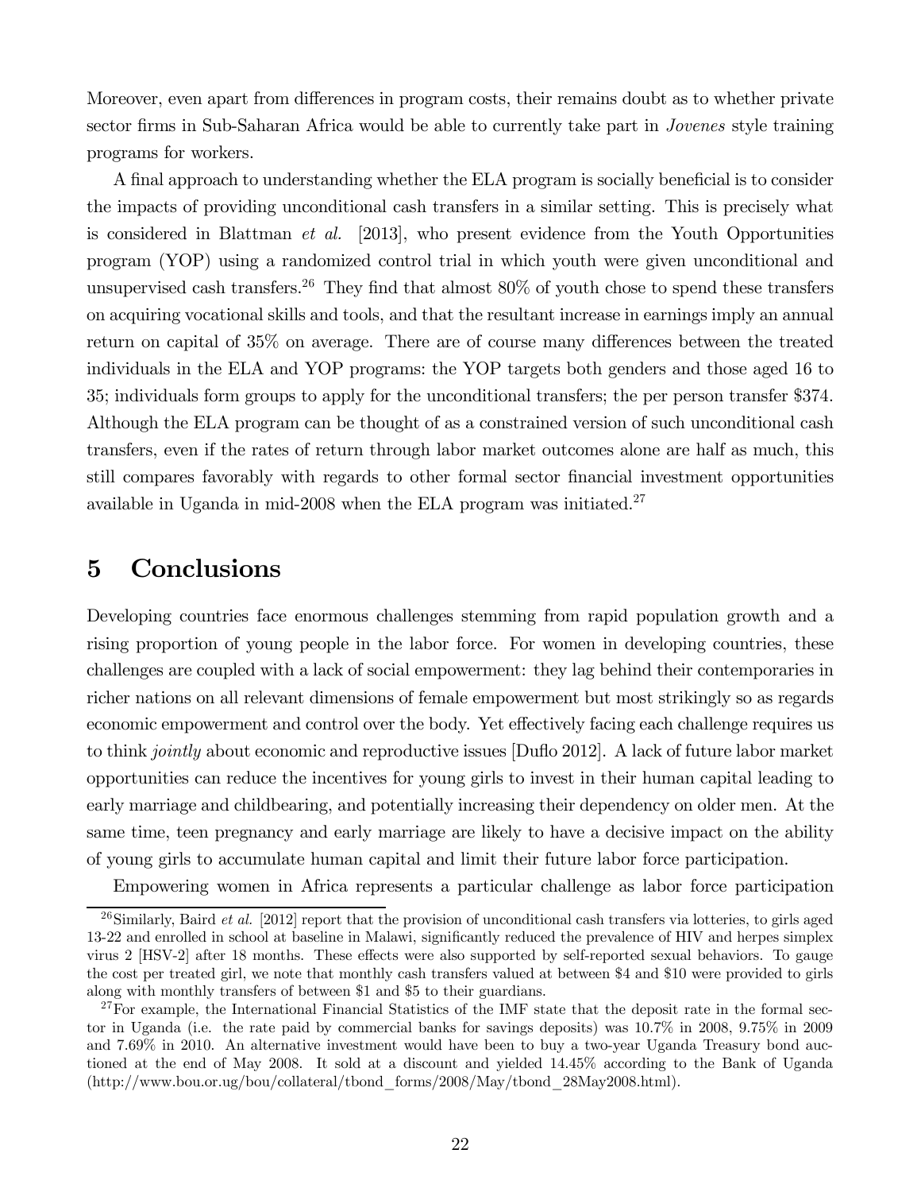Moreover, even apart from differences in program costs, their remains doubt as to whether private sector firms in Sub-Saharan Africa would be able to currently take part in *Jovenes* style training programs for workers.

A final approach to understanding whether the ELA program is socially beneficial is to consider the impacts of providing unconditional cash transfers in a similar setting. This is precisely what is considered in Blattman *et al.* [2013], who present evidence from the Youth Opportunities program (YOP) using a randomized control trial in which youth were given unconditional and unsupervised cash transfers.[26] They find that almost 80% of youth chose to spend these transfers on acquiring vocational skills and tools, and that the resultant increase in earnings imply an annual return on capital of 35% on average. There are of course many differences between the treated individuals in the ELA and YOP programs: the YOP targets both genders and those aged 16 to 35; individuals form groups to apply for the unconditional transfers; the per person transfer $374. Although the ELA program can be thought of as a constrained version of such unconditional cash transfers, even if the rates of return through labor market outcomes alone are half as much, this still compares favorably with regards to other formal sector financial investment opportunities available in Uganda in mid-2008 when the ELA program was initiated.[27]

# 5 Conclusions

Developing countries face enormous challenges stemming from rapid population growth and a rising proportion of young people in the labor force. For women in developing countries, these challenges are coupled with a lack of social empowerment: they lag behind their contemporaries in richer nations on all relevant dimensions of female empowerment but most strikingly so as regards economic empowerment and control over the body. Yet effectively facing each challenge requires us to think *jointly* about economic and reproductive issues [Duflo 2012]. A lack of future labor market opportunities can reduce the incentives for young girls to invest in their human capital leading to early marriage and childbearing, and potentially increasing their dependency on older men. At the same time, teen pregnancy and early marriage are likely to have a decisive impact on the ability of young girls to accumulate human capital and limit their future labor force participation.

Empowering women in Africa represents a particular challenge as labor force participation

---

[26] Similarly, Baird *et al.* [2012] report that the provision of unconditional cash transfers via lotteries, to girls aged 13-22 and enrolled in school at baseline in Malawi, significantly reduced the prevalence of HIV and herpes simplex virus 2 [HSV-2] after 18 months. These effects were also supported by self-reported sexual behaviors. To gauge the cost per treated girl, we note that monthly cash transfers valued at between $4 and $10 were provided to girls along with monthly transfers of between $1 and $5 to their guardians.

[27] For example, the International Financial Statistics of the IMF state that the deposit rate in the formal sector in Uganda (i.e. the rate paid by commercial banks for savings deposits) was 10.7% in 2008, 9.75% in 2009 and 7.69% in 2010. An alternative investment would have been to buy a two-year Uganda Treasury bond auctioned at the end of May 2008. It sold at a discount and yielded 14.45% according to the Bank of Uganda (http://www.bou.or.ug/bou/collateral/tbond_forms/2008/May/tbond_28May2008.html).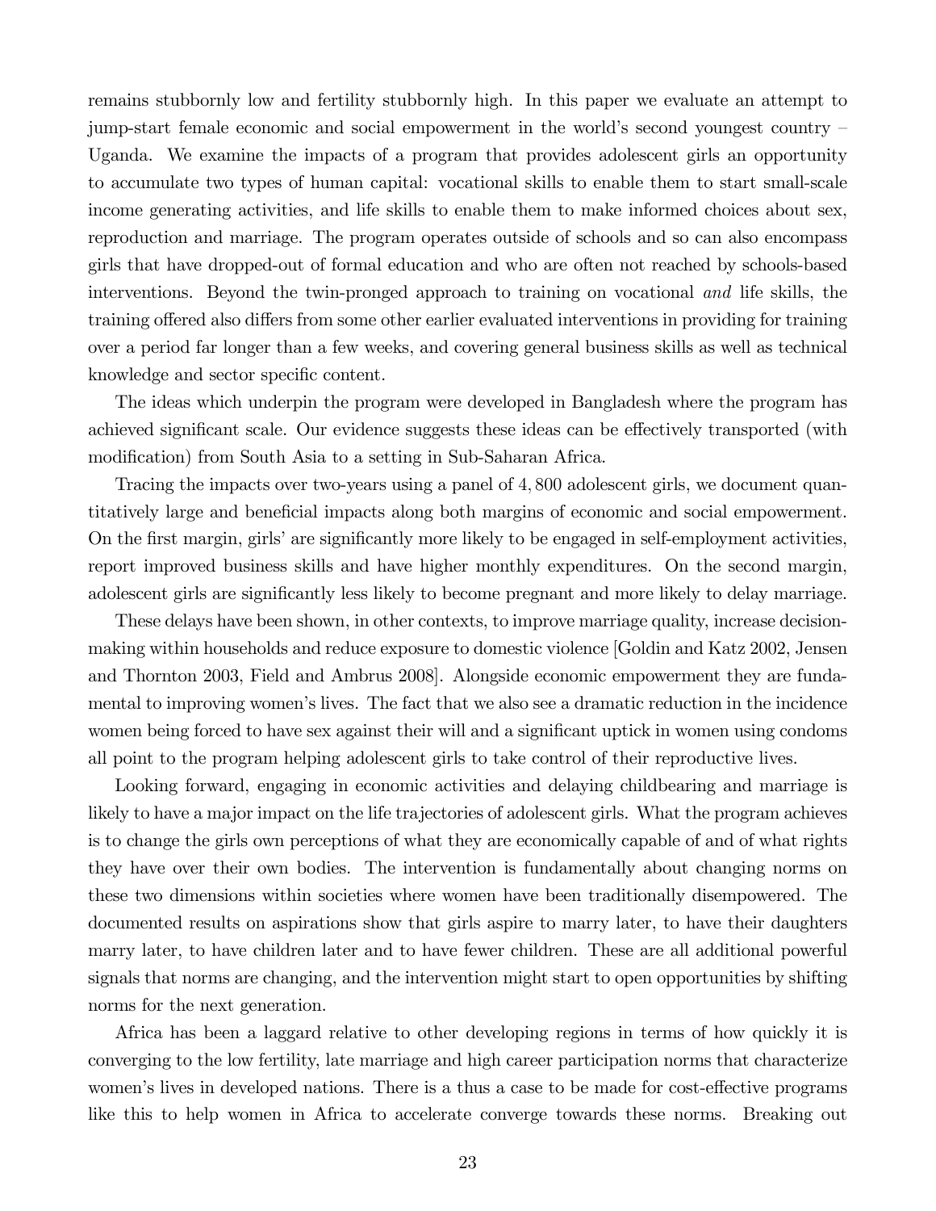remains stubbornly low and fertility stubbornly high. In this paper we evaluate an attempt to jump-start female economic and social empowerment in the world's second youngest country – Uganda. We examine the impacts of a program that provides adolescent girls an opportunity to accumulate two types of human capital: vocational skills to enable them to start small-scale income generating activities, and life skills to enable them to make informed choices about sex, reproduction and marriage. The program operates outside of schools and so can also encompass girls that have dropped-out of formal education and who are often not reached by schools-based interventions. Beyond the twin-pronged approach to training on vocational *and* life skills, the training offered also differs from some other earlier evaluated interventions in providing for training over a period far longer than a few weeks, and covering general business skills as well as technical knowledge and sector specific content.

The ideas which underpin the program were developed in Bangladesh where the program has achieved significant scale. Our evidence suggests these ideas can be effectively transported (with modification) from South Asia to a setting in Sub-Saharan Africa.

Tracing the impacts over two-years using a panel of 4,800 adolescent girls, we document quantitatively large and beneficial impacts along both margins of economic and social empowerment. On the first margin, girls' are significantly more likely to be engaged in self-employment activities, report improved business skills and have higher monthly expenditures. On the second margin, adolescent girls are significantly less likely to become pregnant and more likely to delay marriage.

These delays have been shown, in other contexts, to improve marriage quality, increase decision-making within households and reduce exposure to domestic violence [Goldin and Katz 2002, Jensen and Thornton 2003, Field and Ambrus 2008]. Alongside economic empowerment they are fundamental to improving women's lives. The fact that we also see a dramatic reduction in the incidence women being forced to have sex against their will and a significant uptick in women using condoms all point to the program helping adolescent girls to take control of their reproductive lives.

Looking forward, engaging in economic activities and delaying childbearing and marriage is likely to have a major impact on the life trajectories of adolescent girls. What the program achieves is to change the girls own perceptions of what they are economically capable of and of what rights they have over their own bodies. The intervention is fundamentally about changing norms on these two dimensions within societies where women have been traditionally disempowered. The documented results on aspirations show that girls aspire to marry later, to have their daughters marry later, to have children later and to have fewer children. These are all additional powerful signals that norms are changing, and the intervention might start to open opportunities by shifting norms for the next generation.

Africa has been a laggard relative to other developing regions in terms of how quickly it is converging to the low fertility, late marriage and high career participation norms that characterize women's lives in developed nations. There is a thus a case to be made for cost-effective programs like this to help women in Africa to accelerate converge towards these norms. Breaking out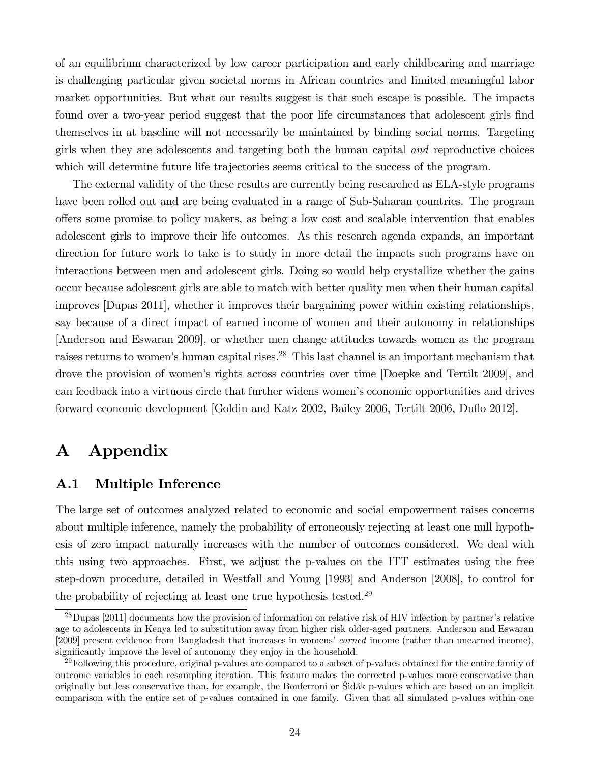of an equilibrium characterized by low career participation and early childbearing and marriage is challenging particular given societal norms in African countries and limited meaningful labor market opportunities. But what our results suggest is that such escape is possible. The impacts found over a two-year period suggest that the poor life circumstances that adolescent girls find themselves in at baseline will not necessarily be maintained by binding social norms. Targeting girls when they are adolescents and targeting both the human capital *and* reproductive choices which will determine future life trajectories seems critical to the success of the program.

The external validity of the these results are currently being researched as ELA-style programs have been rolled out and are being evaluated in a range of Sub-Saharan countries. The program offers some promise to policy makers, as being a low cost and scalable intervention that enables adolescent girls to improve their life outcomes. As this research agenda expands, an important direction for future work to take is to study in more detail the impacts such programs have on interactions between men and adolescent girls. Doing so would help crystallize whether the gains occur because adolescent girls are able to match with better quality men when their human capital improves [Dupas 2011], whether it improves their bargaining power within existing relationships, say because of a direct impact of earned income of women and their autonomy in relationships [Anderson and Eswaran 2009], or whether men change attitudes towards women as the program raises returns to women's human capital rises.[28] This last channel is an important mechanism that drove the provision of women's rights across countries over time [Doepke and Tertilt 2009], and can feedback into a virtuous circle that further widens women's economic opportunities and drives forward economic development [Goldin and Katz 2002, Bailey 2006, Tertilt 2006, Duflo 2012].

# A Appendix

## A.1 Multiple Inference

The large set of outcomes analyzed related to economic and social empowerment raises concerns about multiple inference, namely the probability of erroneously rejecting at least one null hypothesis of zero impact naturally increases with the number of outcomes considered. We deal with this using two approaches. First, we adjust the p-values on the ITT estimates using the free step-down procedure, detailed in Westfall and Young [1993] and Anderson [2008], to control for the probability of rejecting at least one true hypothesis tested.[29]

[28] Dupas [2011] documents how the provision of information on relative risk of HIV infection by partner's relative age to adolescents in Kenya led to substitution away from higher risk older-aged partners. Anderson and Eswaran [2009] present evidence from Bangladesh that increases in womens' *earned* income (rather than unearned income), significantly improve the level of autonomy they enjoy in the household.

[29] Following this procedure, original p-values are compared to a subset of p-values obtained for the entire family of outcome variables in each resampling iteration. This feature makes the corrected p-values more conservative than originally but less conservative than, for example, the Bonferroni or Šidák p-values which are based on an implicit comparison with the entire set of p-values contained in one family. Given that all simulated p-values within one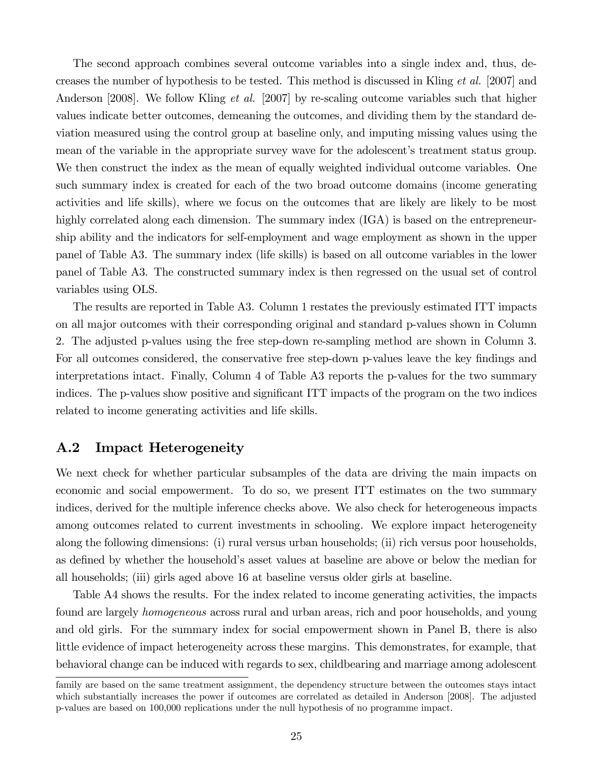The second approach combines several outcome variables into a single index and, thus, decreases the number of hypothesis to be tested. This method is discussed in Kling *et al.* [2007] and Anderson [2008]. We follow Kling *et al.* [2007] by re-scaling outcome variables such that higher values indicate better outcomes, demeaning the outcomes, and dividing them by the standard deviation measured using the control group at baseline only, and imputing missing values using the mean of the variable in the appropriate survey wave for the adolescent's treatment status group. We then construct the index as the mean of equally weighted individual outcome variables. One such summary index is created for each of the two broad outcome domains (income generating activities and life skills), where we focus on the outcomes that are likely are likely to be most highly correlated along each dimension. The summary index (IGA) is based on the entrepreneurship ability and the indicators for self-employment and wage employment as shown in the upper panel of Table A3. The summary index (life skills) is based on all outcome variables in the lower panel of Table A3. The constructed summary index is then regressed on the usual set of control variables using OLS.

The results are reported in Table A3. Column 1 restates the previously estimated ITT impacts on all major outcomes with their corresponding original and standard p-values shown in Column 2. The adjusted p-values using the free step-down re-sampling method are shown in Column 3. For all outcomes considered, the conservative free step-down p-values leave the key findings and interpretations intact. Finally, Column 4 of Table A3 reports the p-values for the two summary indices. The p-values show positive and significant ITT impacts of the program on the two indices related to income generating activities and life skills.

## A.2 Impact Heterogeneity

We next check for whether particular subsamples of the data are driving the main impacts on economic and social empowerment. To do so, we present ITT estimates on the two summary indices, derived for the multiple inference checks above. We also check for heterogeneous impacts among outcomes related to current investments in schooling. We explore impact heterogeneity along the following dimensions: (i) rural versus urban households; (ii) rich versus poor households, as defined by whether the household's asset values at baseline are above or below the median for all households; (iii) girls aged above 16 at baseline versus older girls at baseline.

Table A4 shows the results. For the index related to income generating activities, the impacts found are largely *homogeneous* across rural and urban areas, rich and poor households, and young and old girls. For the summary index for social empowerment shown in Panel B, there is also little evidence of impact heterogeneity across these margins. This demonstrates, for example, that behavioral change can be induced with regards to sex, childbearing and marriage among adolescent

---

family are based on the same treatment assignment, the dependency structure between the outcomes stays intact which substantially increases the power if outcomes are correlated as detailed in Anderson [2008]. The adjusted p-values are based on 100,000 replications under the null hypothesis of no programme impact.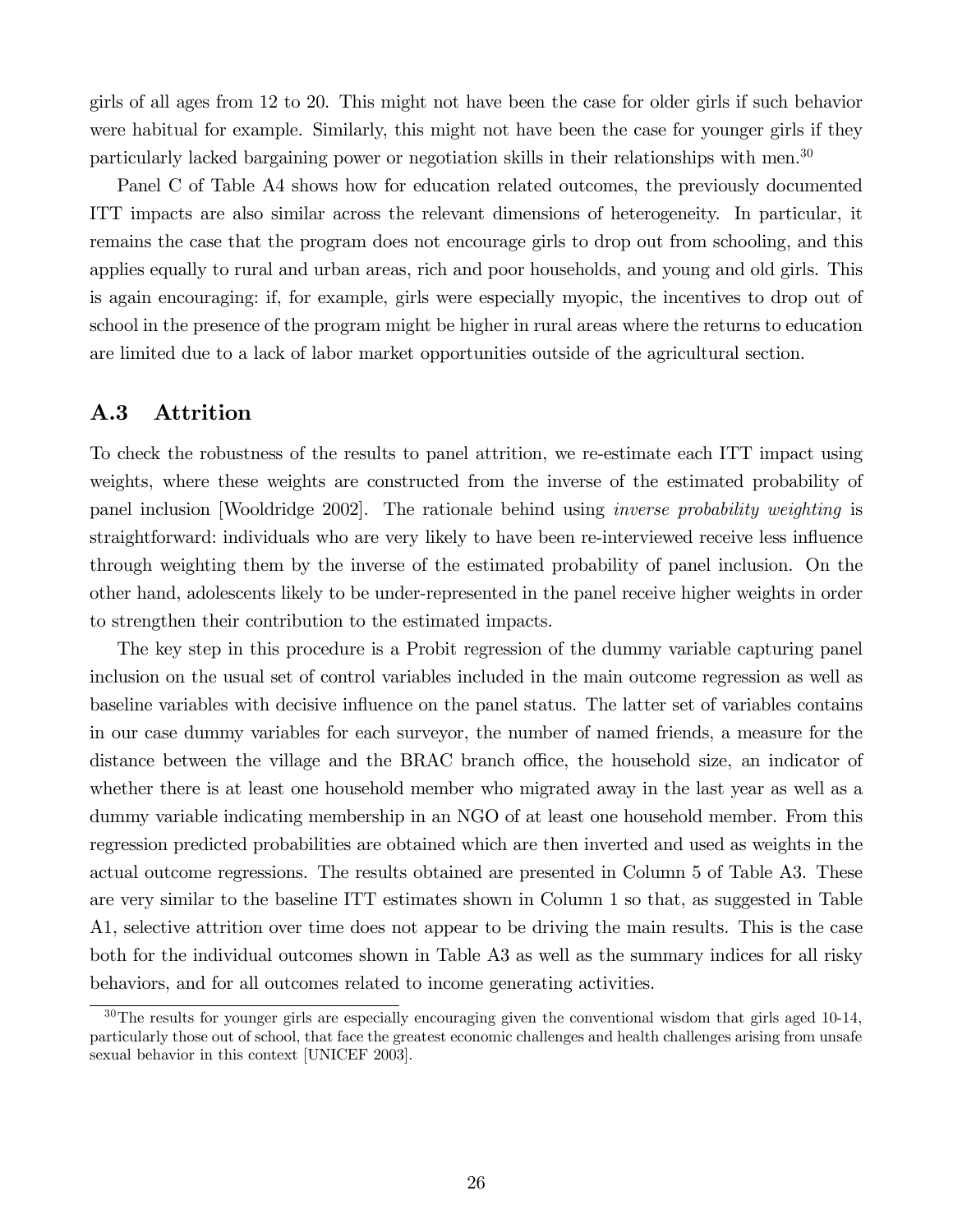girls of all ages from 12 to 20. This might not have been the case for older girls if such behavior were habitual for example. Similarly, this might not have been the case for younger girls if they particularly lacked bargaining power or negotiation skills in their relationships with men.[30]

Panel C of Table A4 shows how for education related outcomes, the previously documented ITT impacts are also similar across the relevant dimensions of heterogeneity. In particular, it remains the case that the program does not encourage girls to drop out from schooling, and this applies equally to rural and urban areas, rich and poor households, and young and old girls. This is again encouraging: if, for example, girls were especially myopic, the incentives to drop out of school in the presence of the program might be higher in rural areas where the returns to education are limited due to a lack of labor market opportunities outside of the agricultural section.

## A.3 Attrition

To check the robustness of the results to panel attrition, we re-estimate each ITT impact using weights, where these weights are constructed from the inverse of the estimated probability of panel inclusion [Wooldridge 2002]. The rationale behind using *inverse probability weighting* is straightforward: individuals who are very likely to have been re-interviewed receive less influence through weighting them by the inverse of the estimated probability of panel inclusion. On the other hand, adolescents likely to be under-represented in the panel receive higher weights in order to strengthen their contribution to the estimated impacts.

The key step in this procedure is a Probit regression of the dummy variable capturing panel inclusion on the usual set of control variables included in the main outcome regression as well as baseline variables with decisive influence on the panel status. The latter set of variables contains in our case dummy variables for each surveyor, the number of named friends, a measure for the distance between the village and the BRAC branch office, the household size, an indicator of whether there is at least one household member who migrated away in the last year as well as a dummy variable indicating membership in an NGO of at least one household member. From this regression predicted probabilities are obtained which are then inverted and used as weights in the actual outcome regressions. The results obtained are presented in Column 5 of Table A3. These are very similar to the baseline ITT estimates shown in Column 1 so that, as suggested in Table A1, selective attrition over time does not appear to be driving the main results. This is the case both for the individual outcomes shown in Table A3 as well as the summary indices for all risky behaviors, and for all outcomes related to income generating activities.

[30] The results for younger girls are especially encouraging given the conventional wisdom that girls aged 10-14, particularly those out of school, that face the greatest economic challenges and health challenges arising from unsafe sexual behavior in this context [UNICEF 2003].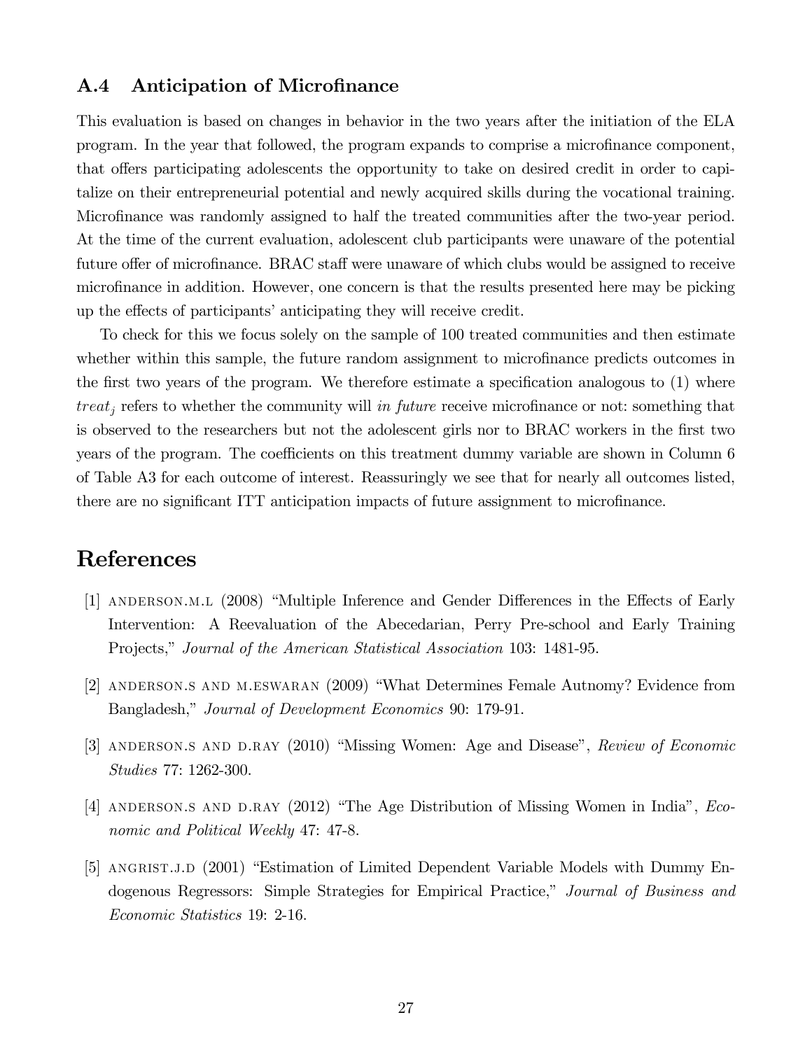### A.4 Anticipation of Microfinance

This evaluation is based on changes in behavior in the two years after the initiation of the ELA program. In the year that followed, the program expands to comprise a microfinance component, that offers participating adolescents the opportunity to take on desired credit in order to capitalize on their entrepreneurial potential and newly acquired skills during the vocational training. Microfinance was randomly assigned to half the treated communities after the two-year period. At the time of the current evaluation, adolescent club participants were unaware of the potential future offer of microfinance. BRAC staff were unaware of which clubs would be assigned to receive microfinance in addition. However, one concern is that the results presented here may be picking up the effects of participants' anticipating they will receive credit.

To check for this we focus solely on the sample of 100 treated communities and then estimate whether within this sample, the future random assignment to microfinance predicts outcomes in the first two years of the program. We therefore estimate a specification analogous to (1) where $treat_j$ refers to whether the community will *in future* receive microfinance or not: something that is observed to the researchers but not the adolescent girls nor to BRAC workers in the first two years of the program. The coefficients on this treatment dummy variable are shown in Column 6 of Table A3 for each outcome of interest. Reassuringly we see that for nearly all outcomes listed, there are no significant ITT anticipation impacts of future assignment to microfinance.

# References

[1] ANDERSON.M.L (2008) "Multiple Inference and Gender Differences in the Effects of Early Intervention: A Reevaluation of the Abecedarian, Perry Pre-school and Early Training Projects," *Journal of the American Statistical Association* 103: 1481-95.

[2] ANDERSON.S AND M.ESWARAN (2009) "What Determines Female Autnomy? Evidence from Bangladesh," *Journal of Development Economics* 90: 179-91.

[3] ANDERSON.S AND D.RAY (2010) "Missing Women: Age and Disease", *Review of Economic Studies* 77: 1262-300.

[4] ANDERSON.S AND D.RAY (2012) "The Age Distribution of Missing Women in India", *Economic and Political Weekly* 47: 47-8.

[5] ANGRIST.J.D (2001) "Estimation of Limited Dependent Variable Models with Dummy Endogenous Regressors: Simple Strategies for Empirical Practice," *Journal of Business and Economic Statistics* 19: 2-16.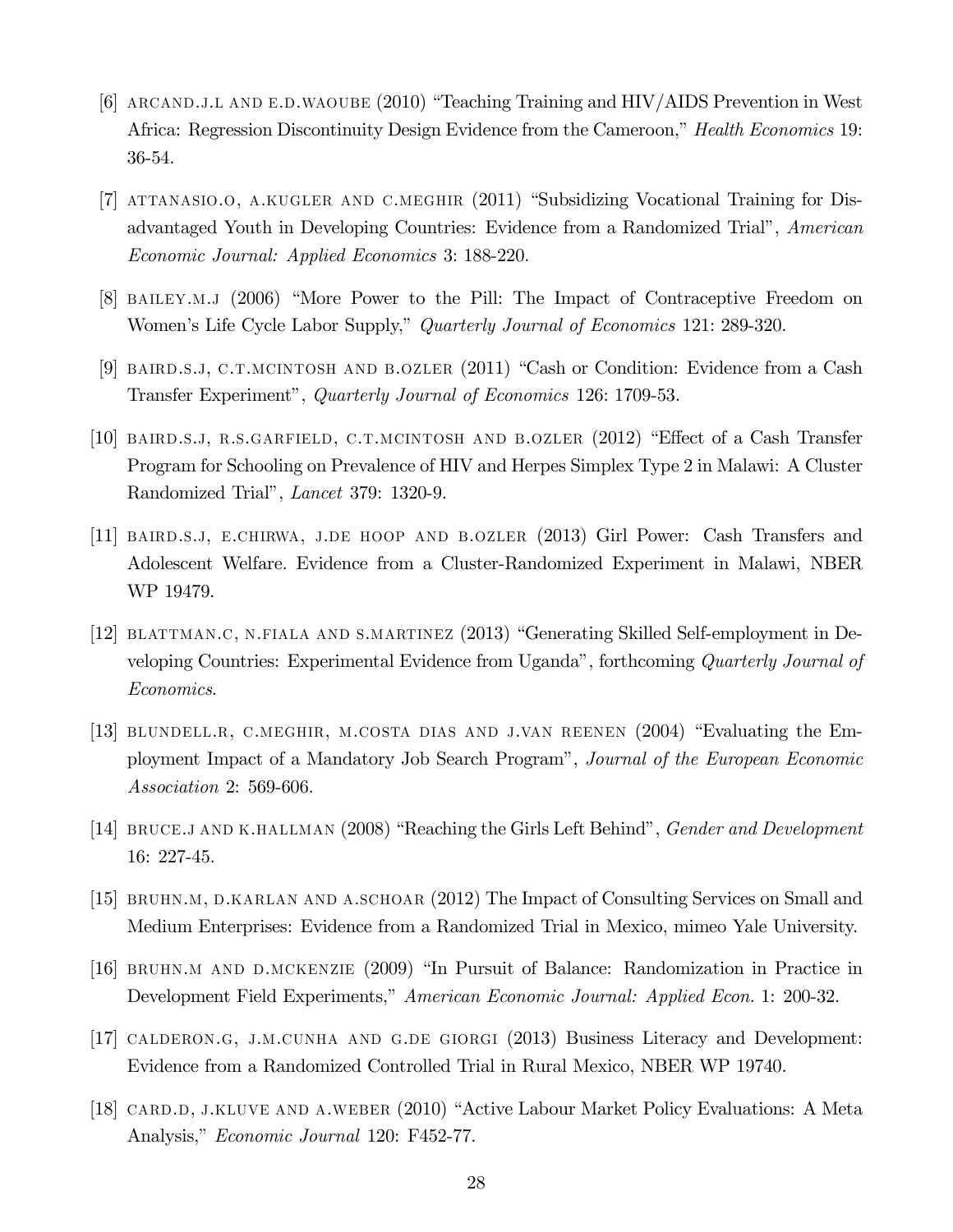[6] ARCAND.J.L AND E.D.WAOUBE (2010) "Teaching Training and HIV/AIDS Prevention in West Africa: Regression Discontinuity Design Evidence from the Cameroon," *Health Economics* 19: 36-54.

[7] ATTANASIO.O, A.KUGLER AND C.MEGHIR (2011) "Subsidizing Vocational Training for Disadvantaged Youth in Developing Countries: Evidence from a Randomized Trial", *American Economic Journal: Applied Economics* 3: 188-220.

[8] BAILEY.M.J (2006) "More Power to the Pill: The Impact of Contraceptive Freedom on Women's Life Cycle Labor Supply," *Quarterly Journal of Economics* 121: 289-320.

[9] BAIRD.S.J, C.T.MCINTOSH AND B.OZLER (2011) "Cash or Condition: Evidence from a Cash Transfer Experiment", *Quarterly Journal of Economics* 126: 1709-53.

[10] BAIRD.S.J, R.S.GARFIELD, C.T.MCINTOSH AND B.OZLER (2012) "Effect of a Cash Transfer Program for Schooling on Prevalence of HIV and Herpes Simplex Type 2 in Malawi: A Cluster Randomized Trial", *Lancet* 379: 1320-9.

[11] BAIRD.S.J, E.CHIRWA, J.DE HOOP AND B.OZLER (2013) Girl Power: Cash Transfers and Adolescent Welfare. Evidence from a Cluster-Randomized Experiment in Malawi, NBER WP 19479.

[12] BLATTMAN.C, N.FIALA AND S.MARTINEZ (2013) "Generating Skilled Self-employment in Developing Countries: Experimental Evidence from Uganda", forthcoming *Quarterly Journal of Economics*.

[13] BLUNDELL.R, C.MEGHIR, M.COSTA DIAS AND J.VAN REENEN (2004) "Evaluating the Employment Impact of a Mandatory Job Search Program", *Journal of the European Economic Association* 2: 569-606.

[14] BRUCE.J AND K.HALLMAN (2008) "Reaching the Girls Left Behind", *Gender and Development* 16: 227-45.

[15] BRUHN.M, D.KARLAN AND A.SCHOAR (2012) The Impact of Consulting Services on Small and Medium Enterprises: Evidence from a Randomized Trial in Mexico, mimeo Yale University.

[16] BRUHN.M AND D.MCKENZIE (2009) "In Pursuit of Balance: Randomization in Practice in Development Field Experiments," *American Economic Journal: Applied Econ.* 1: 200-32.

[17] CALDERON.G, J.M.CUNHA AND G.DE GIORGI (2013) Business Literacy and Development: Evidence from a Randomized Controlled Trial in Rural Mexico, NBER WP 19740.

[18] CARD.D, J.KLUVE AND A.WEBER (2010) "Active Labour Market Policy Evaluations: A Meta Analysis," *Economic Journal* 120: F452-77.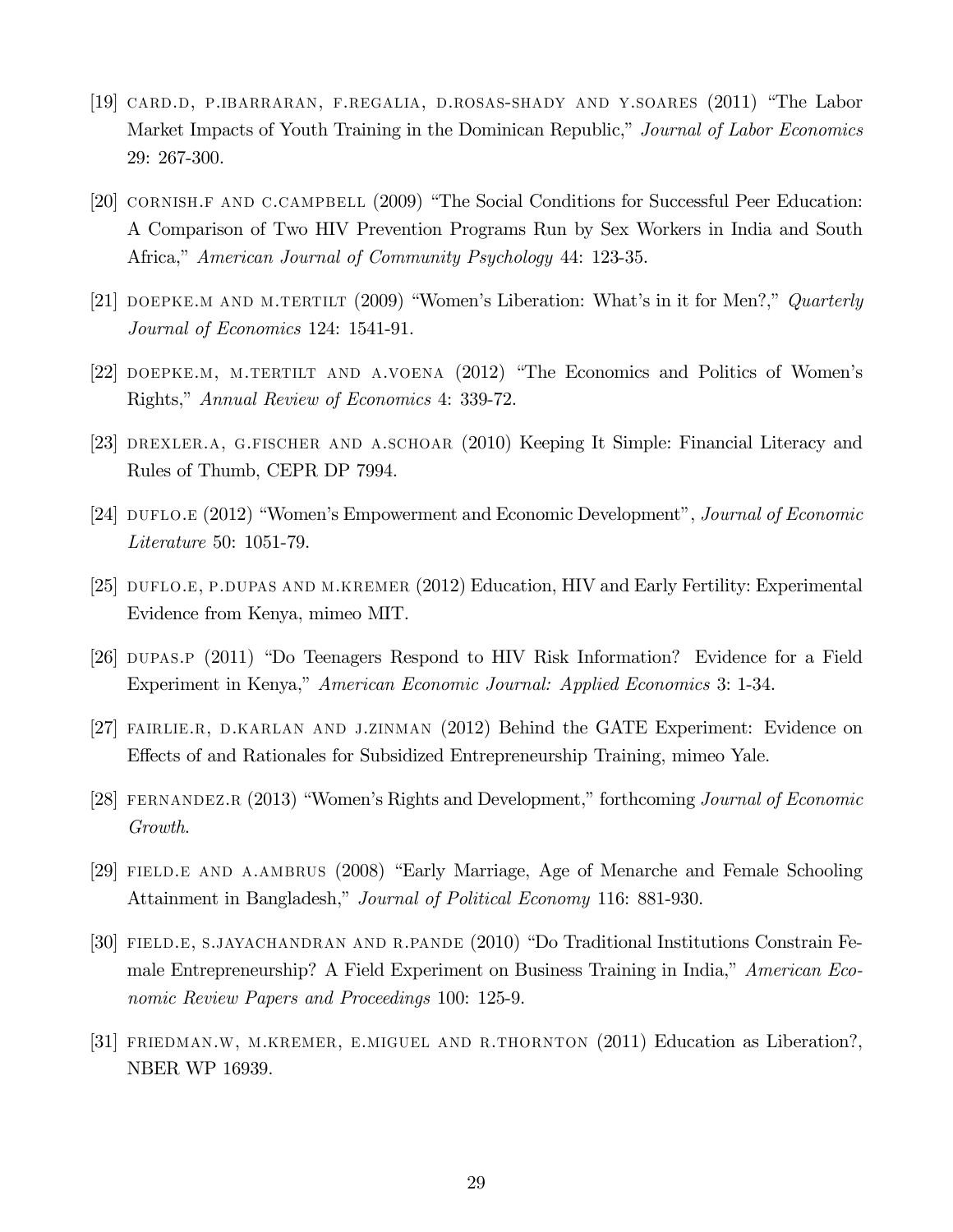[19] CARD.D, P.IBARRARAN, F.REGALIA, D.ROSAS-SHADY AND Y.SOARES (2011) "The Labor Market Impacts of Youth Training in the Dominican Republic," *Journal of Labor Economics* 29: 267-300.

[20] CORNISH.F AND C.CAMPBELL (2009) "The Social Conditions for Successful Peer Education: A Comparison of Two HIV Prevention Programs Run by Sex Workers in India and South Africa," *American Journal of Community Psychology* 44: 123-35.

[21] DOEPKE.M AND M.TERTILT (2009) "Women's Liberation: What's in it for Men?," *Quarterly Journal of Economics* 124: 1541-91.

[22] DOEPKE.M, M.TERTILT AND A.VOENA (2012) "The Economics and Politics of Women's Rights," *Annual Review of Economics* 4: 339-72.

[23] DREXLER.A, G.FISCHER AND A.SCHOAR (2010) Keeping It Simple: Financial Literacy and Rules of Thumb, CEPR DP 7994.

[24] DUFLO.E (2012) "Women's Empowerment and Economic Development", *Journal of Economic Literature* 50: 1051-79.

[25] DUFLO.E, P.DUPAS AND M.KREMER (2012) Education, HIV and Early Fertility: Experimental Evidence from Kenya, mimeo MIT.

[26] DUPAS.P (2011) "Do Teenagers Respond to HIV Risk Information? Evidence for a Field Experiment in Kenya," *American Economic Journal: Applied Economics* 3: 1-34.

[27] FAIRLIE.R, D.KARLAN AND J.ZINMAN (2012) Behind the GATE Experiment: Evidence on Effects of and Rationales for Subsidized Entrepreneurship Training, mimeo Yale.

[28] FERNANDEZ.R (2013) "Women's Rights and Development," forthcoming *Journal of Economic Growth*.

[29] FIELD.E AND A.AMBRUS (2008) "Early Marriage, Age of Menarche and Female Schooling Attainment in Bangladesh," *Journal of Political Economy* 116: 881-930.

[30] FIELD.E, S.JAYACHANDRAN AND R.PANDE (2010) "Do Traditional Institutions Constrain Female Entrepreneurship? A Field Experiment on Business Training in India," *American Economic Review Papers and Proceedings* 100: 125-9.

[31] FRIEDMAN.W, M.KREMER, E.MIGUEL AND R.THORNTON (2011) Education as Liberation?, NBER WP 16939.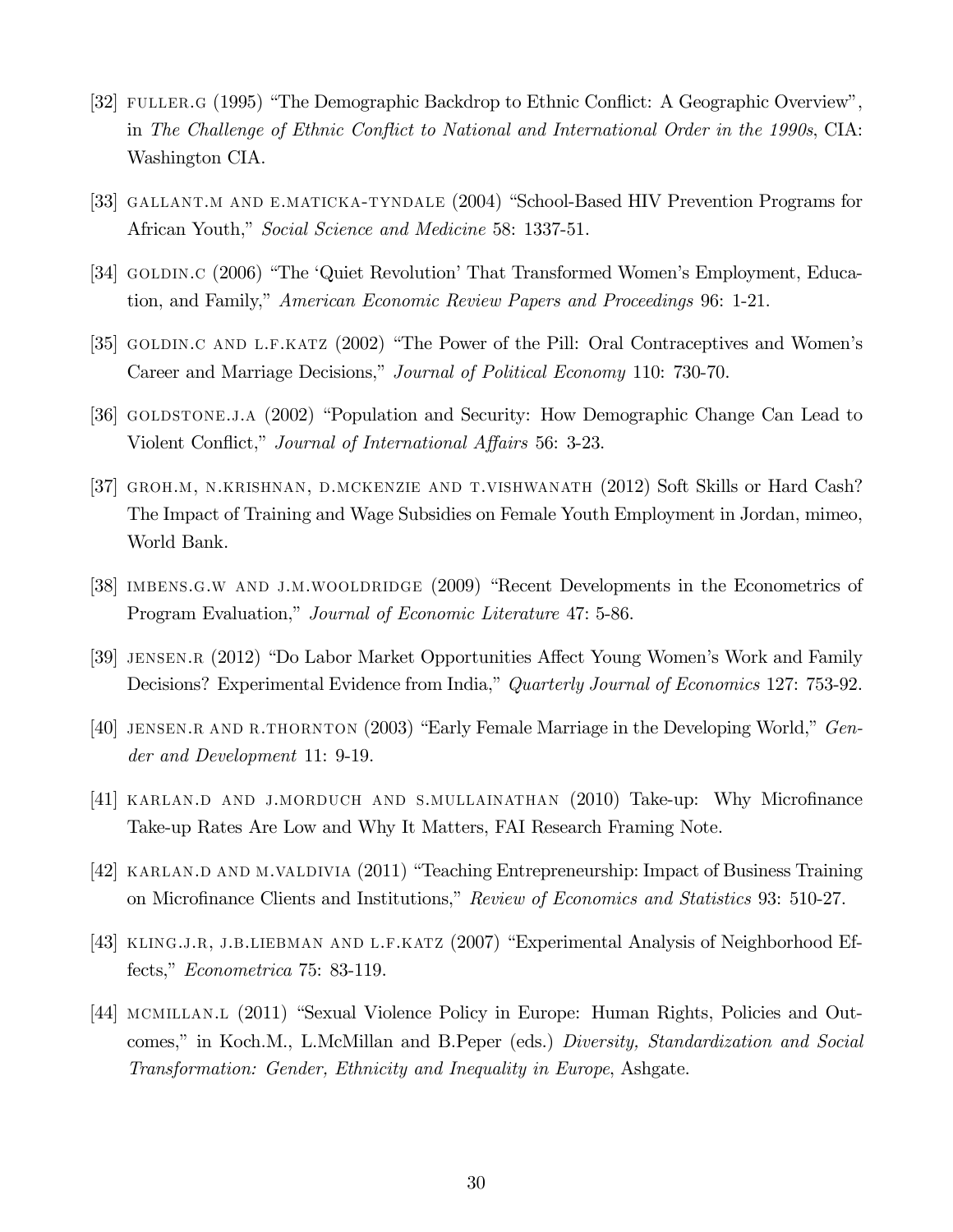[32] FULLER.G (1995) "The Demographic Backdrop to Ethnic Conflict: A Geographic Overview", in *The Challenge of Ethnic Conflict to National and International Order in the 1990s*, CIA: Washington CIA.

[33] GALLANT.M AND E.MATICKA-TYNDALE (2004) "School-Based HIV Prevention Programs for African Youth," *Social Science and Medicine* 58: 1337-51.

[34] GOLDIN.C (2006) "The 'Quiet Revolution' That Transformed Women's Employment, Education, and Family," *American Economic Review Papers and Proceedings* 96: 1-21.

[35] GOLDIN.C AND L.F.KATZ (2002) "The Power of the Pill: Oral Contraceptives and Women's Career and Marriage Decisions," *Journal of Political Economy* 110: 730-70.

[36] GOLDSTONE.J.A (2002) "Population and Security: How Demographic Change Can Lead to Violent Conflict," *Journal of International Affairs* 56: 3-23.

[37] GROH.M, N.KRISHNAN, D.MCKENZIE AND T.VISHWANATH (2012) Soft Skills or Hard Cash? The Impact of Training and Wage Subsidies on Female Youth Employment in Jordan, mimeo, World Bank.

[38] IMBENS.G.W AND J.M.WOOLDRIDGE (2009) "Recent Developments in the Econometrics of Program Evaluation," *Journal of Economic Literature* 47: 5-86.

[39] JENSEN.R (2012) "Do Labor Market Opportunities Affect Young Women's Work and Family Decisions? Experimental Evidence from India," *Quarterly Journal of Economics* 127: 753-92.

[40] JENSEN.R AND R.THORNTON (2003) "Early Female Marriage in the Developing World," *Gender and Development* 11: 9-19.

[41] KARLAN.D AND J.MORDUCH AND S.MULLAINATHAN (2010) Take-up: Why Microfinance Take-up Rates Are Low and Why It Matters, FAI Research Framing Note.

[42] KARLAN.D AND M.VALDIVIA (2011) "Teaching Entrepreneurship: Impact of Business Training on Microfinance Clients and Institutions," *Review of Economics and Statistics* 93: 510-27.

[43] KLING.J.R, J.B.LIEBMAN AND L.F.KATZ (2007) "Experimental Analysis of Neighborhood Effects," *Econometrica* 75: 83-119.

[44] MCMILLAN.L (2011) "Sexual Violence Policy in Europe: Human Rights, Policies and Outcomes," in Koch.M., L.McMillan and B.Peper (eds.) *Diversity, Standardization and Social Transformation: Gender, Ethnicity and Inequality in Europe*, Ashgate.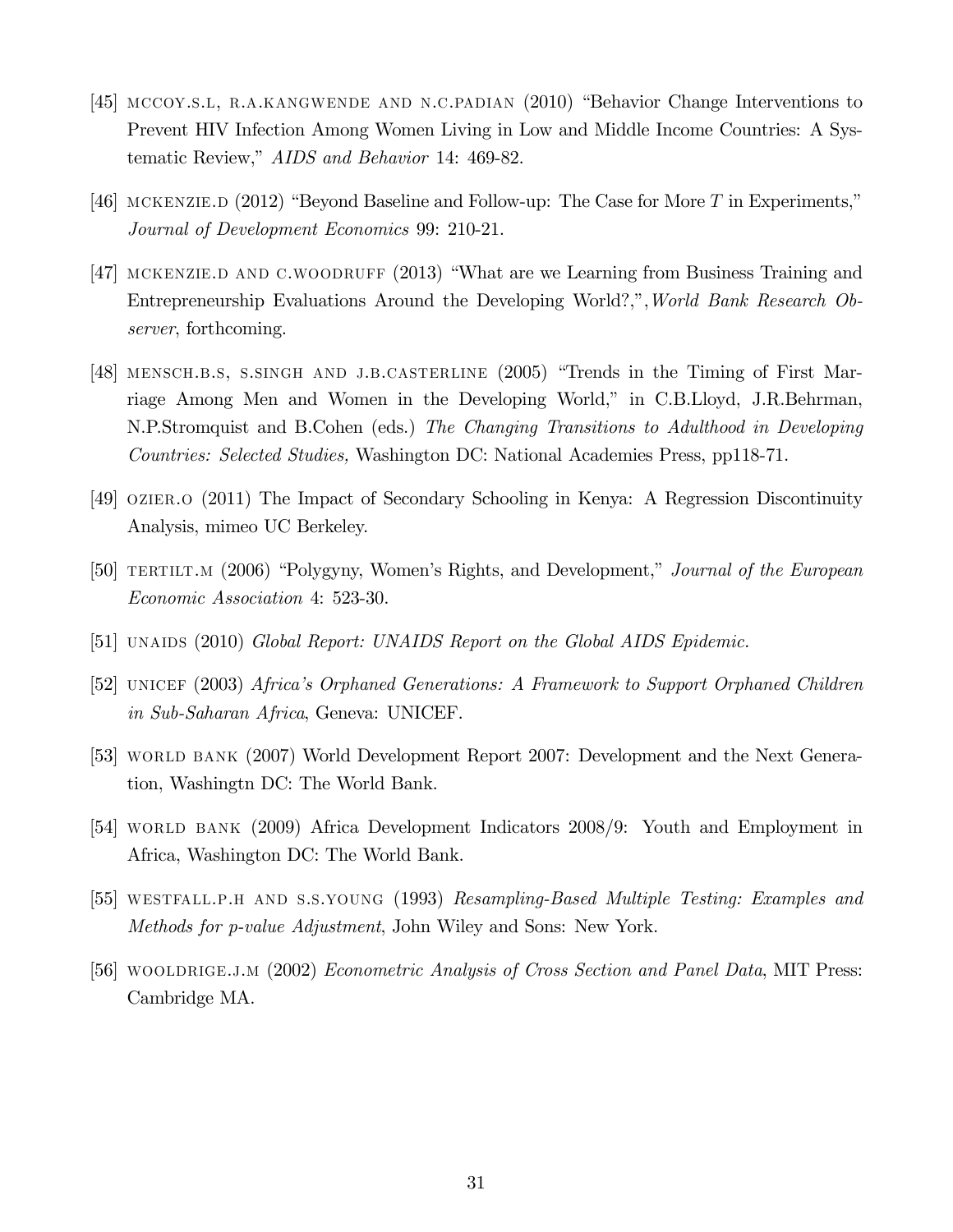[45] MCCOY.S.L, R.A.KANGWENDE AND N.C.PADIAN (2010) "Behavior Change Interventions to Prevent HIV Infection Among Women Living in Low and Middle Income Countries: A Systematic Review," *AIDS and Behavior* 14: 469-82.

[46] MCKENZIE.D (2012) "Beyond Baseline and Follow-up: The Case for More $T$ in Experiments," *Journal of Development Economics* 99: 210-21.

[47] MCKENZIE.D AND C.WOODRUFF (2013) "What are we Learning from Business Training and Entrepreneurship Evaluations Around the Developing World?,", *World Bank Research Observer*, forthcoming.

[48] MENSCH.B.S, S.SINGH AND J.B.CASTERLINE (2005) "Trends in the Timing of First Marriage Among Men and Women in the Developing World," in C.B.Lloyd, J.R.Behrman, N.P.Stromquist and B.Cohen (eds.) *The Changing Transitions to Adulthood in Developing Countries: Selected Studies,* Washington DC: National Academies Press, pp118-71.

[49] OZIER.O (2011) The Impact of Secondary Schooling in Kenya: A Regression Discontinuity Analysis, mimeo UC Berkeley.

[50] TERTILT.M (2006) "Polygyny, Women's Rights, and Development," *Journal of the European Economic Association* 4: 523-30.

[51] UNAIDS (2010) *Global Report: UNAIDS Report on the Global AIDS Epidemic.*

[52] UNICEF (2003) *Africa's Orphaned Generations: A Framework to Support Orphaned Children in Sub-Saharan Africa*, Geneva: UNICEF.

[53] WORLD BANK (2007) World Development Report 2007: Development and the Next Generation, Washingtn DC: The World Bank.

[54] WORLD BANK (2009) Africa Development Indicators 2008/9: Youth and Employment in Africa, Washington DC: The World Bank.

[55] WESTFALL.P.H AND S.S.YOUNG (1993) *Resampling-Based Multiple Testing: Examples and Methods for p-value Adjustment*, John Wiley and Sons: New York.

[56] WOOLDRIGE.J.M (2002) *Econometric Analysis of Cross Section and Panel Data*, MIT Press: Cambridge MA.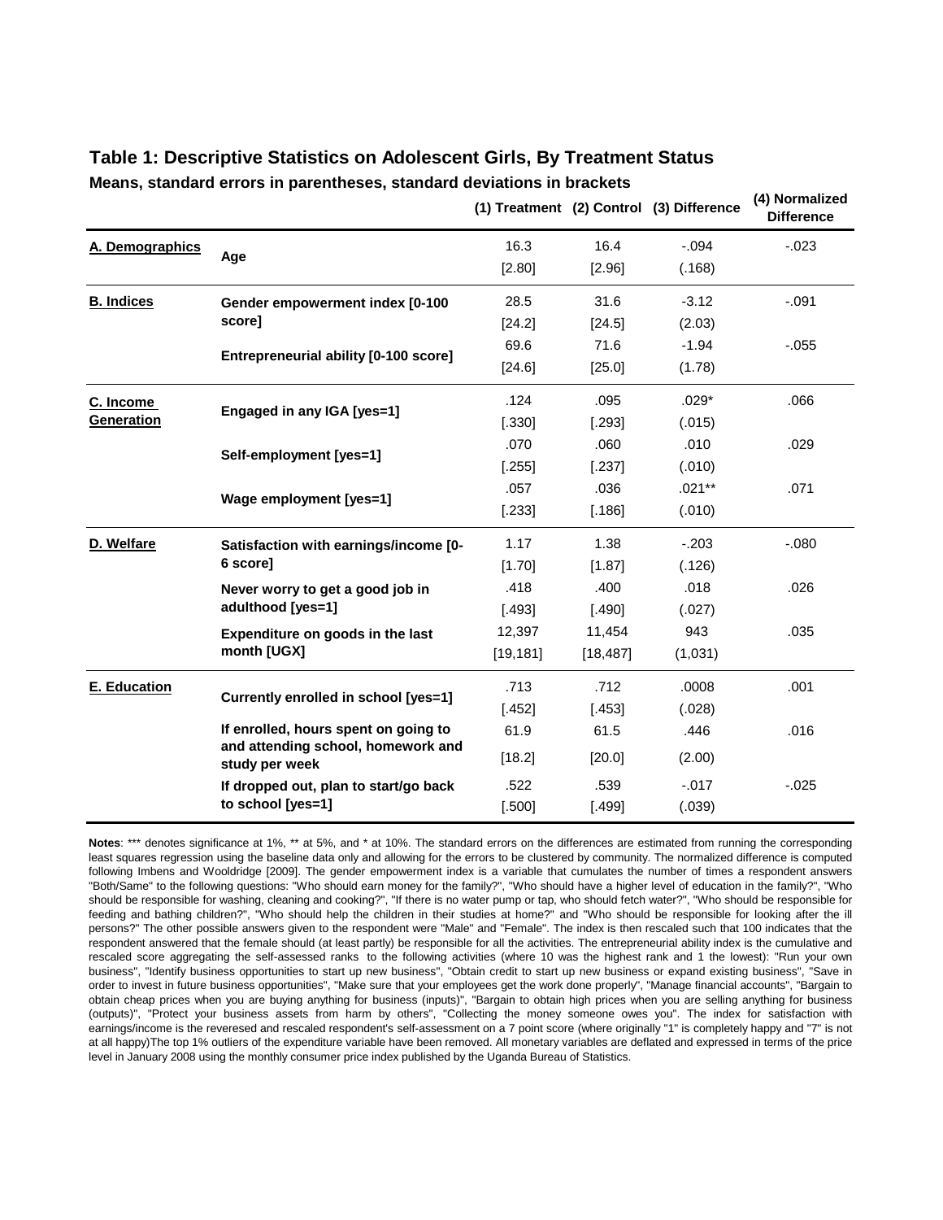## Table 1: Descriptive Statistics on Adolescent Girls, By Treatment Status

**Means, standard errors in parentheses, standard deviations in brackets**

| | | (1) Treatment | (2) Control | (3) Difference | (4) Normalized Difference |
|---|---|---|---|---|---|
| **A. Demographics** | **Age** | 16.3 | 16.4 | -.094 | -.023 |
| | | [2.80] | [2.96] | (.168) | |
| **B. Indices** | **Gender empowerment index [0-100 score]** | 28.5 | 31.6 | -3.12 | -.091 |
| | | [24.2] | [24.5] | (2.03) | |
| | **Entrepreneurial ability [0-100 score]** | 69.6 | 71.6 | -1.94 | -.055 |
| | | [24.6] | [25.0] | (1.78) | |
| **C. Income Generation** | **Engaged in any IGA [yes=1]** | .124 | .095 | .029* | .066 |
| | | [.330] | [.293] | (.015) | |
| | **Self-employment [yes=1]** | .070 | .060 | .010 | .029 |
| | | [.255] | [.237] | (.010) | |
| | **Wage employment [yes=1]** | .057 | .036 | .021** | .071 |
| | | [.233] | [.186] | (.010) | |
| **D. Welfare** | **Satisfaction with earnings/income [0-6 score]** | 1.17 | 1.38 | -.203 | -.080 |
| | | [1.70] | [1.87] | (.126) | |
| | **Never worry to get a good job in adulthood [yes=1]** | .418 | .400 | .018 | .026 |
| | | [.493] | [.490] | (.027) | |
| | **Expenditure on goods in the last month [UGX]** | 12,397 | 11,454 | 943 | .035 |
| | | [19,181] | [18,487] | (1,031) | |
| **E. Education** | **Currently enrolled in school [yes=1]** | .713 | .712 | .0008 | .001 |
| | | [.452] | [.453] | (.028) | |
| | **If enrolled, hours spent on going to and attending school, homework and study per week** | 61.9 | 61.5 | .446 | .016 |
| | | [18.2] | [20.0] | (2.00) | |
| | **If dropped out, plan to start/go back to school [yes=1]** | .522 | .539 | -.017 | -.025 |
| | | [.500] | [.499] | (.039) | |

**Notes**: *** denotes significance at 1%, ** at 5%, and * at 10%. The standard errors on the differences are estimated from running the corresponding least squares regression using the baseline data only and allowing for the errors to be clustered by community. The normalized difference is computed following Imbens and Wooldridge [2009]. The gender empowerment index is a variable that cumulates the number of times a respondent answers "Both/Same" to the following questions: "Who should earn money for the family?", "Who should have a higher level of education in the family?", "Who should be responsible for washing, cleaning and cooking?", "If there is no water pump or tap, who should fetch water?", "Who should be responsible for feeding and bathing children?", "Who should help the children in their studies at home?" and "Who should be responsible for looking after the ill persons?" The other possible answers given to the respondent were "Male" and "Female". The index is then rescaled such that 100 indicates that the respondent answered that the female should (at least partly) be responsible for all the activities. The entrepreneurial ability index is the cumulative and rescaled score aggregating the self-assessed ranks to the following activities (where 10 was the highest rank and 1 the lowest): "Run your own business", "Identify business opportunities to start up new business", "Obtain credit to start up new business or expand existing business", "Save in order to invest in future business opportunities", "Make sure that your employees get the work done properly", "Manage financial accounts", "Bargain to obtain cheap prices when you are buying anything for business (inputs)", "Bargain to obtain high prices when you are selling anything for business (outputs)", "Protect your business assets from harm by others", "Collecting the money someone owes you". The index for satisfaction with earnings/income is the reveresed and rescaled respondent's self-assessment on a 7 point score (where originally "1" is completely happy and "7" is not at all happy)The top 1% outliers of the expenditure variable have been removed. All monetary variables are deflated and expressed in terms of the price level in January 2008 using the monthly consumer price index published by the Uganda Bureau of Statistics.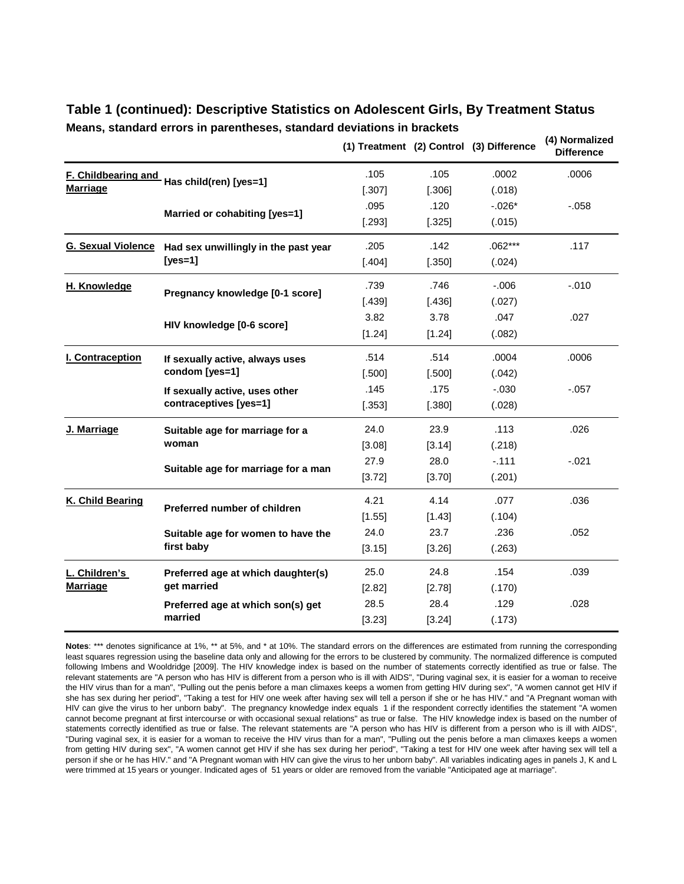# Table 1 (continued): Descriptive Statistics on Adolescent Girls, By Treatment Status

**Means, standard errors in parentheses, standard deviations in brackets**

| | | (1) Treatment | (2) Control | (3) Difference | (4) Normalized Difference |
|---|---|---|---|---|---|
| **F. Childbearing and Marriage** | **Has child(ren) [yes=1]** | .105 | .105 | .0002 | .0006 |
| | | [.307] | [.306] | (.018) | |
| | **Married or cohabiting [yes=1]** | .095 | .120 | -.026* | -.058 |
| | | [.293] | [.325] | (.015) | |
| **G. Sexual Violence** | **Had sex unwillingly in the past year [yes=1]** | .205 | .142 | .062*** | .117 |
| | | [.404] | [.350] | (.024) | |
| **H. Knowledge** | **Pregnancy knowledge [0-1 score]** | .739 | .746 | -.006 | -.010 |
| | | [.439] | [.436] | (.027) | |
| | **HIV knowledge [0-6 score]** | 3.82 | 3.78 | .047 | .027 |
| | | [1.24] | [1.24] | (.082) | |
| **I. Contraception** | **If sexually active, always uses condom [yes=1]** | .514 | .514 | .0004 | .0006 |
| | | [.500] | [.500] | (.042) | |
| | **If sexually active, uses other contraceptives [yes=1]** | .145 | .175 | -.030 | -.057 |
| | | [.353] | [.380] | (.028) | |
| **J. Marriage** | **Suitable age for marriage for a woman** | 24.0 | 23.9 | .113 | .026 |
| | | [3.08] | [3.14] | (.218) | |
| | **Suitable age for marriage for a man** | 27.9 | 28.0 | -.111 | -.021 |
| | | [3.72] | [3.70] | (.201) | |
| **K. Child Bearing** | **Preferred number of children** | 4.21 | 4.14 | .077 | .036 |
| | | [1.55] | [1.43] | (.104) | |
| | **Suitable age for women to have the first baby** | 24.0 | 23.7 | .236 | .052 |
| | | [3.15] | [3.26] | (.263) | |
| **L. Children's Marriage** | **Preferred age at which daughter(s) get married** | 25.0 | 24.8 | .154 | .039 |
| | | [2.82] | [2.78] | (.170) | |
| | **Preferred age at which son(s) get married** | 28.5 | 28.4 | .129 | .028 |
| | | [3.23] | [3.24] | (.173) | |

**Notes**: *** denotes significance at 1%, ** at 5%, and * at 10%. The standard errors on the differences are estimated from running the corresponding least squares regression using the baseline data only and allowing for the errors to be clustered by community. The normalized difference is computed following Imbens and Wooldridge [2009]. The HIV knowledge index is based on the number of statements correctly identified as true or false. The relevant statements are "A person who has HIV is different from a person who is ill with AIDS", "During vaginal sex, it is easier for a woman to receive the HIV virus than for a man", "Pulling out the penis before a man climaxes keeps a women from getting HIV during sex", "A women cannot get HIV if she has sex during her period", "Taking a test for HIV one week after having sex will tell a person if she or he has HIV." and "A Pregnant woman with HIV can give the virus to her unborn baby". The pregnancy knowledge index equals 1 if the respondent correctly identifies the statement "A women cannot become pregnant at first intercourse or with occasional sexual relations" as true or false. The HIV knowledge index is based on the number of statements correctly identified as true or false. The relevant statements are "A person who has HIV is different from a person who is ill with AIDS", "During vaginal sex, it is easier for a woman to receive the HIV virus than for a man", "Pulling out the penis before a man climaxes keeps a women from getting HIV during sex", "A women cannot get HIV if she has sex during her period", "Taking a test for HIV one week after having sex will tell a person if she or he has HIV." and "A Pregnant woman with HIV can give the virus to her unborn baby". All variables indicating ages in panels J, K and L were trimmed at 15 years or younger. Indicated ages of 51 years or older are removed from the variable "Anticipated age at marriage".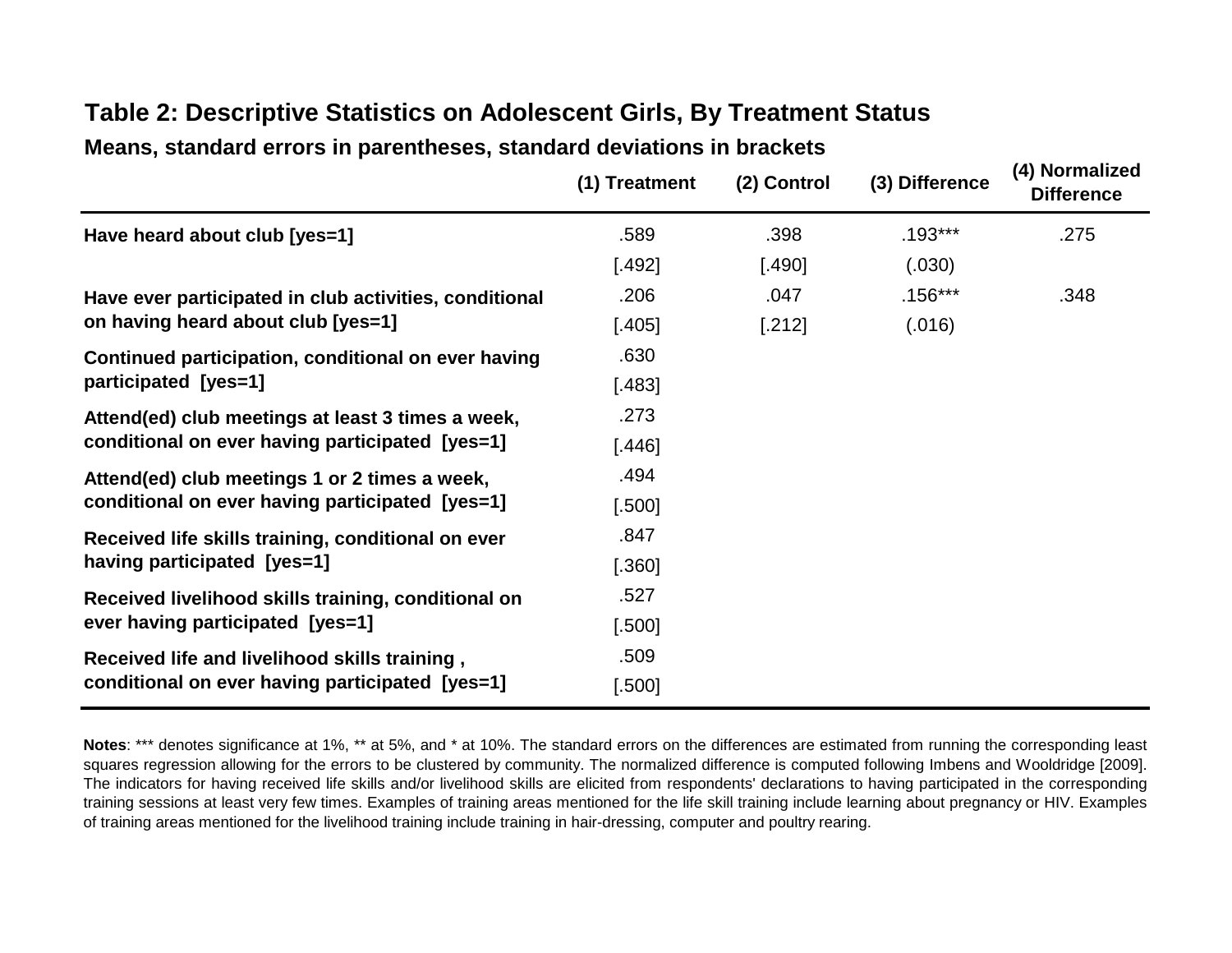## Table 2: Descriptive Statistics on Adolescent Girls, By Treatment Status

**Means, standard errors in parentheses, standard deviations in brackets**

| | (1) Treatment | (2) Control | (3) Difference | (4) Normalized Difference |
|---|---|---|---|---|
| **Have heard about club [yes=1]** | .589 | .398 | .193*** | .275 |
| | [.492] | [.490] | (.030) | |
| **Have ever participated in club activities, conditional on having heard about club [yes=1]** | .206 | .047 | .156*** | .348 |
| | [.405] | [.212] | (.016) | |
| **Continued participation, conditional on ever having participated [yes=1]** | .630 | | | |
| | [.483] | | | |
| **Attend(ed) club meetings at least 3 times a week, conditional on ever having participated [yes=1]** | .273 | | | |
| | [.446] | | | |
| **Attend(ed) club meetings 1 or 2 times a week, conditional on ever having participated [yes=1]** | .494 | | | |
| | [.500] | | | |
| **Received life skills training, conditional on ever having participated [yes=1]** | .847 | | | |
| | [.360] | | | |
| **Received livelihood skills training, conditional on ever having participated [yes=1]** | .527 | | | |
| | [.500] | | | |
| **Received life and livelihood skills training , conditional on ever having participated [yes=1]** | .509 | | | |
| | [.500] | | | |

**Notes**: *** denotes significance at 1%, ** at 5%, and * at 10%. The standard errors on the differences are estimated from running the corresponding least squares regression allowing for the errors to be clustered by community. The normalized difference is computed following Imbens and Wooldridge [2009]. The indicators for having received life skills and/or livelihood skills are elicited from respondents' declarations to having participated in the corresponding training sessions at least very few times. Examples of training areas mentioned for the life skill training include learning about pregnancy or HIV. Examples of training areas mentioned for the livelihood training include training in hair-dressing, computer and poultry rearing.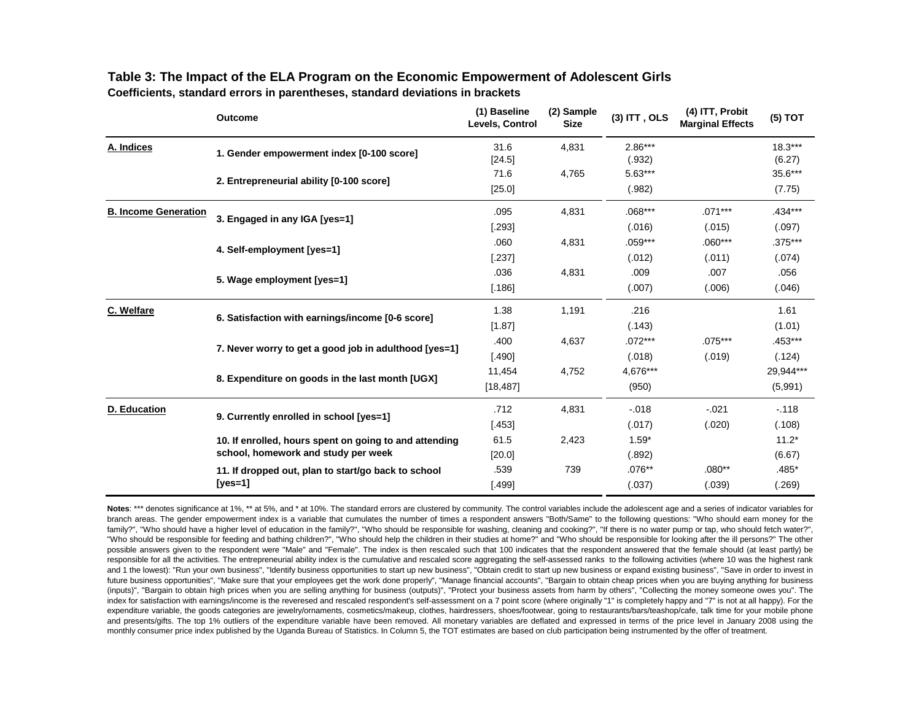**Table 3: The Impact of the ELA Program on the Economic Empowerment of Adolescent Girls**

**Coefficients, standard errors in parentheses, standard deviations in brackets**

| | Outcome | (1) Baseline Levels, Control | (2) Sample Size | (3) ITT , OLS | (4) ITT, Probit Marginal Effects | (5) TOT |
|---|---|---|---|---|---|---|
| **A. Indices** | 1. Gender empowerment index [0-100 score] | 31.6 | 4,831 | 2.86*** | | 18.3*** |
| | | [24.5] | | (.932) | | (6.27) |
| | 2. Entrepreneurial ability [0-100 score] | 71.6 | 4,765 | 5.63*** | | 35.6*** |
| | | [25.0] | | (.982) | | (7.75) |
| **B. Income Generation** | 3. Engaged in any IGA [yes=1] | .095 | 4,831 | .068*** | .071*** | .434*** |
| | | [.293] | | (.016) | (.015) | (.097) |
| | 4. Self-employment [yes=1] | .060 | 4,831 | .059*** | .060*** | .375*** |
| | | [.237] | | (.012) | (.011) | (.074) |
| | 5. Wage employment [yes=1] | .036 | 4,831 | .009 | .007 | .056 |
| | | [.186] | | (.007) | (.006) | (.046) |
| **C. Welfare** | 6. Satisfaction with earnings/income [0-6 score] | 1.38 | 1,191 | .216 | | 1.61 |
| | | [1.87] | | (.143) | | (1.01) |
| | 7. Never worry to get a good job in adulthood [yes=1] | .400 | 4,637 | .072*** | .075*** | .453*** |
| | | [.490] | | (.018) | (.019) | (.124) |
| | 8. Expenditure on goods in the last month [UGX] | 11,454 | 4,752 | 4,676*** | | 29,944*** |
| | | [18,487] | | (950) | | (5,991) |
| **D. Education** | 9. Currently enrolled in school [yes=1] | .712 | 4,831 | -.018 | -.021 | -.118 |
| | | [.453] | | (.017) | (.020) | (.108) |
| | 10. If enrolled, hours spent on going to and attending school, homework and study per week | 61.5 | 2,423 | 1.59* | | 11.2* |
| | | [20.0] | | (.892) | | (6.67) |
| | 11. If dropped out, plan to start/go back to school [yes=1] | .539 | 739 | .076** | .080** | .485* |
| | | [.499] | | (.037) | (.039) | (.269) |

**Notes**: *** denotes significance at 1%, ** at 5%, and * at 10%. The standard errors are clustered by community. The control variables include the adolescent age and a series of indicator variables for branch areas. The gender empowerment index is a variable that cumulates the number of times a respondent answers "Both/Same" to the following questions: "Who should earn money for the family?", "Who should have a higher level of education in the family?", "Who should be responsible for washing, cleaning and cooking?", "If there is no water pump or tap, who should fetch water?", "Who should be responsible for feeding and bathing children?", "Who should help the children in their studies at home?" and "Who should be responsible for looking after the ill persons?" The other possible answers given to the respondent were "Male" and "Female". The index is then rescaled such that 100 indicates that the respondent answered that the female should (at least partly) be responsible for all the activities. The entrepreneurial ability index is the cumulative and rescaled score aggregating the self-assessed ranks to the following activities (where 10 was the highest rank and 1 the lowest): "Run your own business", "Identify business opportunities to start up new business", "Obtain credit to start up new business or expand existing business", "Save in order to invest in future business opportunities", "Make sure that your employees get the work done properly", "Manage financial accounts", "Bargain to obtain cheap prices when you are buying anything for business (inputs)", "Bargain to obtain high prices when you are selling anything for business (outputs)", "Protect your business assets from harm by others", "Collecting the money someone owes you". The index for satisfaction with earnings/income is the reveresed and rescaled respondent's self-assessment on a 7 point score (where originally "1" is completely happy and "7" is not at all happy). For the expenditure variable, the goods categories are jewelry/ornaments, cosmetics/makeup, clothes, hairdressers, shoes/footwear, going to restaurants/bars/teashop/cafe, talk time for your mobile phone and presents/gifts. The top 1% outliers of the expenditure variable have been removed. All monetary variables are deflated and expressed in terms of the price level in January 2008 using the monthly consumer price index published by the Uganda Bureau of Statistics. In Column 5, the TOT estimates are based on club participation being instrumented by the offer of treatment.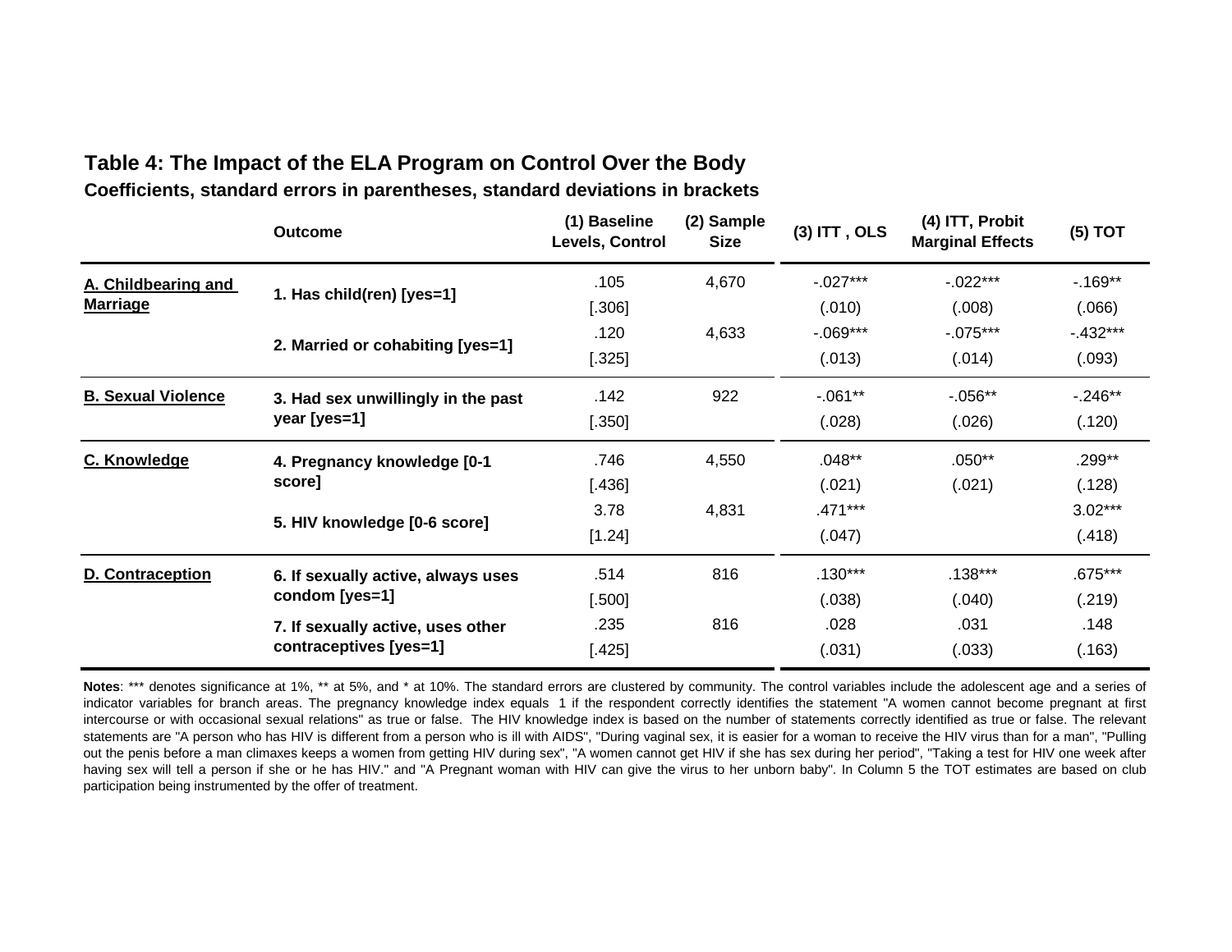## Table 4: The Impact of the ELA Program on Control Over the Body

**Coefficients, standard errors in parentheses, standard deviations in brackets**

| | Outcome | (1) Baseline Levels, Control | (2) Sample Size | (3) ITT , OLS | (4) ITT, Probit Marginal Effects | (5) TOT |
|---|---|---|---|---|---|---|
| **A. Childbearing and Marriage** | **1. Has child(ren) [yes=1]** | .105 | 4,670 | -.027*** | -.022*** | -.169** |
| | | [.306] | | (.010) | (.008) | (.066) |
| | **2. Married or cohabiting [yes=1]** | .120 | 4,633 | -.069*** | -.075*** | -.432*** |
| | | [.325] | | (.013) | (.014) | (.093) |
| **B. Sexual Violence** | **3. Had sex unwillingly in the past year [yes=1]** | .142 | 922 | -.061** | -.056** | -.246** |
| | | [.350] | | (.028) | (.026) | (.120) |
| **C. Knowledge** | **4. Pregnancy knowledge [0-1 score]** | .746 | 4,550 | .048** | .050** | .299** |
| | | [.436] | | (.021) | (.021) | (.128) |
| | **5. HIV knowledge [0-6 score]** | 3.78 | 4,831 | .471*** | | 3.02*** |
| | | [1.24] | | (.047) | | (.418) |
| **D. Contraception** | **6. If sexually active, always uses condom [yes=1]** | .514 | 816 | .130*** | .138*** | .675*** |
| | | [.500] | | (.038) | (.040) | (.219) |
| | **7. If sexually active, uses other contraceptives [yes=1]** | .235 | 816 | .028 | .031 | .148 |
| | | [.425] | | (.031) | (.033) | (.163) |

**Notes**: *** denotes significance at 1%, ** at 5%, and * at 10%. The standard errors are clustered by community. The control variables include the adolescent age and a series of indicator variables for branch areas. The pregnancy knowledge index equals 1 if the respondent correctly identifies the statement "A women cannot become pregnant at first intercourse or with occasional sexual relations" as true or false. The HIV knowledge index is based on the number of statements correctly identified as true or false. The relevant statements are "A person who has HIV is different from a person who is ill with AIDS", "During vaginal sex, it is easier for a woman to receive the HIV virus than for a man", "Pulling out the penis before a man climaxes keeps a women from getting HIV during sex", "A women cannot get HIV if she has sex during her period", "Taking a test for HIV one week after having sex will tell a person if she or he has HIV." and "A Pregnant woman with HIV can give the virus to her unborn baby". In Column 5 the TOT estimates are based on club participation being instrumented by the offer of treatment.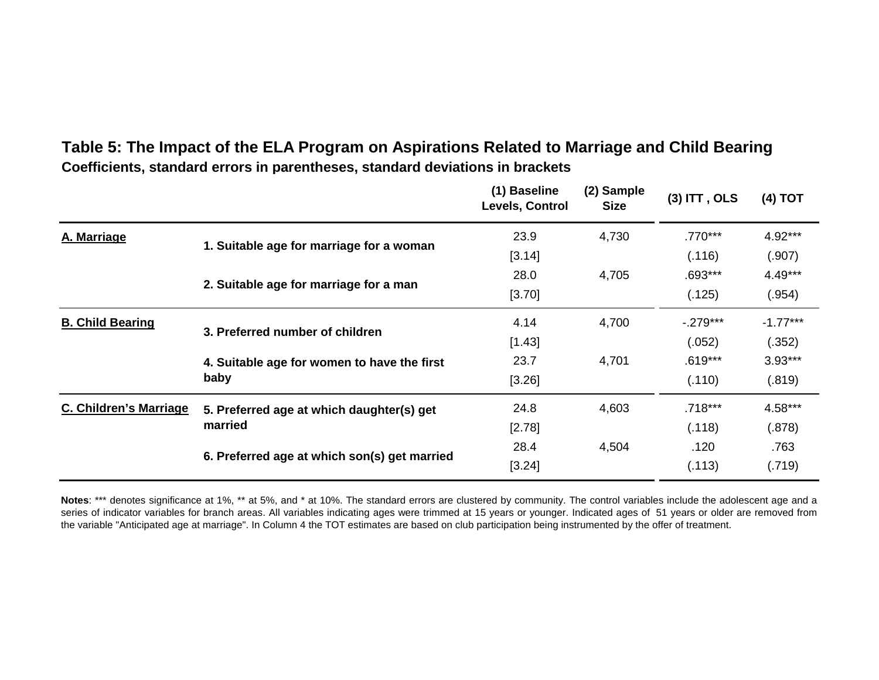**Table 5: The Impact of the ELA Program on Aspirations Related to Marriage and Child Bearing**
**Coefficients, standard errors in parentheses, standard deviations in brackets**

| | | (1) Baseline Levels, Control | (2) Sample Size | (3) ITT , OLS | (4) TOT |
|---|---|---|---|---|---|
| **A. Marriage** | **1. Suitable age for marriage for a woman** | 23.9 | 4,730 | .770*** | 4.92*** |
| | | [3.14] | | (.116) | (.907) |
| | **2. Suitable age for marriage for a man** | 28.0 | 4,705 | .693*** | 4.49*** |
| | | [3.70] | | (.125) | (.954) |
| **B. Child Bearing** | **3. Preferred number of children** | 4.14 | 4,700 | -.279*** | -1.77*** |
| | | [1.43] | | (.052) | (.352) |
| | **4. Suitable age for women to have the first baby** | 23.7 | 4,701 | .619*** | 3.93*** |
| | | [3.26] | | (.110) | (.819) |
| **C. Children's Marriage** | **5. Preferred age at which daughter(s) get married** | 24.8 | 4,603 | .718*** | 4.58*** |
| | | [2.78] | | (.118) | (.878) |
| | **6. Preferred age at which son(s) get married** | 28.4 | 4,504 | .120 | .763 |
| | | [3.24] | | (.113) | (.719) |

**Notes**: *** denotes significance at 1%, ** at 5%, and * at 10%. The standard errors are clustered by community. The control variables include the adolescent age and a series of indicator variables for branch areas. All variables indicating ages were trimmed at 15 years or younger. Indicated ages of 51 years or older are removed from the variable "Anticipated age at marriage". In Column 4 the TOT estimates are based on club participation being instrumented by the offer of treatment.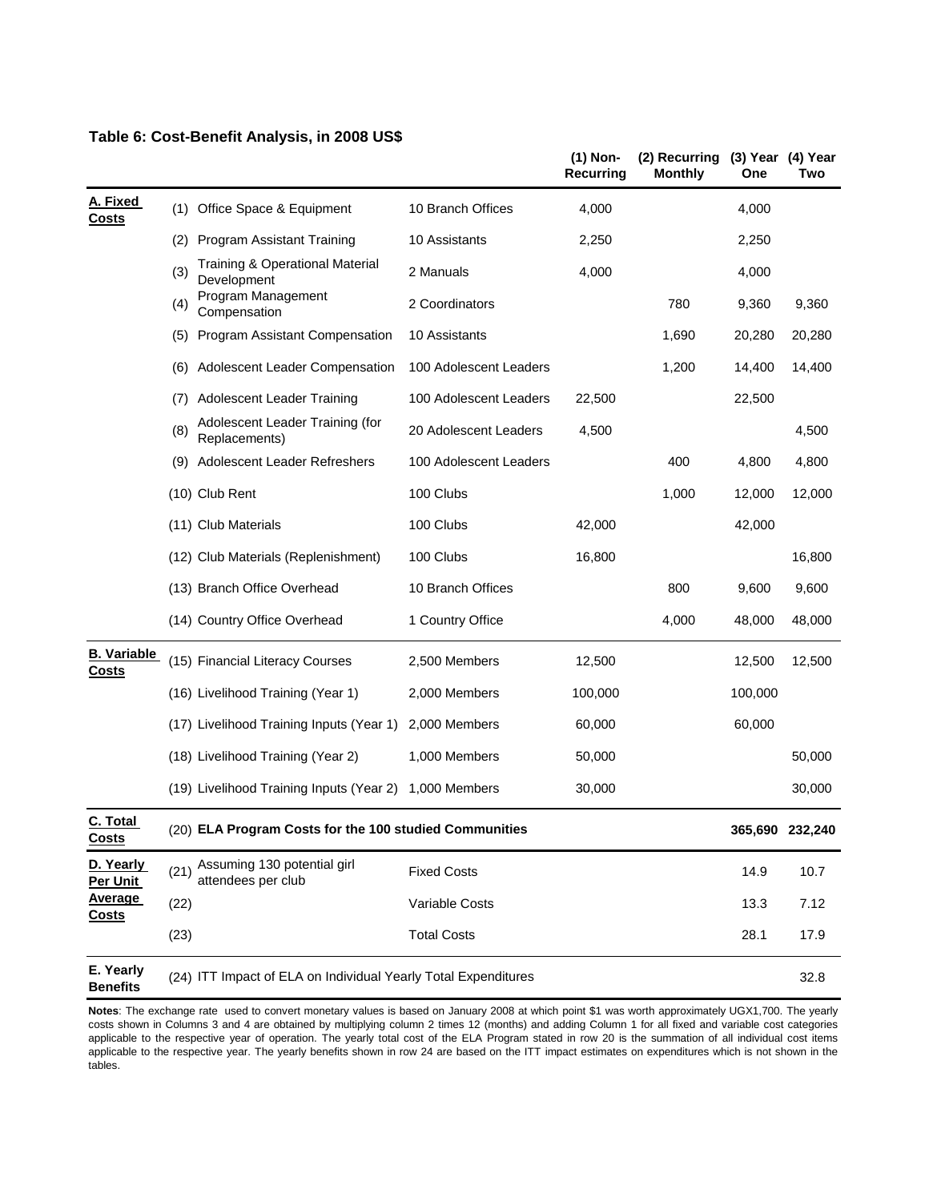**Table 6: Cost-Benefit Analysis, in 2008 US$**

| | | | | (1) Non-Recurring | (2) Recurring Monthly | (3) Year One | (4) Year Two |
|---|---|---|---|---|---|---|---|
| **A. Fixed Costs** | (1) | Office Space & Equipment | 10 Branch Offices | 4,000 | | 4,000 | |
| | (2) | Program Assistant Training | 10 Assistants | 2,250 | | 2,250 | |
| | (3) | Training & Operational Material Development | 2 Manuals | 4,000 | | 4,000 | |
| | (4) | Program Management Compensation | 2 Coordinators | | 780 | 9,360 | 9,360 |
| | (5) | Program Assistant Compensation | 10 Assistants | | 1,690 | 20,280 | 20,280 |
| | (6) | Adolescent Leader Compensation | 100 Adolescent Leaders | | 1,200 | 14,400 | 14,400 |
| | (7) | Adolescent Leader Training | 100 Adolescent Leaders | 22,500 | | 22,500 | |
| | (8) | Adolescent Leader Training (for Replacements) | 20 Adolescent Leaders | 4,500 | | | 4,500 |
| | (9) | Adolescent Leader Refreshers | 100 Adolescent Leaders | | 400 | 4,800 | 4,800 |
| | (10) | Club Rent | 100 Clubs | | 1,000 | 12,000 | 12,000 |
| | (11) | Club Materials | 100 Clubs | 42,000 | | 42,000 | |
| | (12) | Club Materials (Replenishment) | 100 Clubs | 16,800 | | | 16,800 |
| | (13) | Branch Office Overhead | 10 Branch Offices | | 800 | 9,600 | 9,600 |
| | (14) | Country Office Overhead | 1 Country Office | | 4,000 | 48,000 | 48,000 |
| **B. Variable Costs** | (15) | Financial Literacy Courses | 2,500 Members | 12,500 | | 12,500 | 12,500 |
| | (16) | Livelihood Training (Year 1) | 2,000 Members | 100,000 | | 100,000 | |
| | (17) | Livelihood Training Inputs (Year 1) | 2,000 Members | 60,000 | | 60,000 | |
| | (18) | Livelihood Training (Year 2) | 1,000 Members | 50,000 | | | 50,000 |
| | (19) | Livelihood Training Inputs (Year 2) | 1,000 Members | 30,000 | | | 30,000 |
| **C. Total Costs** | (20) | **ELA Program Costs for the 100 studied Communities** | | | | **365,690** | **232,240** |
| **D. Yearly Per Unit Average Costs** | (21) | Assuming 130 potential girl attendees per club | Fixed Costs | | | 14.9 | 10.7 |
| | (22) | | Variable Costs | | | 13.3 | 7.12 |
| | (23) | | Total Costs | | | 28.1 | 17.9 |
| **E. Yearly Benefits** | (24) | ITT Impact of ELA on Individual Yearly Total Expenditures | | | | | 32.8 |

**Notes**: The exchange rate used to convert monetary values is based on January 2008 at which point $1 was worth approximately UGX1,700. The yearly costs shown in Columns 3 and 4 are obtained by multiplying column 2 times 12 (months) and adding Column 1 for all fixed and variable cost categories applicable to the respective year of operation. The yearly total cost of the ELA Program stated in row 20 is the summation of all individual cost items applicable to the respective year. The yearly benefits shown in row 24 are based on the ITT impact estimates on expenditures which is not shown in the tables.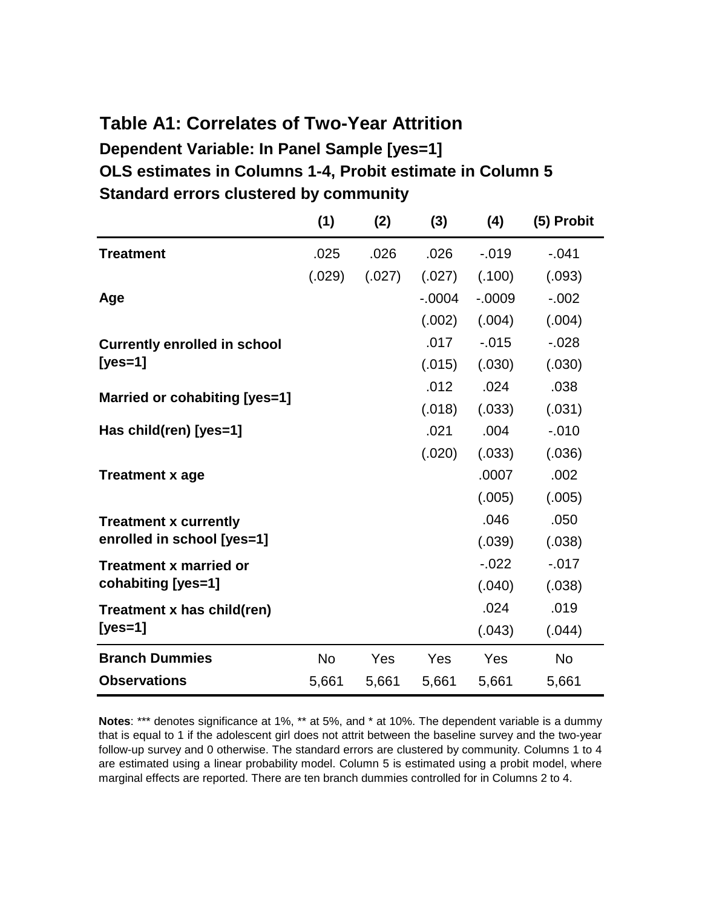## Table A1: Correlates of Two-Year Attrition

### Dependent Variable: In Panel Sample [yes=1]

### OLS estimates in Columns 1-4, Probit estimate in Column 5

### Standard errors clustered by community

| | (1) | (2) | (3) | (4) | (5) Probit |
|---|---|---|---|---|---|
| **Treatment** | .025 | .026 | .026 | -.019 | -.041 |
| | (.029) | (.027) | (.027) | (.100) | (.093) |
| **Age** | | | -.0004 | -.0009 | -.002 |
| | | | (.002) | (.004) | (.004) |
| **Currently enrolled in school [yes=1]** | | | .017 | -.015 | -.028 |
| | | | (.015) | (.030) | (.030) |
| **Married or cohabiting [yes=1]** | | | .012 | .024 | .038 |
| | | | (.018) | (.033) | (.031) |
| **Has child(ren) [yes=1]** | | | .021 | .004 | -.010 |
| | | | (.020) | (.033) | (.036) |
| **Treatment x age** | | | | .0007 | .002 |
| | | | | (.005) | (.005) |
| **Treatment x currently enrolled in school [yes=1]** | | | | .046 | .050 |
| | | | | (.039) | (.038) |
| **Treatment x married or cohabiting [yes=1]** | | | | -.022 | -.017 |
| | | | | (.040) | (.038) |
| **Treatment x has child(ren) [yes=1]** | | | | .024 | .019 |
| | | | | (.043) | (.044) |
| **Branch Dummies** | No | Yes | Yes | Yes | No |
| **Observations** | 5,661 | 5,661 | 5,661 | 5,661 | 5,661 |

**Notes**: *** denotes significance at 1%, ** at 5%, and * at 10%. The dependent variable is a dummy that is equal to 1 if the adolescent girl does not attrit between the baseline survey and the two-year follow-up survey and 0 otherwise. The standard errors are clustered by community. Columns 1 to 4 are estimated using a linear probability model. Column 5 is estimated using a probit model, where marginal effects are reported. There are ten branch dummies controlled for in Columns 2 to 4.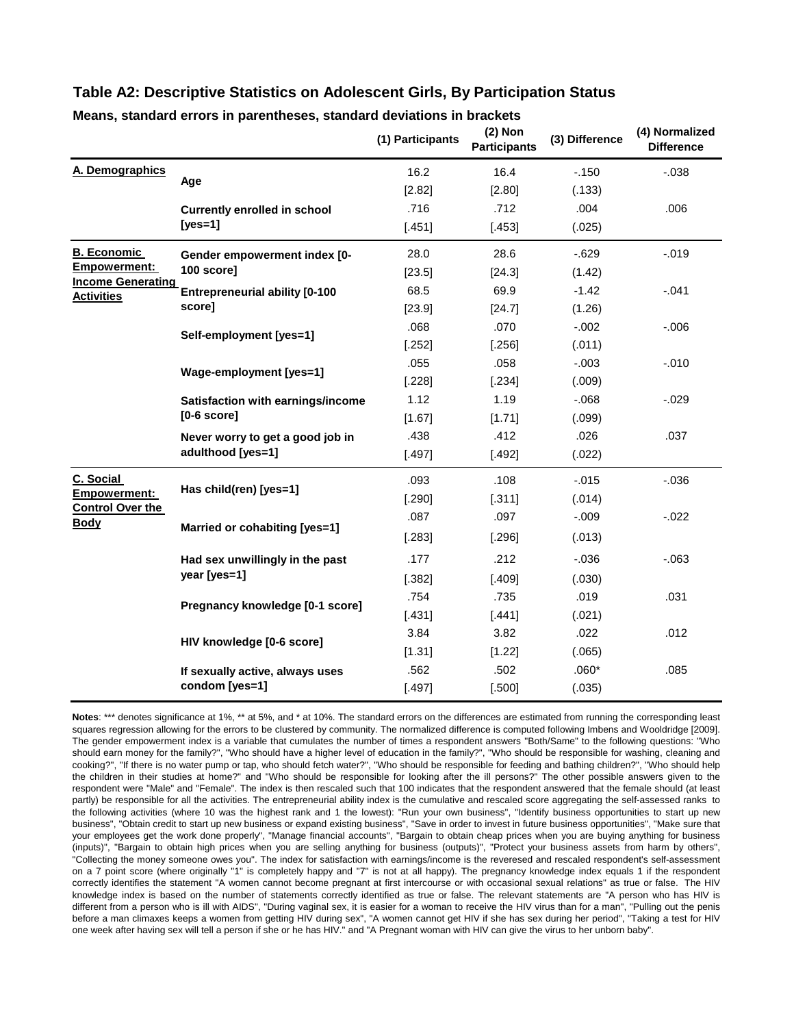## Table A2: Descriptive Statistics on Adolescent Girls, By Participation Status

**Means, standard errors in parentheses, standard deviations in brackets**

| | | (1) Participants | (2) Non Participants | (3) Difference | (4) Normalized Difference |
|---|---|---|---|---|---|
| **A. Demographics** | **Age** | 16.2 | 16.4 | -.150 | -.038 |
| | | [2.82] | [2.80] | (.133) | |
| | **Currently enrolled in school [yes=1]** | .716 | .712 | .004 | .006 |
| | | [.451] | [.453] | (.025) | |
| **B. Economic Empowerment: Income Generating Activities** | **Gender empowerment index [0-100 score]** | 28.0 | 28.6 | -.629 | -.019 |
| | | [23.5] | [24.3] | (1.42) | |
| | **Entrepreneurial ability [0-100 score]** | 68.5 | 69.9 | -1.42 | -.041 |
| | | [23.9] | [24.7] | (1.26) | |
| | **Self-employment [yes=1]** | .068 | .070 | -.002 | -.006 |
| | | [.252] | [.256] | (.011) | |
| | **Wage-employment [yes=1]** | .055 | .058 | -.003 | -.010 |
| | | [.228] | [.234] | (.009) | |
| | **Satisfaction with earnings/income [0-6 score]** | 1.12 | 1.19 | -.068 | -.029 |
| | | [1.67] | [1.71] | (.099) | |
| | **Never worry to get a good job in adulthood [yes=1]** | .438 | .412 | .026 | .037 |
| | | [.497] | [.492] | (.022) | |
| **C. Social Empowerment: Control Over the Body** | **Has child(ren) [yes=1]** | .093 | .108 | -.015 | -.036 |
| | | [.290] | [.311] | (.014) | |
| | **Married or cohabiting [yes=1]** | .087 | .097 | -.009 | -.022 |
| | | [.283] | [.296] | (.013) | |
| | **Had sex unwillingly in the past year [yes=1]** | .177 | .212 | -.036 | -.063 |
| | | [.382] | [.409] | (.030) | |
| | **Pregnancy knowledge [0-1 score]** | .754 | .735 | .019 | .031 |
| | | [.431] | [.441] | (.021) | |
| | **HIV knowledge [0-6 score]** | 3.84 | 3.82 | .022 | .012 |
| | | [1.31] | [1.22] | (.065) | |
| | **If sexually active, always uses condom [yes=1]** | .562 | .502 | .060* | .085 |
| | | [.497] | [.500] | (.035) | |

**Notes**: *** denotes significance at 1%, ** at 5%, and * at 10%. The standard errors on the differences are estimated from running the corresponding least squares regression allowing for the errors to be clustered by community. The normalized difference is computed following Imbens and Wooldridge [2009]. The gender empowerment index is a variable that cumulates the number of times a respondent answers "Both/Same" to the following questions: "Who should earn money for the family?", "Who should have a higher level of education in the family?", "Who should be responsible for washing, cleaning and cooking?", "If there is no water pump or tap, who should fetch water?", "Who should be responsible for feeding and bathing children?", "Who should help the children in their studies at home?" and "Who should be responsible for looking after the ill persons?" The other possible answers given to the respondent were "Male" and "Female". The index is then rescaled such that 100 indicates that the respondent answered that the female should (at least partly) be responsible for all the activities. The entrepreneurial ability index is the cumulative and rescaled score aggregating the self-assessed ranks to the following activities (where 10 was the highest rank and 1 the lowest): "Run your own business", "Identify business opportunities to start up new business", "Obtain credit to start up new business or expand existing business", "Save in order to invest in future business opportunities", "Make sure that your employees get the work done properly", "Manage financial accounts", "Bargain to obtain cheap prices when you are buying anything for business (inputs)", "Bargain to obtain high prices when you are selling anything for business (outputs)", "Protect your business assets from harm by others", "Collecting the money someone owes you". The index for satisfaction with earnings/income is the revereseed and rescaled respondent's self-assessment on a 7 point score (where originally "1" is completely happy and "7" is not at all happy). The pregnancy knowledge index equals 1 if the respondent correctly identifies the statement "A women cannot become pregnant at first intercourse or with occasional sexual relations" as true or false. The HIV knowledge index is based on the number of statements correctly identified as true or false. The relevant statements are "A person who has HIV is different from a person who is ill with AIDS", "During vaginal sex, it is easier for a woman to receive the HIV virus than for a man", "Pulling out the penis before a man climaxes keeps a women from getting HIV during sex", "A women cannot get HIV if she has sex during her period", "Taking a test for HIV one week after having sex will tell a person if she or he has HIV." and "A Pregnant woman with HIV can give the virus to her unborn baby".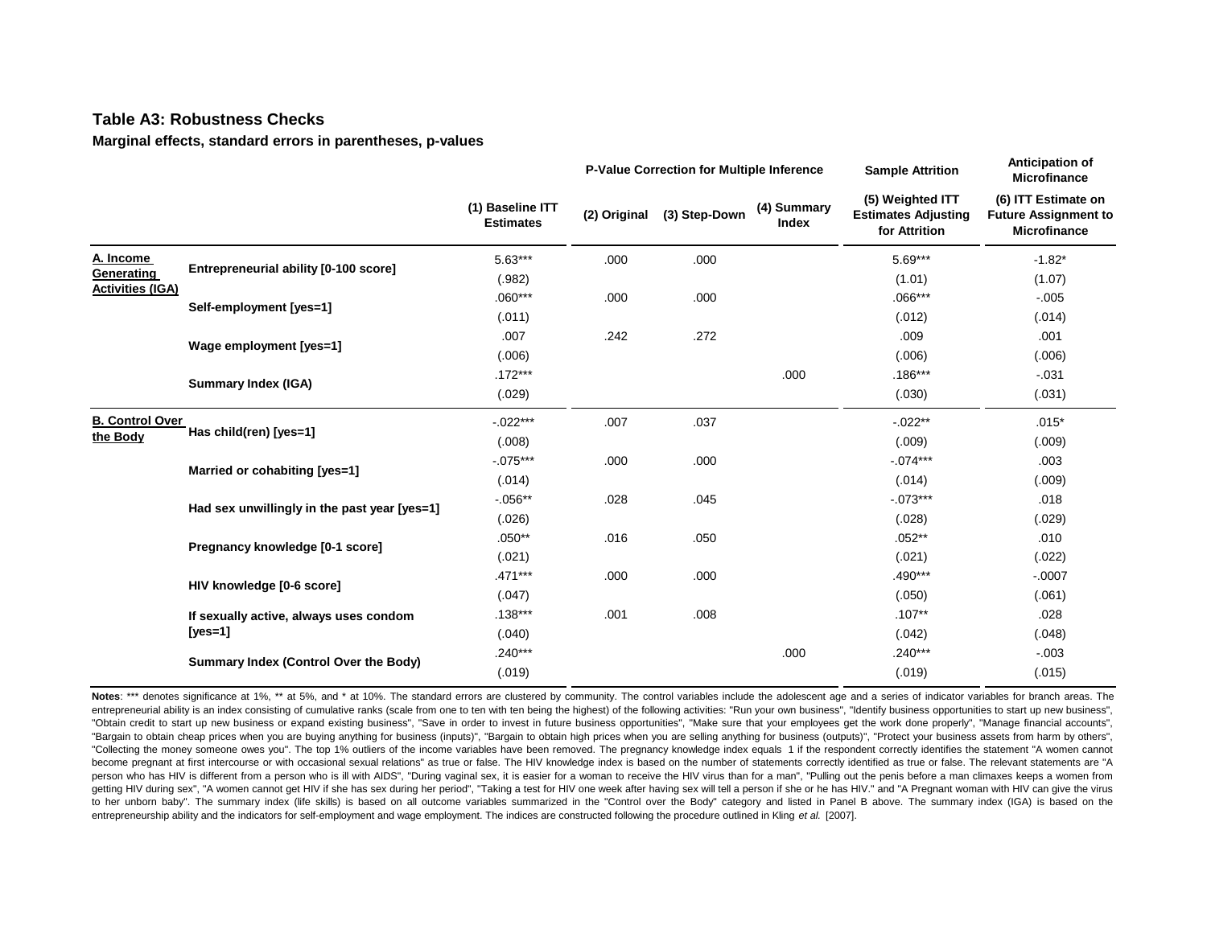**Table A3: Robustness Checks**

**Marginal effects, standard errors in parentheses, p-values**

| | | | P-Value Correction for Multiple Inference | | | Sample Attrition | Anticipation of Microfinance |
|---|---|---|---|---|---|---|---|
| | | (1) Baseline ITT Estimates | (2) Original | (3) Step-Down | (4) Summary Index | (5) Weighted ITT Estimates Adjusting for Attrition | (6) ITT Estimate on Future Assignment to Microfinance |
| **A. Income Generating Activities (IGA)** | **Entrepreneurial ability [0-100 score]** | 5.63*** | .000 | .000 | | 5.69*** | -1.82* |
| | | (.982) | | | | (1.01) | (1.07) |
| | **Self-employment [yes=1]** | .060*** | .000 | .000 | | .066*** | -.005 |
| | | (.011) | | | | (.012) | (.014) |
| | **Wage employment [yes=1]** | .007 | .242 | .272 | | .009 | .001 |
| | | (.006) | | | | (.006) | (.006) |
| | **Summary Index (IGA)** | .172*** | | | .000 | .186*** | -.031 |
| | | (.029) | | | | (.030) | (.031) |
| **B. Control Over the Body** | **Has child(ren) [yes=1]** | -.022*** | .007 | .037 | | -.022** | .015* |
| | | (.008) | | | | (.009) | (.009) |
| | **Married or cohabiting [yes=1]** | -.075*** | .000 | .000 | | -.074*** | .003 |
| | | (.014) | | | | (.014) | (.009) |
| | **Had sex unwillingly in the past year [yes=1]** | -.056** | .028 | .045 | | -.073*** | .018 |
| | | (.026) | | | | (.028) | (.029) |
| | **Pregnancy knowledge [0-1 score]** | .050** | .016 | .050 | | .052** | .010 |
| | | (.021) | | | | (.021) | (.022) |
| | **HIV knowledge [0-6 score]** | .471*** | .000 | .000 | | .490*** | -.0007 |
| | | (.047) | | | | (.050) | (.061) |
| | **If sexually active, always uses condom [yes=1]** | .138*** | .001 | .008 | | .107** | .028 |
| | | (.040) | | | | (.042) | (.048) |
| | **Summary Index (Control Over the Body)** | .240*** | | | .000 | .240*** | -.003 |
| | | (.019) | | | | (.019) | (.015) |

**Notes**: *** denotes significance at 1%, ** at 5%, and * at 10%. The standard errors are clustered by community. The control variables include the adolescent age and a series of indicator variables for branch areas. The entrepreneurial ability is an index consisting of cumulative ranks (scale from one to ten with ten being the highest) of the following activities: "Run your own business", "Identify business opportunities to start up new business", "Obtain credit to start up new business or expand existing business", "Save in order to invest in future business opportunities", "Make sure that your employees get the work done properly", "Manage financial accounts", "Bargain to obtain cheap prices when you are buying anything for business (inputs)", "Bargain to obtain high prices when you are selling anything for business (outputs)", "Protect your business assets from harm by others", "Collecting the money someone owes you". The top 1% outliers of the income variables have been removed. The pregnancy knowledge index equals 1 if the respondent correctly identifies the statement "A women cannot become pregnant at first intercourse or with occasional sexual relations" as true or false. The HIV knowledge index is based on the number of statements correctly identified as true or false. The relevant statements are "A person who has HIV is different from a person who is ill with AIDS", "During vaginal sex, it is easier for a woman to receive the HIV virus than for a man", "Pulling out the penis before a man climaxes keeps a women from getting HIV during sex", "A women cannot get HIV if she has sex during her period", "Taking a test for HIV one week after having sex will tell a person if she or he has HIV." and "A Pregnant woman with HIV can give the virus to her unborn baby". The summary index (life skills) is based on all outcome variables summarized in the "Control over the Body" category and listed in Panel B above. The summary index (IGA) is based on the entrepreneurship ability and the indicators for self-employment and wage employment. The indices are constructed following the procedure outlined in Kling *et al.* [2007].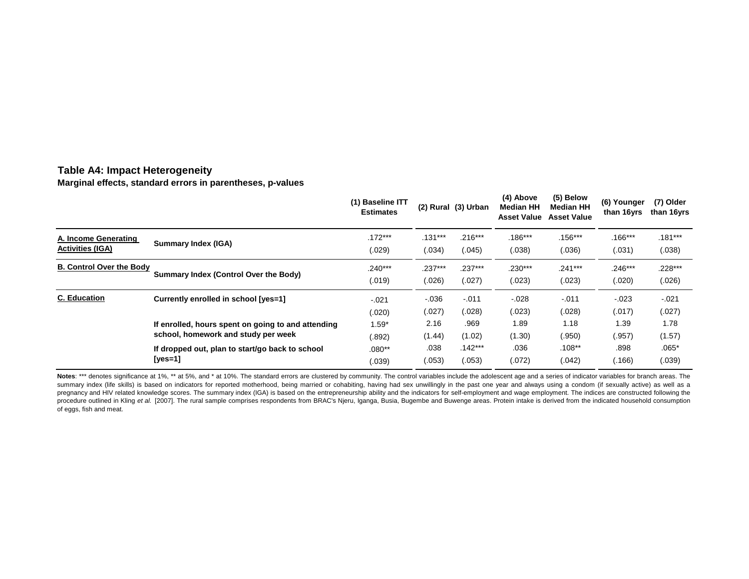**Table A4: Impact Heterogeneity**

**Marginal effects, standard errors in parentheses, p-values**

| | | (1) Baseline ITT Estimates | (2) Rural | (3) Urban | (4) Above Median HH Asset Value | (5) Below Median HH Asset Value | (6) Younger than 16yrs | (7) Older than 16yrs |
|---|---|---|---|---|---|---|---|---|
| A. Income Generating Activities (IGA) | Summary Index (IGA) | .172*** | .131*** | .216*** | .186*** | .156*** | .166*** | .181*** |
| | | (.029) | (.034) | (.045) | (.038) | (.036) | (.031) | (.038) |
| B. Control Over the Body | Summary Index (Control Over the Body) | .240*** | .237*** | .237*** | .230*** | .241*** | .246*** | .228*** |
| | | (.019) | (.026) | (.027) | (.023) | (.023) | (.020) | (.026) |
| C. Education | Currently enrolled in school [yes=1] | -.021 | -.036 | -.011 | -.028 | -.011 | -.023 | -.021 |
| | | (.020) | (.027) | (.028) | (.023) | (.028) | (.017) | (.027) |
| | If enrolled, hours spent on going to and attending school, homework and study per week | 1.59* | 2.16 | .969 | 1.89 | 1.18 | 1.39 | 1.78 |
| | | (.892) | (1.44) | (1.02) | (1.30) | (.950) | (.957) | (1.57) |
| | If dropped out, plan to start/go back to school [yes=1] | .080** | .038 | .142*** | .036 | .108** | .898 | .065* |
| | | (.039) | (.053) | (.053) | (.072) | (.042) | (.166) | (.039) |

**Notes**: *** denotes significance at 1%, ** at 5%, and * at 10%. The standard errors are clustered by community. The control variables include the adolescent age and a series of indicator variables for branch areas. The summary index (life skills) is based on indicators for reported motherhood, being married or cohabiting, having had sex unwillingly in the past one year and always using a condom (if sexually active) as well as a pregnancy and HIV related knowledge scores. The summary index (IGA) is based on the entrepreneurship ability and the indicators for self-employment and wage employment. The indices are constructed following the procedure outlined in Kling *et al.* [2007]. The rural sample comprises respondents from BRAC's Njeru, Iganga, Busia, Bugembe and Buwenge areas. Protein intake is derived from the indicated household consumption of eggs, fish and meat.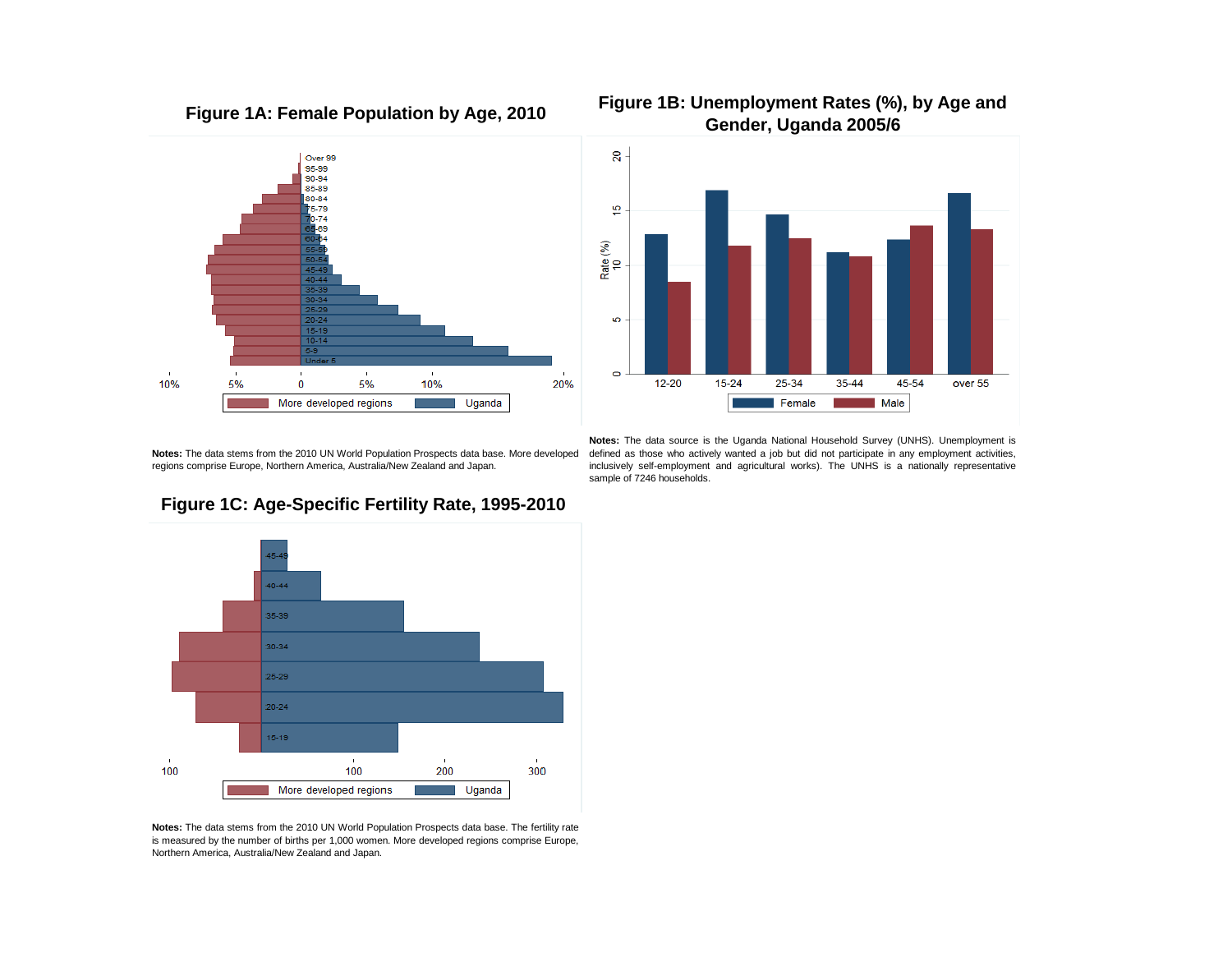## Figure 1A: Female Population by Age, 2010

**Notes:** The data stems from the 2010 UN World Population Prospects data base. More developed regions comprise Europe, Northern America, Australia/New Zealand and Japan.

## Figure 1B: Unemployment Rates (%), by Age and Gender, Uganda 2005/6

**Notes:** The data source is the Uganda National Household Survey (UNHS). Unemployment is defined as those who actively wanted a job but did not participate in any employment activities, inclusively self-employment and agricultural works). The UNHS is a nationally representative sample of 7246 households.

## Figure 1C: Age-Specific Fertility Rate, 1995-2010

**Notes:** The data stems from the 2010 UN World Population Prospects data base. The fertility rate is measured by the number of births per 1,000 women. More developed regions comprise Europe, Northern America, Australia/New Zealand and Japan.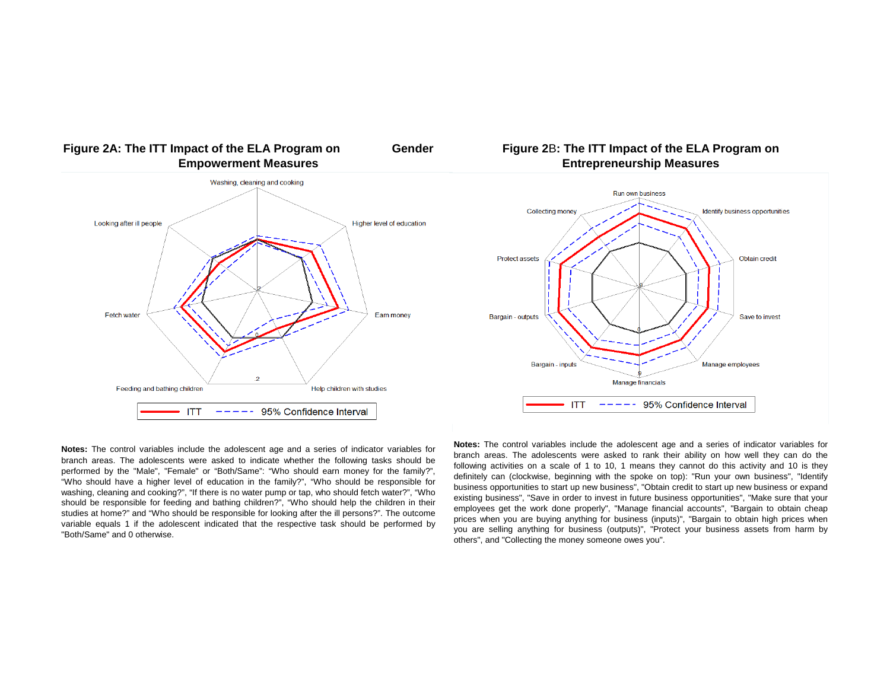**Figure 2A: The ITT Impact of the ELA Program on Gender Empowerment Measures**

Washing, cleaning and cooking

Higher level of education

Earn money

Help children with studies

Feeding and bathing children

Fetch water

Looking after ill people

2

0

2

ITT  95% Confidence Interval

**Notes:** The control variables include the adolescent age and a series of indicator variables for branch areas. The adolescents were asked to indicate whether the following tasks should be performed by the "Male", "Female" or "Both/Same": "Who should earn money for the family?", "Who should have a higher level of education in the family?", "Who should be responsible for washing, cleaning and cooking?", "If there is no water pump or tap, who should fetch water?", "Who should be responsible for feeding and bathing children?", "Who should help the children in their studies at home?" and "Who should be responsible for looking after the ill persons?". The outcome variable equals 1 if the adolescent indicated that the respective task should be performed by "Both/Same" and 0 otherwise.

**Figure 2B: The ITT Impact of the ELA Program on Entrepreneurship Measures**

Run own business

Identify business opportunities

Obtain credit

Save to invest

Manage employees

Manage financials

Bargain - inputs

Bargain - outputs

Protect assets

Collecting money

0

0

ITT  95% Confidence Interval

**Notes:** The control variables include the adolescent age and a series of indicator variables for branch areas. The adolescents were asked to rank their ability on how well they can do the following activities on a scale of 1 to 10, 1 means they cannot do this activity and 10 is they definitely can (clockwise, beginning with the spoke on top): "Run your own business", "Identify business opportunities to start up new business", "Obtain credit to start up new business or expand existing business", "Save in order to invest in future business opportunities", "Make sure that your employees get the work done properly", "Manage financial accounts", "Bargain to obtain cheap prices when you are buying anything for business (inputs)", "Bargain to obtain high prices when you are selling anything for business (outputs)", "Protect your business assets from harm by others", and "Collecting the money someone owes you".